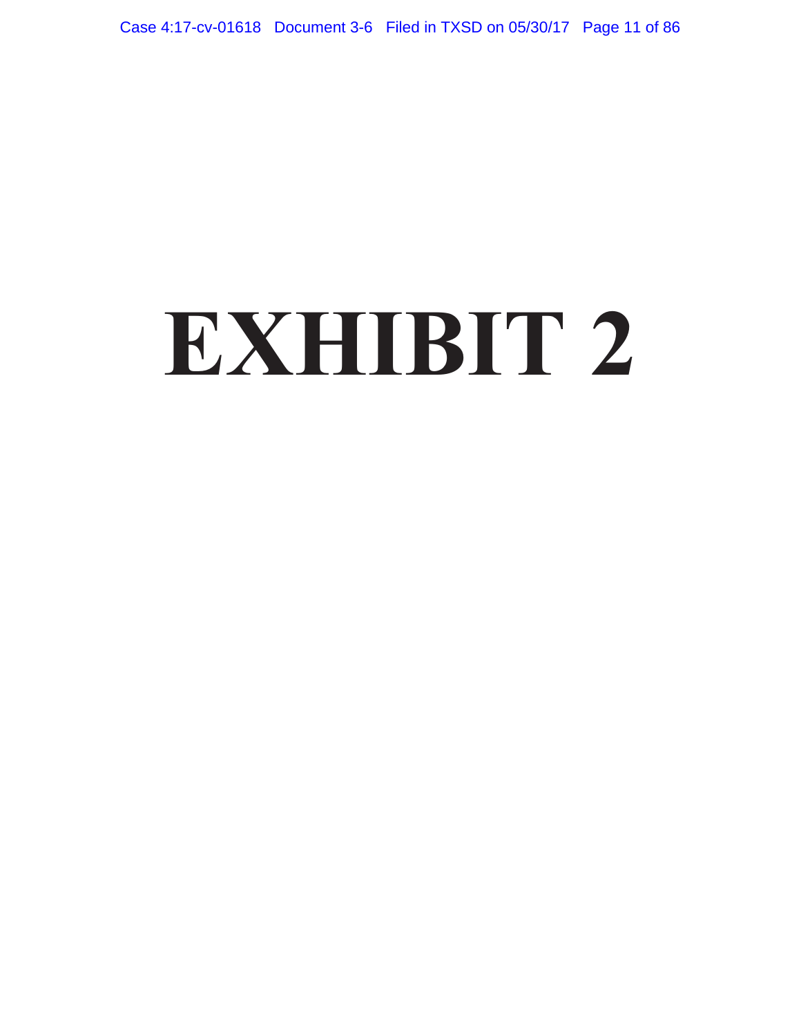# EXHIBIT 2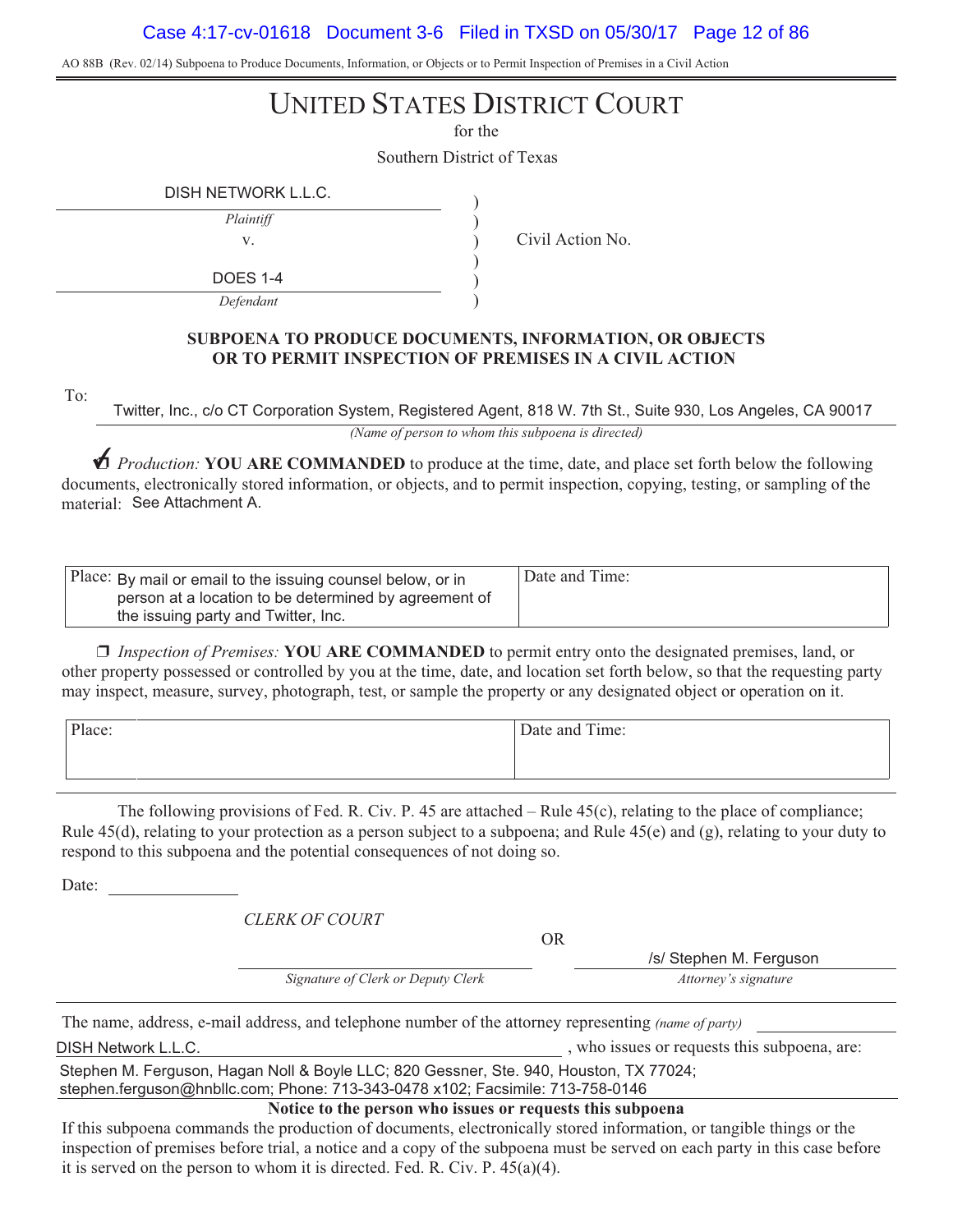AO 88B (Rev. 02/14) Subpoena to Produce Documents, Information, or Objects or to Permit Inspection of Premises in a Civil Action

# UNITED STATES DISTRICT COURT

for the

Southern District of Texas

| | | |
|---|---|---|
| DISH NETWORK L.L.C. | ) | |
| *Plaintiff* | ) | |
| v. | ) | Civil Action No. |
| | ) | |
| DOES 1-4 | ) | |
| *Defendant* | ) | |

**SUBPOENA TO PRODUCE DOCUMENTS, INFORMATION, OR OBJECTS OR TO PERMIT INSPECTION OF PREMISES IN A CIVIL ACTION**

To: Twitter, Inc., c/o CT Corporation System, Registered Agent, 818 W. 7th St., Suite 930, Los Angeles, CA 90017

*(Name of person to whom this subpoena is directed)*

☑ *Production:* **YOU ARE COMMANDED** to produce at the time, date, and place set forth below the following documents, electronically stored information, or objects, and to permit inspection, copying, testing, or sampling of the material: See Attachment A.

| Place: By mail or email to the issuing counsel below, or in person at a location to be determined by agreement of the issuing party and Twitter, Inc. | Date and Time: |
|---|---|

❐ *Inspection of Premises:* **YOU ARE COMMANDED** to permit entry onto the designated premises, land, or other property possessed or controlled by you at the time, date, and location set forth below, so that the requesting party may inspect, measure, survey, photograph, test, or sample the property or any designated object or operation on it.

| Place: | Date and Time: |
|---|---|

The following provisions of Fed. R. Civ. P. 45 are attached – Rule 45(c), relating to the place of compliance; Rule 45(d), relating to your protection as a person subject to a subpoena; and Rule 45(e) and (g), relating to your duty to respond to this subpoena and the potential consequences of not doing so.

Date: \_\_\_\_\_\_\_\_\_\_\_\_

*CLERK OF COURT*

\_\_\_\_\_\_\_\_\_\_\_\_\_\_\_\_\_\_\_\_\_\_\_\_
*Signature of Clerk or Deputy Clerk*

OR

/s/ Stephen M. Ferguson
*Attorney's signature*

The name, address, e-mail address, and telephone number of the attorney representing *(name of party)* DISH Network L.L.C. , who issues or requests this subpoena, are:

Stephen M. Ferguson, Hagan Noll & Boyle LLC; 820 Gessner, Ste. 940, Houston, TX 77024; stephen.ferguson@hnbllc.com; Phone: 713-343-0478 x102; Facsimile: 713-758-0146

**Notice to the person who issues or requests this subpoena**

If this subpoena commands the production of documents, electronically stored information, or tangible things or the inspection of premises before trial, a notice and a copy of the subpoena must be served on each party in this case before it is served on the person to whom it is directed. Fed. R. Civ. P. 45(a)(4).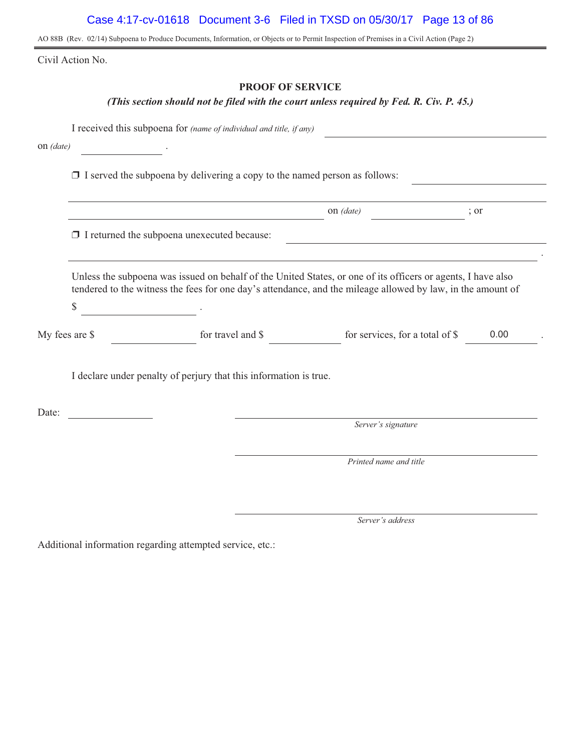AO 88B (Rev. 02/14) Subpoena to Produce Documents, Information, or Objects or to Permit Inspection of Premises in a Civil Action (Page 2)

Civil Action No.

## PROOF OF SERVICE

***(This section should not be filed with the court unless required by Fed. R. Civ. P. 45.)***

I received this subpoena for *(name of individual and title, if any)* ______________________________

on *(date)* ______________ .

❒ I served the subpoena by delivering a copy to the named person as follows: ______________________________

______________________________________________ on *(date)* ______________ ; or

❒ I returned the subpoena unexecuted because: ______________________________

______________________________________________ .

Unless the subpoena was issued on behalf of the United States, or one of its officers or agents, I have also tendered to the witness the fees for one day's attendance, and the mileage allowed by law, in the amount of

$ ______________ .

My fees are $ ______________ for travel and $ ______________ for services, for a total of $ 0.00 .

I declare under penalty of perjury that this information is true.

Date: ______________

______________________________
*Server's signature*

______________________________
*Printed name and title*

______________________________
*Server's address*

Additional information regarding attempted service, etc.: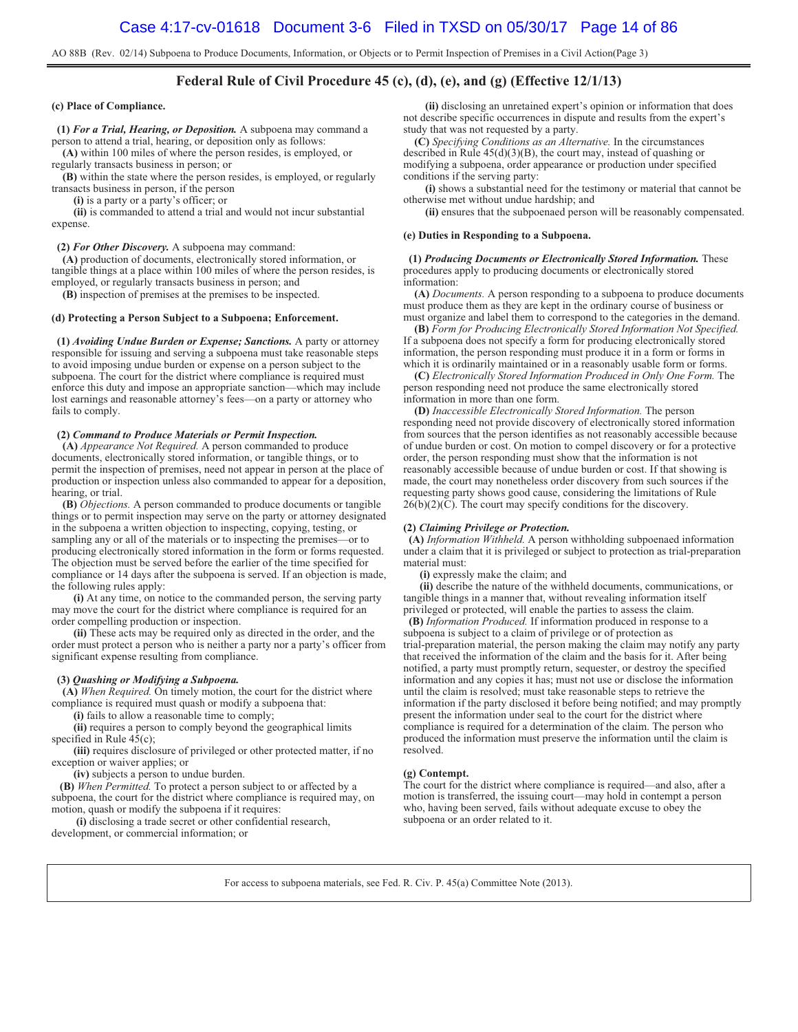AO 88B (Rev. 02/14) Subpoena to Produce Documents, Information, or Objects or to Permit Inspection of Premises in a Civil Action(Page 3)

# Federal Rule of Civil Procedure 45 (c), (d), (e), and (g) (Effective 12/1/13)

**(c) Place of Compliance.**

**(1)** ***For a Trial, Hearing, or Deposition.*** A subpoena may command a person to attend a trial, hearing, or deposition only as follows:

**(A)** within 100 miles of where the person resides, is employed, or regularly transacts business in person; or

**(B)** within the state where the person resides, is employed, or regularly transacts business in person, if the person

**(i)** is a party or a party's officer; or

**(ii)** is commanded to attend a trial and would not incur substantial expense.

**(2)** ***For Other Discovery.*** A subpoena may command:

**(A)** production of documents, electronically stored information, or tangible things at a place within 100 miles of where the person resides, is employed, or regularly transacts business in person; and

**(B)** inspection of premises at the premises to be inspected.

**(d) Protecting a Person Subject to a Subpoena; Enforcement.**

**(1)** ***Avoiding Undue Burden or Expense; Sanctions.*** A party or attorney responsible for issuing and serving a subpoena must take reasonable steps to avoid imposing undue burden or expense on a person subject to the subpoena. The court for the district where compliance is required must enforce this duty and impose an appropriate sanction—which may include lost earnings and reasonable attorney's fees—on a party or attorney who fails to comply.

**(2)** ***Command to Produce Materials or Permit Inspection.***

**(A)** *Appearance Not Required.* A person commanded to produce documents, electronically stored information, or tangible things, or to permit the inspection of premises, need not appear in person at the place of production or inspection unless also commanded to appear for a deposition, hearing, or trial.

**(B)** *Objections.* A person commanded to produce documents or tangible things or to permit inspection may serve on the party or attorney designated in the subpoena a written objection to inspecting, copying, testing, or sampling any or all of the materials or to inspecting the premises—or to producing electronically stored information in the form or forms requested. The objection must be served before the earlier of the time specified for compliance or 14 days after the subpoena is served. If an objection is made, the following rules apply:

**(i)** At any time, on notice to the commanded person, the serving party may move the court for the district where compliance is required for an order compelling production or inspection.

**(ii)** These acts may be required only as directed in the order, and the order must protect a person who is neither a party nor a party's officer from significant expense resulting from compliance.

**(3)** ***Quashing or Modifying a Subpoena.***

**(A)** *When Required.* On timely motion, the court for the district where compliance is required must quash or modify a subpoena that:

**(i)** fails to allow a reasonable time to comply;

**(ii)** requires a person to comply beyond the geographical limits specified in Rule 45(c);

**(iii)** requires disclosure of privileged or other protected matter, if no exception or waiver applies; or

**(iv)** subjects a person to undue burden.

**(B)** *When Permitted.* To protect a person subject to or affected by a subpoena, the court for the district where compliance is required may, on motion, quash or modify the subpoena if it requires:

**(i)** disclosing a trade secret or other confidential research, development, or commercial information; or

**(ii)** disclosing an unretained expert's opinion or information that does not describe specific occurrences in dispute and results from the expert's study that was not requested by a party.

**(C)** *Specifying Conditions as an Alternative.* In the circumstances described in Rule 45(d)(3)(B), the court may, instead of quashing or modifying a subpoena, order appearance or production under specified conditions if the serving party:

**(i)** shows a substantial need for the testimony or material that cannot be otherwise met without undue hardship; and

**(ii)** ensures that the subpoenaed person will be reasonably compensated.

**(e) Duties in Responding to a Subpoena.**

**(1)** ***Producing Documents or Electronically Stored Information.*** These procedures apply to producing documents or electronically stored information:

**(A)** *Documents.* A person responding to a subpoena to produce documents must produce them as they are kept in the ordinary course of business or must organize and label them to correspond to the categories in the demand.

**(B)** *Form for Producing Electronically Stored Information Not Specified.* If a subpoena does not specify a form for producing electronically stored information, the person responding must produce it in a form or forms in which it is ordinarily maintained or in a reasonably usable form or forms.

**(C)** *Electronically Stored Information Produced in Only One Form.* The person responding need not produce the same electronically stored information in more than one form.

**(D)** *Inaccessible Electronically Stored Information.* The person responding need not provide discovery of electronically stored information from sources that the person identifies as not reasonably accessible because of undue burden or cost. On motion to compel discovery or for a protective order, the person responding must show that the information is not reasonably accessible because of undue burden or cost. If that showing is made, the court may nonetheless order discovery from such sources if the requesting party shows good cause, considering the limitations of Rule 26(b)(2)(C). The court may specify conditions for the discovery.

**(2)** ***Claiming Privilege or Protection.***

**(A)** *Information Withheld.* A person withholding subpoenaed information under a claim that it is privileged or subject to protection as trial-preparation material must:

**(i)** expressly make the claim; and

**(ii)** describe the nature of the withheld documents, communications, or tangible things in a manner that, without revealing information itself privileged or protected, will enable the parties to assess the claim.

**(B)** *Information Produced.* If information produced in response to a subpoena is subject to a claim of privilege or of protection as trial-preparation material, the person making the claim may notify any party that received the information of the claim and the basis for it. After being notified, a party must promptly return, sequester, or destroy the specified information and any copies it has; must not use or disclose the information until the claim is resolved; must take reasonable steps to retrieve the information if the party disclosed it before being notified; and may promptly present the information under seal to the court for the district where compliance is required for a determination of the claim. The person who produced the information must preserve the information until the claim is resolved.

**(g) Contempt.**

The court for the district where compliance is required—and also, after a motion is transferred, the issuing court—may hold in contempt a person who, having been served, fails without adequate excuse to obey the subpoena or an order related to it.

For access to subpoena materials, see Fed. R. Civ. P. 45(a) Committee Note (2013).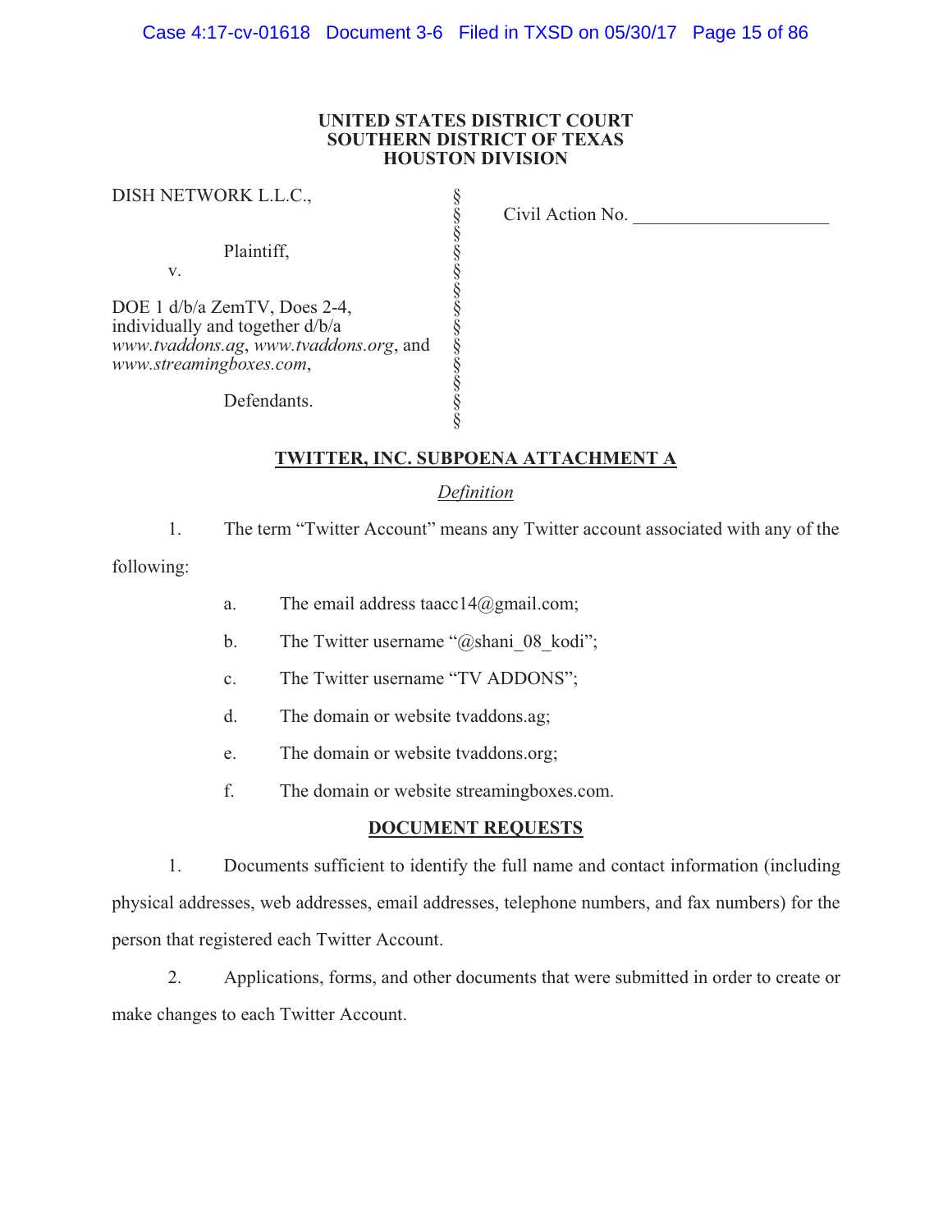**UNITED STATES DISTRICT COURT**
**SOUTHERN DISTRICT OF TEXAS**
**HOUSTON DIVISION**

| | | |
|---|---|---|
| DISH NETWORK L.L.C., | § | Civil Action No. ____________________ |
| | § | |
| Plaintiff, | § | |
| v. | § | |
| | § | |
| DOE 1 d/b/a ZemTV, Does 2-4, individually and together d/b/a *www.tvaddons.ag*, *www.tvaddons.org*, and *www.streamingboxes.com*, | § | |
| | § | |
| Defendants. | § | |

## TWITTER, INC. SUBPOENA ATTACHMENT A

*Definition*

1. The term "Twitter Account" means any Twitter account associated with any of the following:

   a. The email address taacc14@gmail.com;

   b. The Twitter username "@shani_08_kodi";

   c. The Twitter username "TV ADDONS";

   d. The domain or website tvaddons.ag;

   e. The domain or website tvaddons.org;

   f. The domain or website streamingboxes.com.

## DOCUMENT REQUESTS

1. Documents sufficient to identify the full name and contact information (including physical addresses, web addresses, email addresses, telephone numbers, and fax numbers) for the person that registered each Twitter Account.

2. Applications, forms, and other documents that were submitted in order to create or make changes to each Twitter Account.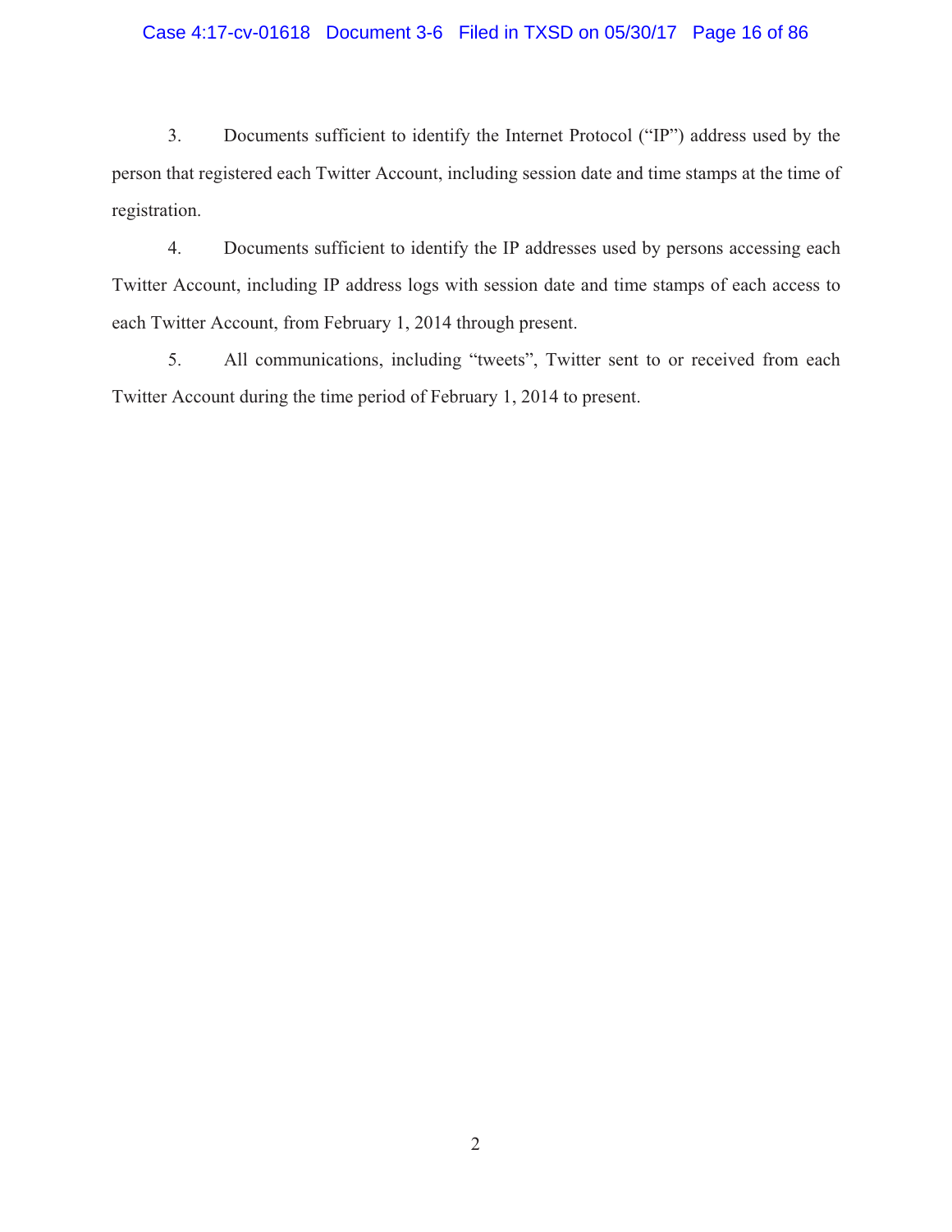3. Documents sufficient to identify the Internet Protocol ("IP") address used by the person that registered each Twitter Account, including session date and time stamps at the time of registration.

4. Documents sufficient to identify the IP addresses used by persons accessing each Twitter Account, including IP address logs with session date and time stamps of each access to each Twitter Account, from February 1, 2014 through present.

5. All communications, including "tweets", Twitter sent to or received from each Twitter Account during the time period of February 1, 2014 to present.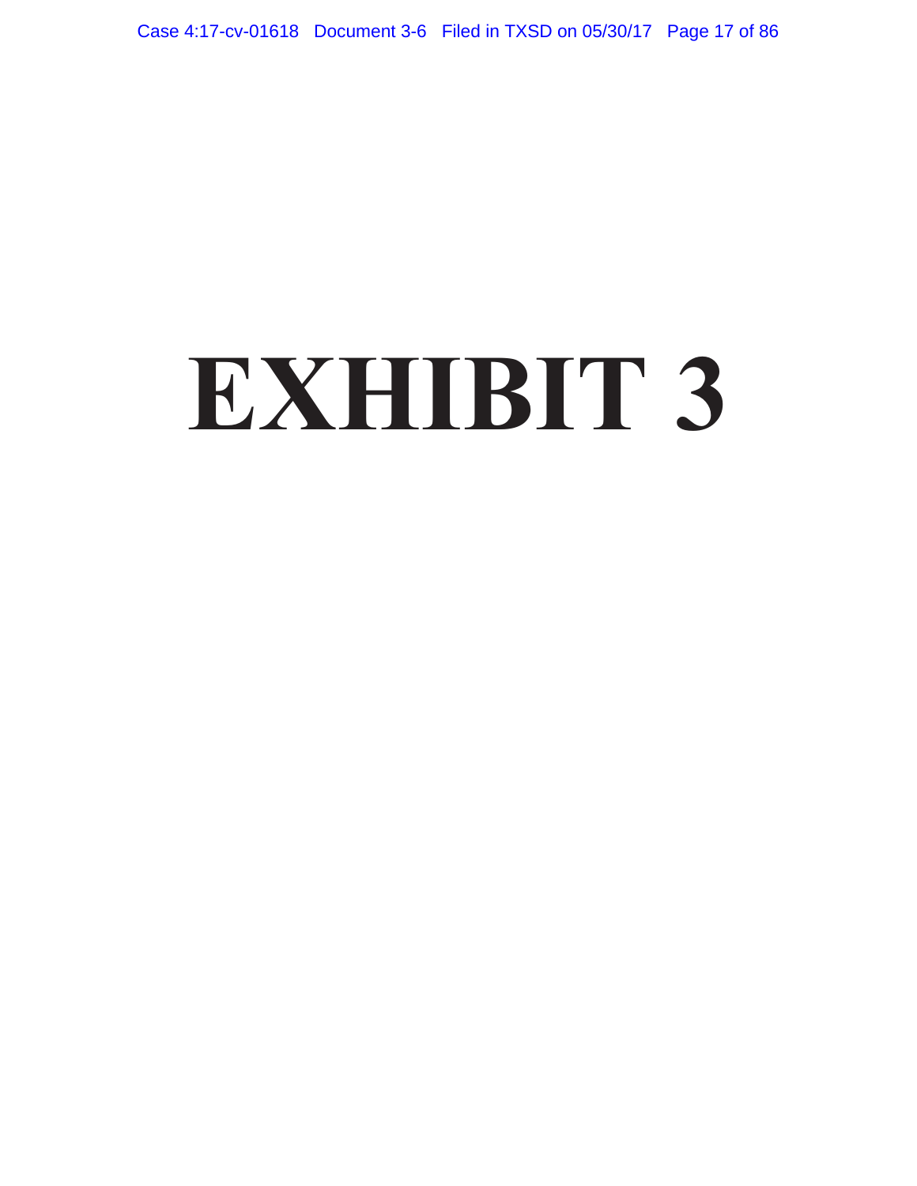# EXHIBIT 3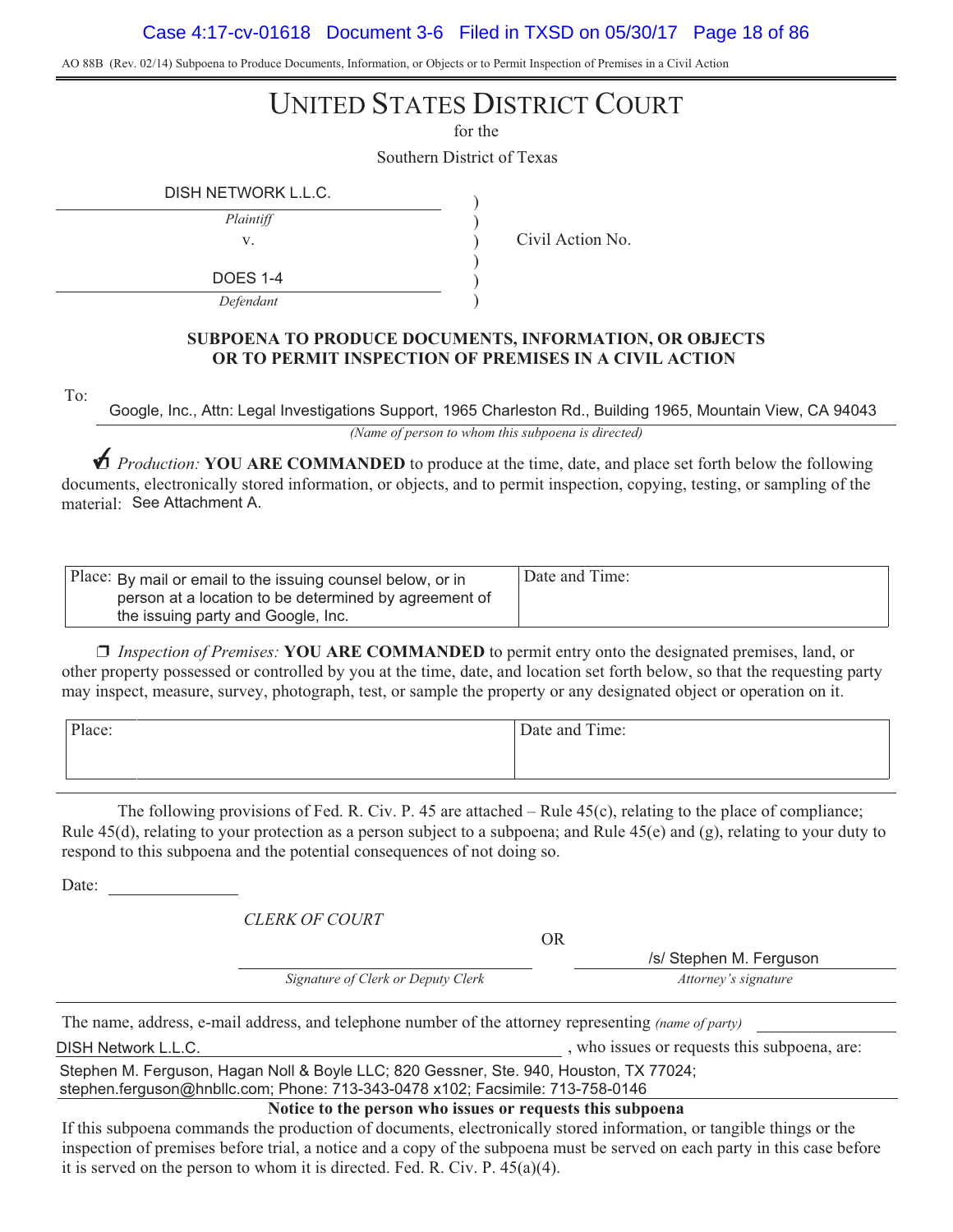AO 88B (Rev. 02/14) Subpoena to Produce Documents, Information, or Objects or to Permit Inspection of Premises in a Civil Action

# UNITED STATES DISTRICT COURT

for the

Southern District of Texas

| | | |
|---|---|---|
| DISH NETWORK L.L.C. | ) | |
| *Plaintiff* | ) | |
| v. | ) | Civil Action No. |
| | ) | |
| DOES 1-4 | ) | |
| *Defendant* | ) | |

**SUBPOENA TO PRODUCE DOCUMENTS, INFORMATION, OR OBJECTS OR TO PERMIT INSPECTION OF PREMISES IN A CIVIL ACTION**

To: Google, Inc., Attn: Legal Investigations Support, 1965 Charleston Rd., Building 1965, Mountain View, CA 94043

*(Name of person to whom this subpoena is directed)*

☑ *Production:* **YOU ARE COMMANDED** to produce at the time, date, and place set forth below the following documents, electronically stored information, or objects, and to permit inspection, copying, testing, or sampling of the material: See Attachment A.

| Place: By mail or email to the issuing counsel below, or in person at a location to be determined by agreement of the issuing party and Google, Inc. | Date and Time: |
|---|---|

☐ *Inspection of Premises:* **YOU ARE COMMANDED** to permit entry onto the designated premises, land, or other property possessed or controlled by you at the time, date, and location set forth below, so that the requesting party may inspect, measure, survey, photograph, test, or sample the property or any designated object or operation on it.

| Place: | Date and Time: |
|---|---|

The following provisions of Fed. R. Civ. P. 45 are attached – Rule 45(c), relating to the place of compliance; Rule 45(d), relating to your protection as a person subject to a subpoena; and Rule 45(e) and (g), relating to your duty to respond to this subpoena and the potential consequences of not doing so.

Date: ______________

*CLERK OF COURT*

______________________________
*Signature of Clerk or Deputy Clerk*

OR

/s/ Stephen M. Ferguson
*Attorney's signature*

The name, address, e-mail address, and telephone number of the attorney representing *(name of party)* DISH Network L.L.C. , who issues or requests this subpoena, are:

Stephen M. Ferguson, Hagan Noll & Boyle LLC; 820 Gessner, Ste. 940, Houston, TX 77024; stephen.ferguson@hnbllc.com; Phone: 713-343-0478 x102; Facsimile: 713-758-0146

**Notice to the person who issues or requests this subpoena**

If this subpoena commands the production of documents, electronically stored information, or tangible things or the inspection of premises before trial, a notice and a copy of the subpoena must be served on each party in this case before it is served on the person to whom it is directed. Fed. R. Civ. P. 45(a)(4).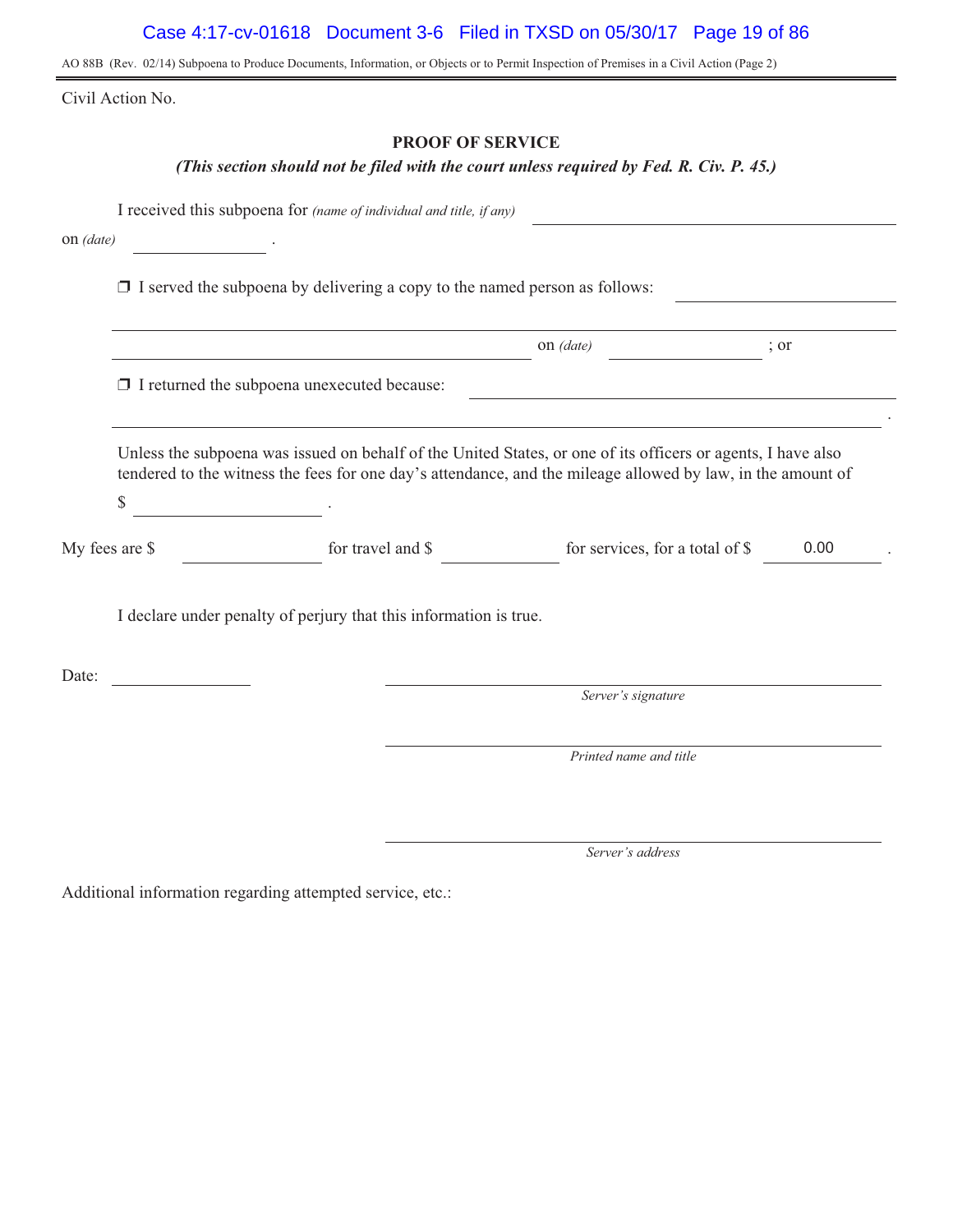AO 88B (Rev. 02/14) Subpoena to Produce Documents, Information, or Objects or to Permit Inspection of Premises in a Civil Action (Page 2)

Civil Action No.

## PROOF OF SERVICE

***(This section should not be filed with the court unless required by Fed. R. Civ. P. 45.)***

I received this subpoena for *(name of individual and title, if any)* \_\_\_\_\_\_\_\_\_\_\_\_\_\_\_\_\_\_\_\_\_\_\_\_\_\_\_\_\_\_\_\_\_\_\_\_\_\_\_\_

on *(date)* \_\_\_\_\_\_\_\_\_\_\_\_\_\_ .

❐ I served the subpoena by delivering a copy to the named person as follows: \_\_\_\_\_\_\_\_\_\_\_\_\_\_\_\_\_\_\_\_\_\_

\_\_\_\_\_\_\_\_\_\_\_\_\_\_\_\_\_\_\_\_\_\_\_\_\_\_\_\_\_\_\_\_\_\_\_\_\_\_\_\_\_\_\_\_\_\_\_\_\_\_\_\_\_\_\_\_\_\_\_\_\_\_\_\_\_\_\_\_\_\_\_\_\_\_\_\_\_\_\_\_\_\_\_\_\_\_\_\_

\_\_\_\_\_\_\_\_\_\_\_\_\_\_\_\_\_\_\_\_\_\_\_\_\_\_\_\_\_\_\_\_\_\_\_\_\_\_\_\_\_\_\_\_\_\_ on *(date)* \_\_\_\_\_\_\_\_\_\_\_\_\_\_\_\_ ; or

❐ I returned the subpoena unexecuted because: \_\_\_\_\_\_\_\_\_\_\_\_\_\_\_\_\_\_\_\_\_\_\_\_\_\_\_\_\_\_\_\_\_\_\_\_\_\_\_\_\_\_\_\_

\_\_\_\_\_\_\_\_\_\_\_\_\_\_\_\_\_\_\_\_\_\_\_\_\_\_\_\_\_\_\_\_\_\_\_\_\_\_\_\_\_\_\_\_\_\_\_\_\_\_\_\_\_\_\_\_\_\_\_\_\_\_\_\_\_\_\_\_\_\_\_\_\_\_\_\_\_\_\_\_\_\_\_\_\_\_\_ .

Unless the subpoena was issued on behalf of the United States, or one of its officers or agents, I have also tendered to the witness the fees for one day's attendance, and the mileage allowed by law, in the amount of

$ \_\_\_\_\_\_\_\_\_\_\_\_\_\_\_\_\_\_\_\_ .

My fees are $ \_\_\_\_\_\_\_\_\_\_\_\_\_\_ for travel and $ \_\_\_\_\_\_\_\_\_\_\_\_\_ for services, for a total of $ 0.00 .

I declare under penalty of perjury that this information is true.

Date: \_\_\_\_\_\_\_\_\_\_\_\_\_\_\_

\_\_\_\_\_\_\_\_\_\_\_\_\_\_\_\_\_\_\_\_\_\_\_\_\_\_\_\_\_\_\_\_\_\_\_\_\_\_\_\_\_\_\_\_\_\_\_\_\_\_\_\_
*Server's signature*

\_\_\_\_\_\_\_\_\_\_\_\_\_\_\_\_\_\_\_\_\_\_\_\_\_\_\_\_\_\_\_\_\_\_\_\_\_\_\_\_\_\_\_\_\_\_\_\_\_\_\_\_
*Printed name and title*

\_\_\_\_\_\_\_\_\_\_\_\_\_\_\_\_\_\_\_\_\_\_\_\_\_\_\_\_\_\_\_\_\_\_\_\_\_\_\_\_\_\_\_\_\_\_\_\_\_\_\_\_
*Server's address*

Additional information regarding attempted service, etc.: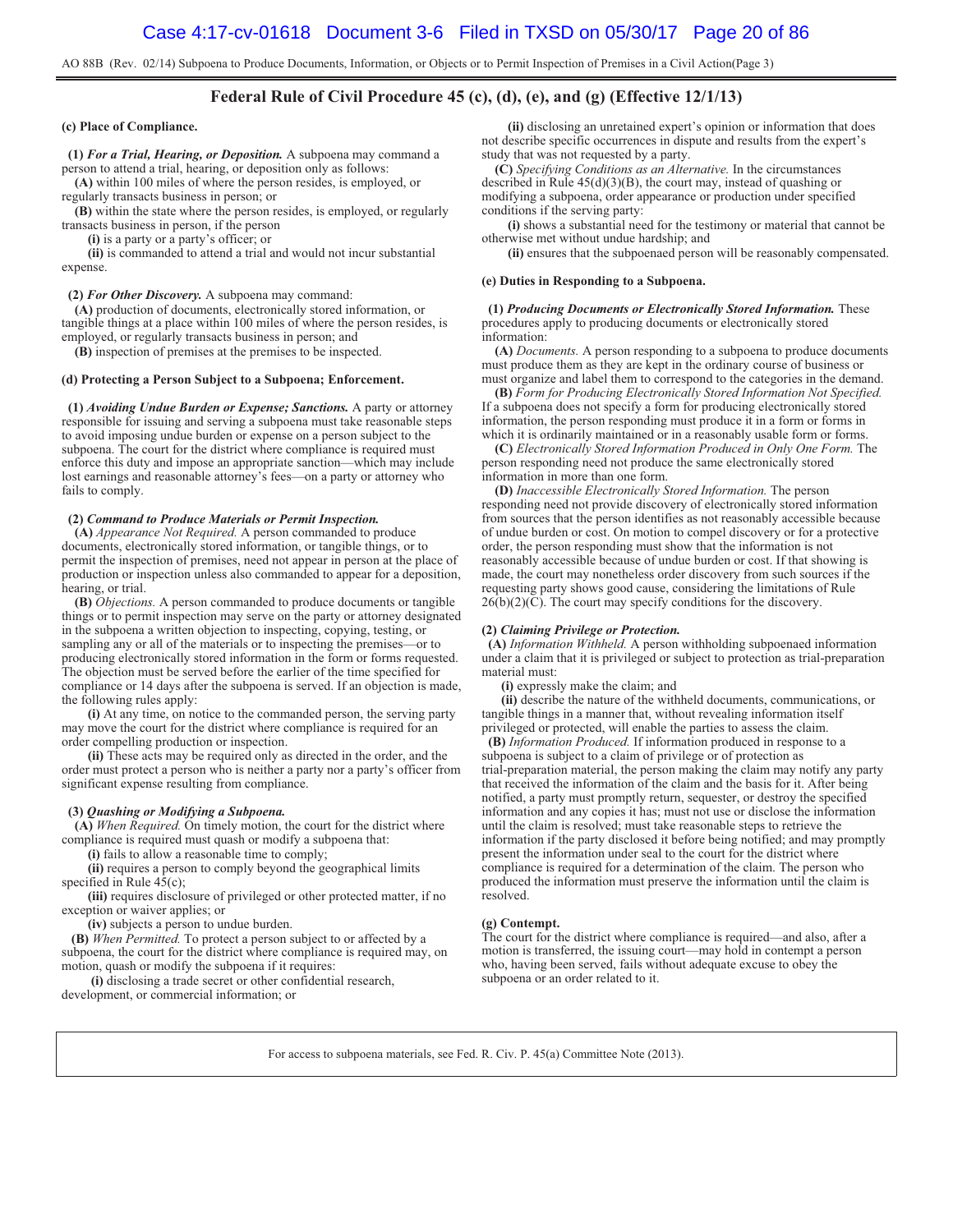AO 88B (Rev. 02/14) Subpoena to Produce Documents, Information, or Objects or to Permit Inspection of Premises in a Civil Action(Page 3)

## Federal Rule of Civil Procedure 45 (c), (d), (e), and (g) (Effective 12/1/13)

**(c) Place of Compliance.**

**(1)** ***For a Trial, Hearing, or Deposition.*** A subpoena may command a person to attend a trial, hearing, or deposition only as follows:

**(A)** within 100 miles of where the person resides, is employed, or regularly transacts business in person; or

**(B)** within the state where the person resides, is employed, or regularly transacts business in person, if the person

**(i)** is a party or a party's officer; or

**(ii)** is commanded to attend a trial and would not incur substantial expense.

**(2)** ***For Other Discovery.*** A subpoena may command:

**(A)** production of documents, electronically stored information, or tangible things at a place within 100 miles of where the person resides, is employed, or regularly transacts business in person; and

**(B)** inspection of premises at the premises to be inspected.

**(d) Protecting a Person Subject to a Subpoena; Enforcement.**

**(1)** ***Avoiding Undue Burden or Expense; Sanctions.*** A party or attorney responsible for issuing and serving a subpoena must take reasonable steps to avoid imposing undue burden or expense on a person subject to the subpoena. The court for the district where compliance is required must enforce this duty and impose an appropriate sanction—which may include lost earnings and reasonable attorney's fees—on a party or attorney who fails to comply.

**(2)** ***Command to Produce Materials or Permit Inspection.***

**(A)** *Appearance Not Required.* A person commanded to produce documents, electronically stored information, or tangible things, or to permit the inspection of premises, need not appear in person at the place of production or inspection unless also commanded to appear for a deposition, hearing, or trial.

**(B)** *Objections.* A person commanded to produce documents or tangible things or to permit inspection may serve on the party or attorney designated in the subpoena a written objection to inspecting, copying, testing, or sampling any or all of the materials or to inspecting the premises—or to producing electronically stored information in the form or forms requested. The objection must be served before the earlier of the time specified for compliance or 14 days after the subpoena is served. If an objection is made, the following rules apply:

**(i)** At any time, on notice to the commanded person, the serving party may move the court for the district where compliance is required for an order compelling production or inspection.

**(ii)** These acts may be required only as directed in the order, and the order must protect a person who is neither a party nor a party's officer from significant expense resulting from compliance.

**(3)** ***Quashing or Modifying a Subpoena.***

**(A)** *When Required.* On timely motion, the court for the district where compliance is required must quash or modify a subpoena that:

**(i)** fails to allow a reasonable time to comply;

**(ii)** requires a person to comply beyond the geographical limits specified in Rule 45(c);

**(iii)** requires disclosure of privileged or other protected matter, if no exception or waiver applies; or

**(iv)** subjects a person to undue burden.

**(B)** *When Permitted.* To protect a person subject to or affected by a subpoena, the court for the district where compliance is required may, on motion, quash or modify the subpoena if it requires:

**(i)** disclosing a trade secret or other confidential research, development, or commercial information; or

**(ii)** disclosing an unretained expert's opinion or information that does not describe specific occurrences in dispute and results from the expert's study that was not requested by a party.

**(C)** *Specifying Conditions as an Alternative.* In the circumstances described in Rule 45(d)(3)(B), the court may, instead of quashing or modifying a subpoena, order appearance or production under specified conditions if the serving party:

**(i)** shows a substantial need for the testimony or material that cannot be otherwise met without undue hardship; and

**(ii)** ensures that the subpoenaed person will be reasonably compensated.

**(e) Duties in Responding to a Subpoena.**

**(1)** ***Producing Documents or Electronically Stored Information.*** These procedures apply to producing documents or electronically stored information:

**(A)** *Documents.* A person responding to a subpoena to produce documents must produce them as they are kept in the ordinary course of business or must organize and label them to correspond to the categories in the demand.

**(B)** *Form for Producing Electronically Stored Information Not Specified.* If a subpoena does not specify a form for producing electronically stored information, the person responding must produce it in a form or forms in which it is ordinarily maintained or in a reasonably usable form or forms.

**(C)** *Electronically Stored Information Produced in Only One Form.* The person responding need not produce the same electronically stored information in more than one form.

**(D)** *Inaccessible Electronically Stored Information.* The person responding need not provide discovery of electronically stored information from sources that the person identifies as not reasonably accessible because of undue burden or cost. On motion to compel discovery or for a protective order, the person responding must show that the information is not reasonably accessible because of undue burden or cost. If that showing is made, the court may nonetheless order discovery from such sources if the requesting party shows good cause, considering the limitations of Rule 26(b)(2)(C). The court may specify conditions for the discovery.

**(2)** ***Claiming Privilege or Protection.***

**(A)** *Information Withheld.* A person withholding subpoenaed information under a claim that it is privileged or subject to protection as trial-preparation material must:

**(i)** expressly make the claim; and

**(ii)** describe the nature of the withheld documents, communications, or tangible things in a manner that, without revealing information itself privileged or protected, will enable the parties to assess the claim.

**(B)** *Information Produced.* If information produced in response to a subpoena is subject to a claim of privilege or of protection as trial-preparation material, the person making the claim may notify any party that received the information of the claim and the basis for it. After being notified, a party must promptly return, sequester, or destroy the specified information and any copies it has; must not use or disclose the information until the claim is resolved; must take reasonable steps to retrieve the information if the party disclosed it before being notified; and may promptly present the information under seal to the court for the district where compliance is required for a determination of the claim. The person who produced the information must preserve the information until the claim is resolved.

**(g) Contempt.**

The court for the district where compliance is required—and also, after a motion is transferred, the issuing court—may hold in contempt a person who, having been served, fails without adequate excuse to obey the subpoena or an order related to it.

For access to subpoena materials, see Fed. R. Civ. P. 45(a) Committee Note (2013).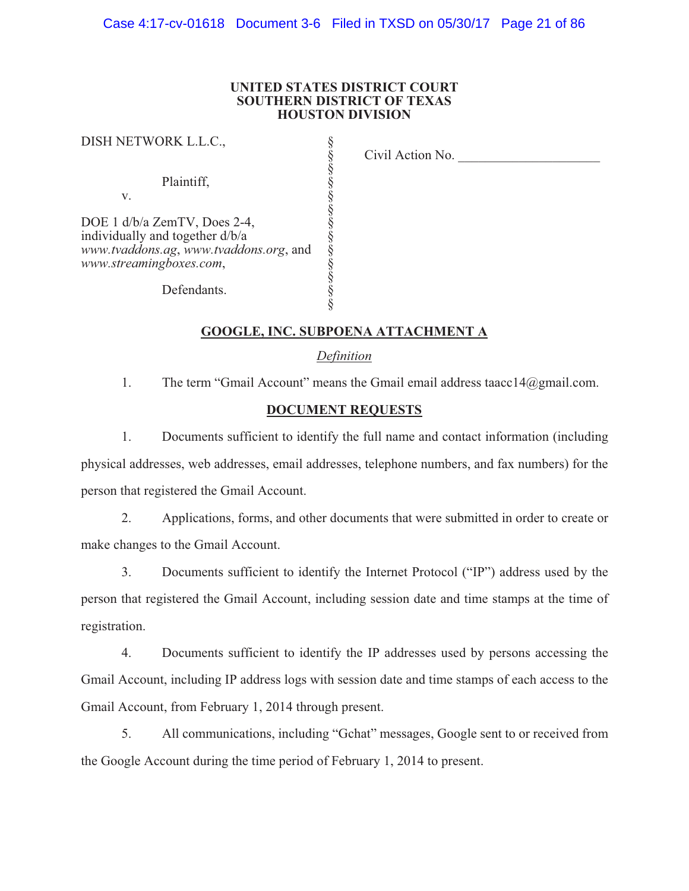**UNITED STATES DISTRICT COURT**
**SOUTHERN DISTRICT OF TEXAS**
**HOUSTON DIVISION**

| | | |
|---|---|---|
| DISH NETWORK L.L.C., | § | Civil Action No. ____________________ |
| | § | |
| Plaintiff, | § | |
| v. | § | |
| | § | |
| DOE 1 d/b/a ZemTV, Does 2-4, individually and together d/b/a *www.tvaddons.ag*, *www.tvaddons.org*, and *www.streamingboxes.com*, | § | |
| | § | |
| Defendants. | § | |

## GOOGLE, INC. SUBPOENA ATTACHMENT A

*Definition*

1. The term "Gmail Account" means the Gmail email address taacc14@gmail.com.

## DOCUMENT REQUESTS

1. Documents sufficient to identify the full name and contact information (including physical addresses, web addresses, email addresses, telephone numbers, and fax numbers) for the person that registered the Gmail Account.

2. Applications, forms, and other documents that were submitted in order to create or make changes to the Gmail Account.

3. Documents sufficient to identify the Internet Protocol ("IP") address used by the person that registered the Gmail Account, including session date and time stamps at the time of registration.

4. Documents sufficient to identify the IP addresses used by persons accessing the Gmail Account, including IP address logs with session date and time stamps of each access to the Gmail Account, from February 1, 2014 through present.

5. All communications, including "Gchat" messages, Google sent to or received from the Google Account during the time period of February 1, 2014 to present.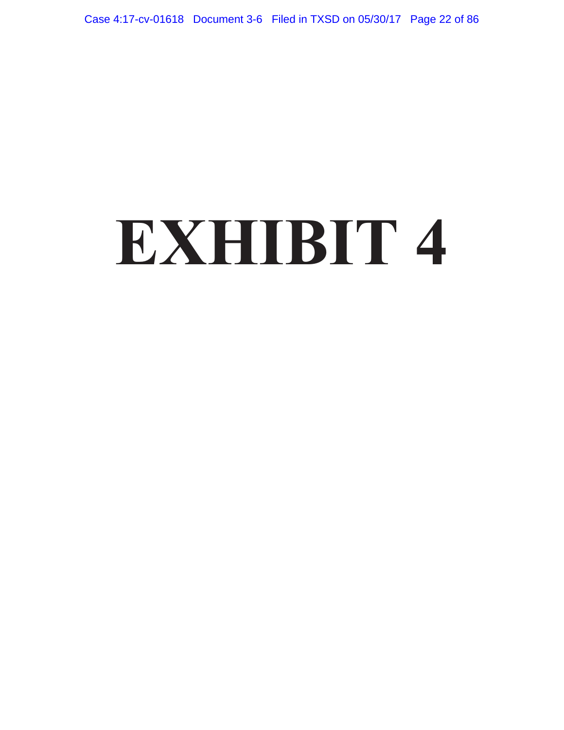# EXHIBIT 4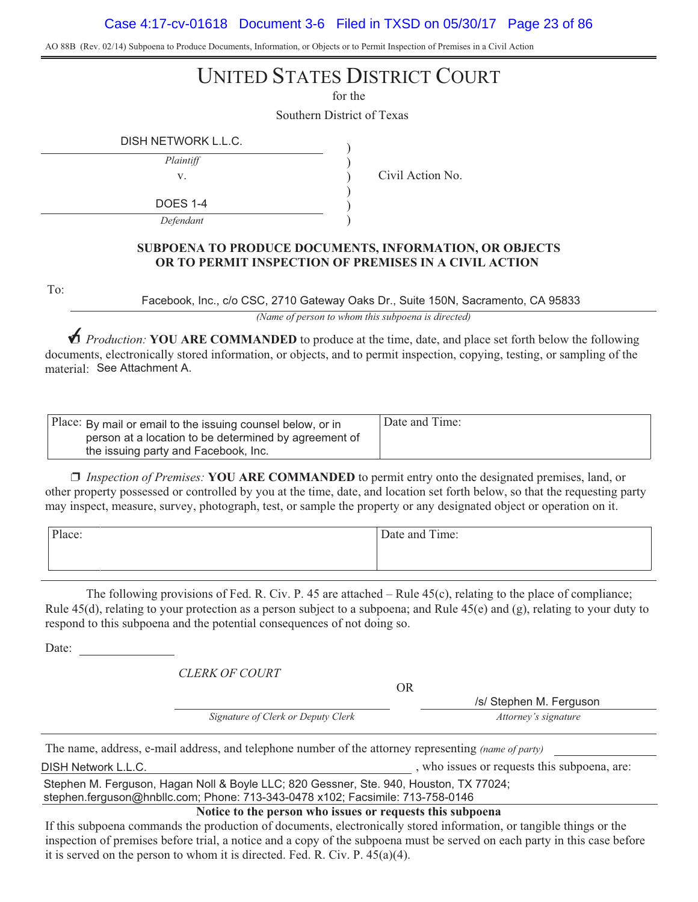AO 88B (Rev. 02/14) Subpoena to Produce Documents, Information, or Objects or to Permit Inspection of Premises in a Civil Action

# UNITED STATES DISTRICT COURT

for the

Southern District of Texas

| | | |
|---|---|---|
| DISH NETWORK L.L.C. | ) | |
| *Plaintiff* | ) | |
| v. | ) | Civil Action No. |
| | ) | |
| DOES 1-4 | ) | |
| *Defendant* | ) | |

**SUBPOENA TO PRODUCE DOCUMENTS, INFORMATION, OR OBJECTS OR TO PERMIT INSPECTION OF PREMISES IN A CIVIL ACTION**

To: Facebook, Inc., c/o CSC, 2710 Gateway Oaks Dr., Suite 150N, Sacramento, CA 95833

*(Name of person to whom this subpoena is directed)*

☑ *Production:* **YOU ARE COMMANDED** to produce at the time, date, and place set forth below the following documents, electronically stored information, or objects, and to permit inspection, copying, testing, or sampling of the material: See Attachment A.

| Place: By mail or email to the issuing counsel below, or in person at a location to be determined by agreement of the issuing party and Facebook, Inc. | Date and Time: |
|---|---|

☐ *Inspection of Premises:* **YOU ARE COMMANDED** to permit entry onto the designated premises, land, or other property possessed or controlled by you at the time, date, and location set forth below, so that the requesting party may inspect, measure, survey, photograph, test, or sample the property or any designated object or operation on it.

| Place: | Date and Time: |
|---|---|

The following provisions of Fed. R. Civ. P. 45 are attached – Rule 45(c), relating to the place of compliance; Rule 45(d), relating to your protection as a person subject to a subpoena; and Rule 45(e) and (g), relating to your duty to respond to this subpoena and the potential consequences of not doing so.

Date: ____________

*CLERK OF COURT*

________________________
*Signature of Clerk or Deputy Clerk*

OR

/s/ Stephen M. Ferguson
*Attorney's signature*

The name, address, e-mail address, and telephone number of the attorney representing *(name of party)* DISH Network L.L.C. , who issues or requests this subpoena, are:

Stephen M. Ferguson, Hagan Noll & Boyle LLC; 820 Gessner, Ste. 940, Houston, TX 77024; stephen.ferguson@hnbllc.com; Phone: 713-343-0478 x102; Facsimile: 713-758-0146

**Notice to the person who issues or requests this subpoena**

If this subpoena commands the production of documents, electronically stored information, or tangible things or the inspection of premises before trial, a notice and a copy of the subpoena must be served on each party in this case before it is served on the person to whom it is directed. Fed. R. Civ. P. 45(a)(4).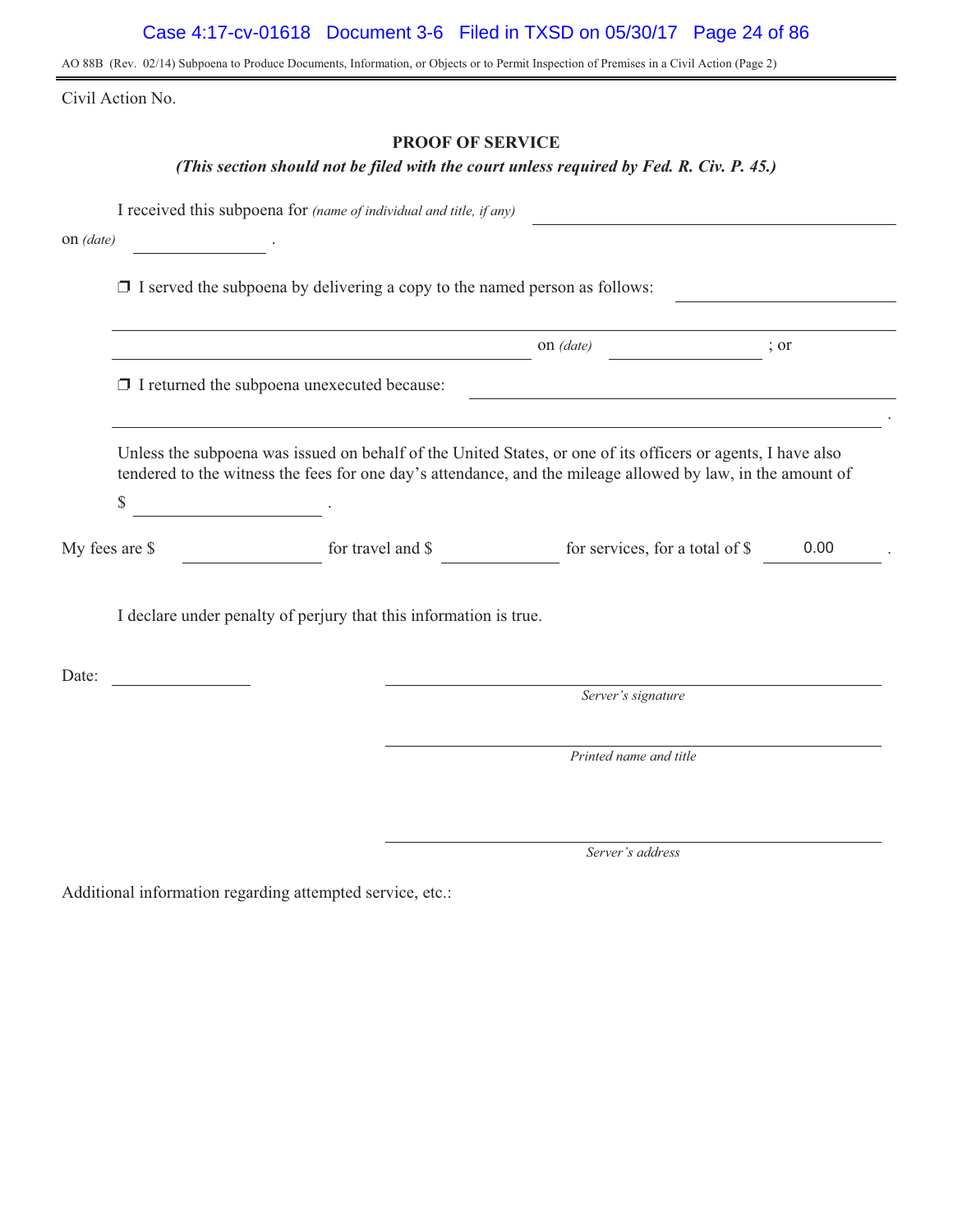AO 88B (Rev. 02/14) Subpoena to Produce Documents, Information, or Objects or to Permit Inspection of Premises in a Civil Action (Page 2)

Civil Action No.

## PROOF OF SERVICE

***(This section should not be filed with the court unless required by Fed. R. Civ. P. 45.)***

I received this subpoena for *(name of individual and title, if any)* ______________________________
on *(date)* ______________ .

❒ I served the subpoena by delivering a copy to the named person as follows: ______________________________
__________________________________________________________________________
__________________________________________ on *(date)* ______________ ; or

❒ I returned the subpoena unexecuted because: ______________________________
__________________________________________________________________________ .

Unless the subpoena was issued on behalf of the United States, or one of its officers or agents, I have also tendered to the witness the fees for one day's attendance, and the mileage allowed by law, in the amount of

$ ______________ .

My fees are $ ______________ for travel and $ ______________ for services, for a total of $ 0.00 .

I declare under penalty of perjury that this information is true.

Date: ______________

______________________________
*Server's signature*

______________________________
*Printed name and title*

______________________________
*Server's address*

Additional information regarding attempted service, etc.: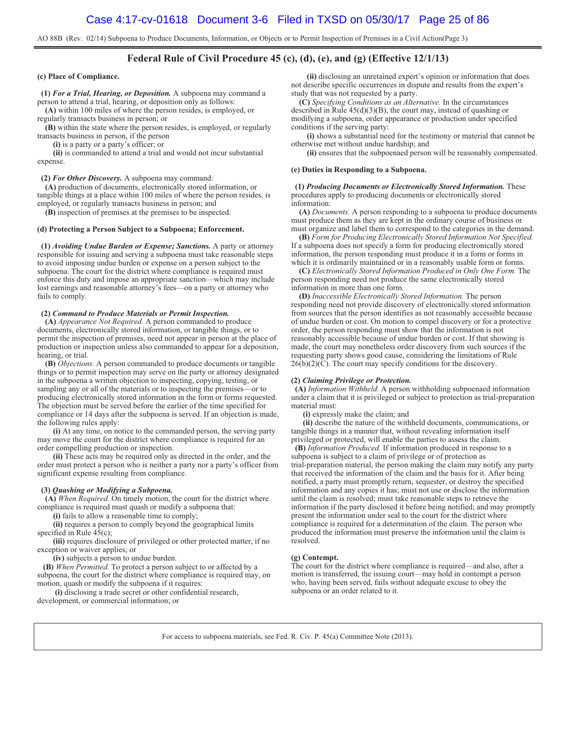AO 88B (Rev. 02/14) Subpoena to Produce Documents, Information, or Objects or to Permit Inspection of Premises in a Civil Action(Page 3)

## Federal Rule of Civil Procedure 45 (c), (d), (e), and (g) (Effective 12/1/13)

**(c) Place of Compliance.**

**(1)** ***For a Trial, Hearing, or Deposition.*** A subpoena may command a person to attend a trial, hearing, or deposition only as follows:

**(A)** within 100 miles of where the person resides, is employed, or regularly transacts business in person; or

**(B)** within the state where the person resides, is employed, or regularly transacts business in person, if the person

**(i)** is a party or a party's officer; or

**(ii)** is commanded to attend a trial and would not incur substantial expense.

**(2)** ***For Other Discovery.*** A subpoena may command:

**(A)** production of documents, electronically stored information, or tangible things at a place within 100 miles of where the person resides, is employed, or regularly transacts business in person; and

**(B)** inspection of premises at the premises to be inspected.

**(d) Protecting a Person Subject to a Subpoena; Enforcement.**

**(1)** ***Avoiding Undue Burden or Expense; Sanctions.*** A party or attorney responsible for issuing and serving a subpoena must take reasonable steps to avoid imposing undue burden or expense on a person subject to the subpoena. The court for the district where compliance is required must enforce this duty and impose an appropriate sanction—which may include lost earnings and reasonable attorney's fees—on a party or attorney who fails to comply.

**(2)** ***Command to Produce Materials or Permit Inspection.***

**(A)** *Appearance Not Required.* A person commanded to produce documents, electronically stored information, or tangible things, or to permit the inspection of premises, need not appear in person at the place of production or inspection unless also commanded to appear for a deposition, hearing, or trial.

**(B)** *Objections.* A person commanded to produce documents or tangible things or to permit inspection may serve on the party or attorney designated in the subpoena a written objection to inspecting, copying, testing, or sampling any or all of the materials or to inspecting the premises—or to producing electronically stored information in the form or forms requested. The objection must be served before the earlier of the time specified for compliance or 14 days after the subpoena is served. If an objection is made, the following rules apply:

**(i)** At any time, on notice to the commanded person, the serving party may move the court for the district where compliance is required for an order compelling production or inspection.

**(ii)** These acts may be required only as directed in the order, and the order must protect a person who is neither a party nor a party's officer from significant expense resulting from compliance.

**(3)** ***Quashing or Modifying a Subpoena.***

**(A)** *When Required.* On timely motion, the court for the district where compliance is required must quash or modify a subpoena that:

**(i)** fails to allow a reasonable time to comply;

**(ii)** requires a person to comply beyond the geographical limits specified in Rule 45(c);

**(iii)** requires disclosure of privileged or other protected matter, if no exception or waiver applies; or

**(iv)** subjects a person to undue burden.

**(B)** *When Permitted.* To protect a person subject to or affected by a subpoena, the court for the district where compliance is required may, on motion, quash or modify the subpoena if it requires:

**(i)** disclosing a trade secret or other confidential research, development, or commercial information; or

**(ii)** disclosing an unretained expert's opinion or information that does not describe specific occurrences in dispute and results from the expert's study that was not requested by a party.

**(C)** *Specifying Conditions as an Alternative.* In the circumstances described in Rule 45(d)(3)(B), the court may, instead of quashing or modifying a subpoena, order appearance or production under specified conditions if the serving party:

**(i)** shows a substantial need for the testimony or material that cannot be otherwise met without undue hardship; and

**(ii)** ensures that the subpoenaed person will be reasonably compensated.

**(e) Duties in Responding to a Subpoena.**

**(1)** ***Producing Documents or Electronically Stored Information.*** These procedures apply to producing documents or electronically stored information:

**(A)** *Documents.* A person responding to a subpoena to produce documents must produce them as they are kept in the ordinary course of business or must organize and label them to correspond to the categories in the demand.

**(B)** *Form for Producing Electronically Stored Information Not Specified.* If a subpoena does not specify a form for producing electronically stored information, the person responding must produce it in a form or forms in which it is ordinarily maintained or in a reasonably usable form or forms.

**(C)** *Electronically Stored Information Produced in Only One Form.* The person responding need not produce the same electronically stored information in more than one form.

**(D)** *Inaccessible Electronically Stored Information.* The person responding need not provide discovery of electronically stored information from sources that the person identifies as not reasonably accessible because of undue burden or cost. On motion to compel discovery or for a protective order, the person responding must show that the information is not reasonably accessible because of undue burden or cost. If that showing is made, the court may nonetheless order discovery from such sources if the requesting party shows good cause, considering the limitations of Rule 26(b)(2)(C). The court may specify conditions for the discovery.

**(2)** ***Claiming Privilege or Protection.***

**(A)** *Information Withheld.* A person withholding subpoenaed information under a claim that it is privileged or subject to protection as trial-preparation material must:

**(i)** expressly make the claim; and

**(ii)** describe the nature of the withheld documents, communications, or tangible things in a manner that, without revealing information itself privileged or protected, will enable the parties to assess the claim.

**(B)** *Information Produced.* If information produced in response to a subpoena is subject to a claim of privilege or of protection as trial-preparation material, the person making the claim may notify any party that received the information of the claim and the basis for it. After being notified, a party must promptly return, sequester, or destroy the specified information and any copies it has; must not use or disclose the information until the claim is resolved; must take reasonable steps to retrieve the information if the party disclosed it before being notified; and may promptly present the information under seal to the court for the district where compliance is required for a determination of the claim. The person who produced the information must preserve the information until the claim is resolved.

**(g) Contempt.**

The court for the district where compliance is required—and also, after a motion is transferred, the issuing court—may hold in contempt a person who, having been served, fails without adequate excuse to obey the subpoena or an order related to it.

For access to subpoena materials, see Fed. R. Civ. P. 45(a) Committee Note (2013).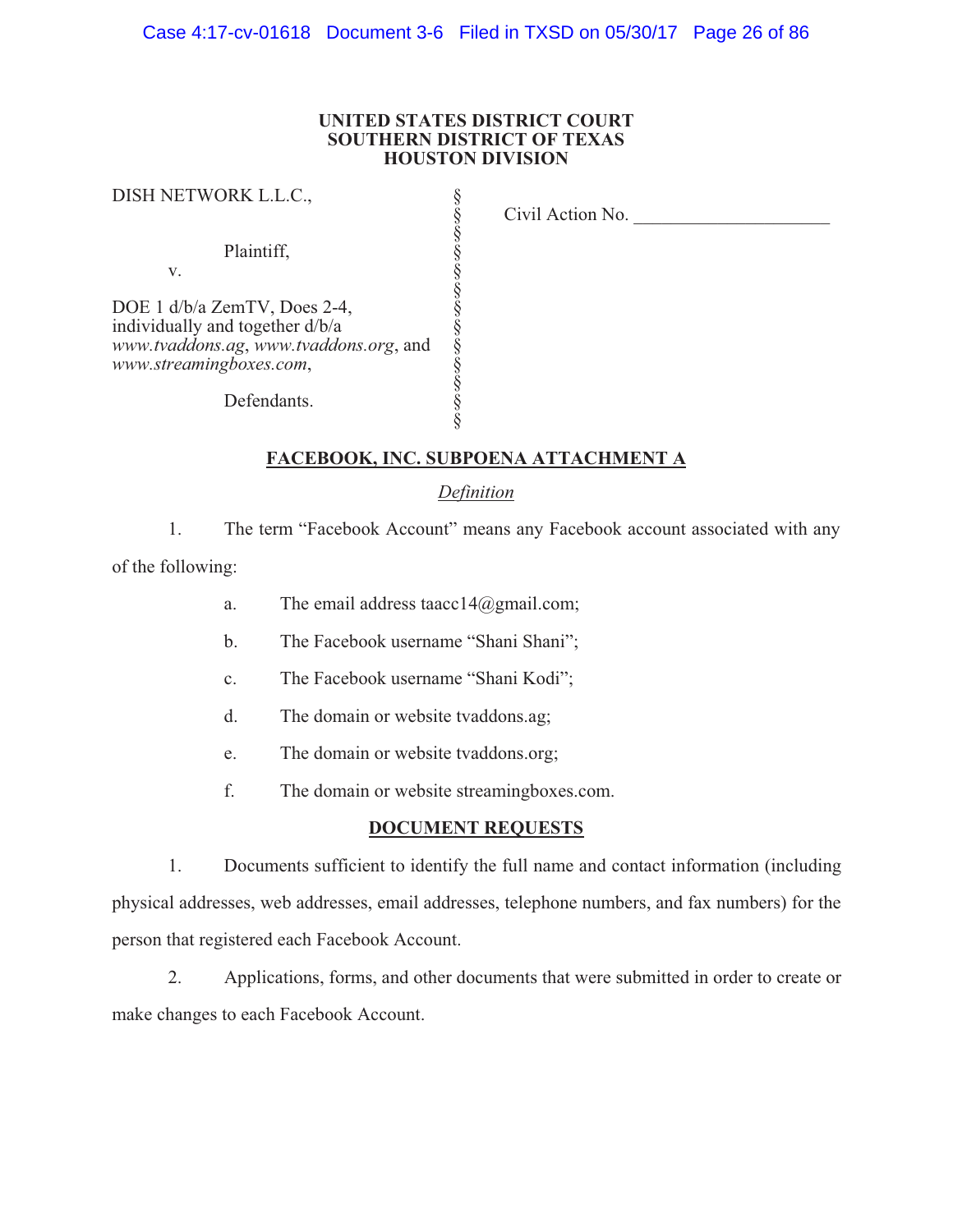**UNITED STATES DISTRICT COURT**
**SOUTHERN DISTRICT OF TEXAS**
**HOUSTON DIVISION**

| | | |
|---|---|---|
| DISH NETWORK L.L.C., | § | |
| | § | Civil Action No. \_\_\_\_\_\_\_\_\_\_\_\_\_\_\_\_\_\_\_\_ |
| Plaintiff, | § | |
| v. | § | |
| | § | |
| DOE 1 d/b/a ZemTV, Does 2-4, individually and together d/b/a *www.tvaddons.ag*, *www.tvaddons.org*, and *www.streamingboxes.com*, | § | |
| | § | |
| Defendants. | § | |

## FACEBOOK, INC. SUBPOENA ATTACHMENT A

*Definition*

1. The term "Facebook Account" means any Facebook account associated with any of the following:

   a. The email address taacc14@gmail.com;

   b. The Facebook username "Shani Shani";

   c. The Facebook username "Shani Kodi";

   d. The domain or website tvaddons.ag;

   e. The domain or website tvaddons.org;

   f. The domain or website streamingboxes.com.

## DOCUMENT REQUESTS

1. Documents sufficient to identify the full name and contact information (including physical addresses, web addresses, email addresses, telephone numbers, and fax numbers) for the person that registered each Facebook Account.

2. Applications, forms, and other documents that were submitted in order to create or make changes to each Facebook Account.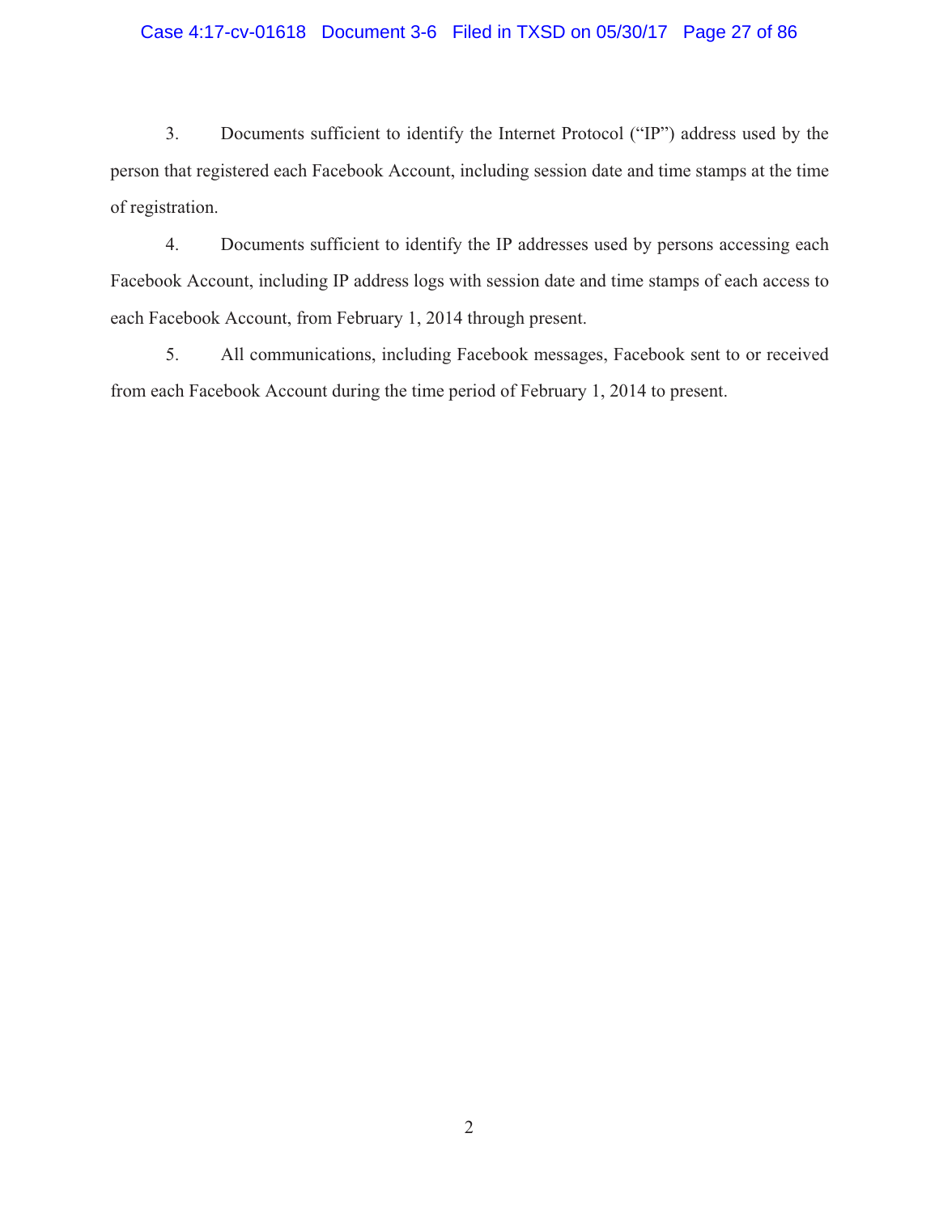3. Documents sufficient to identify the Internet Protocol ("IP") address used by the person that registered each Facebook Account, including session date and time stamps at the time of registration.

4. Documents sufficient to identify the IP addresses used by persons accessing each Facebook Account, including IP address logs with session date and time stamps of each access to each Facebook Account, from February 1, 2014 through present.

5. All communications, including Facebook messages, Facebook sent to or received from each Facebook Account during the time period of February 1, 2014 to present.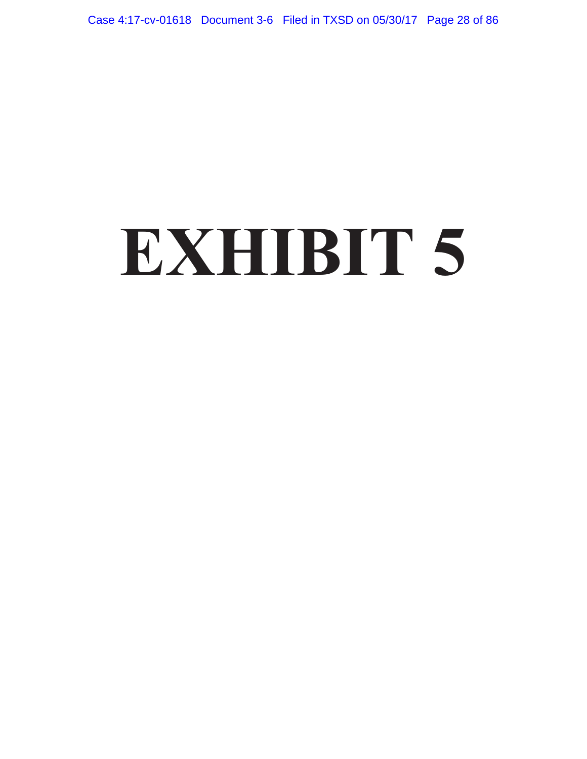# EXHIBIT 5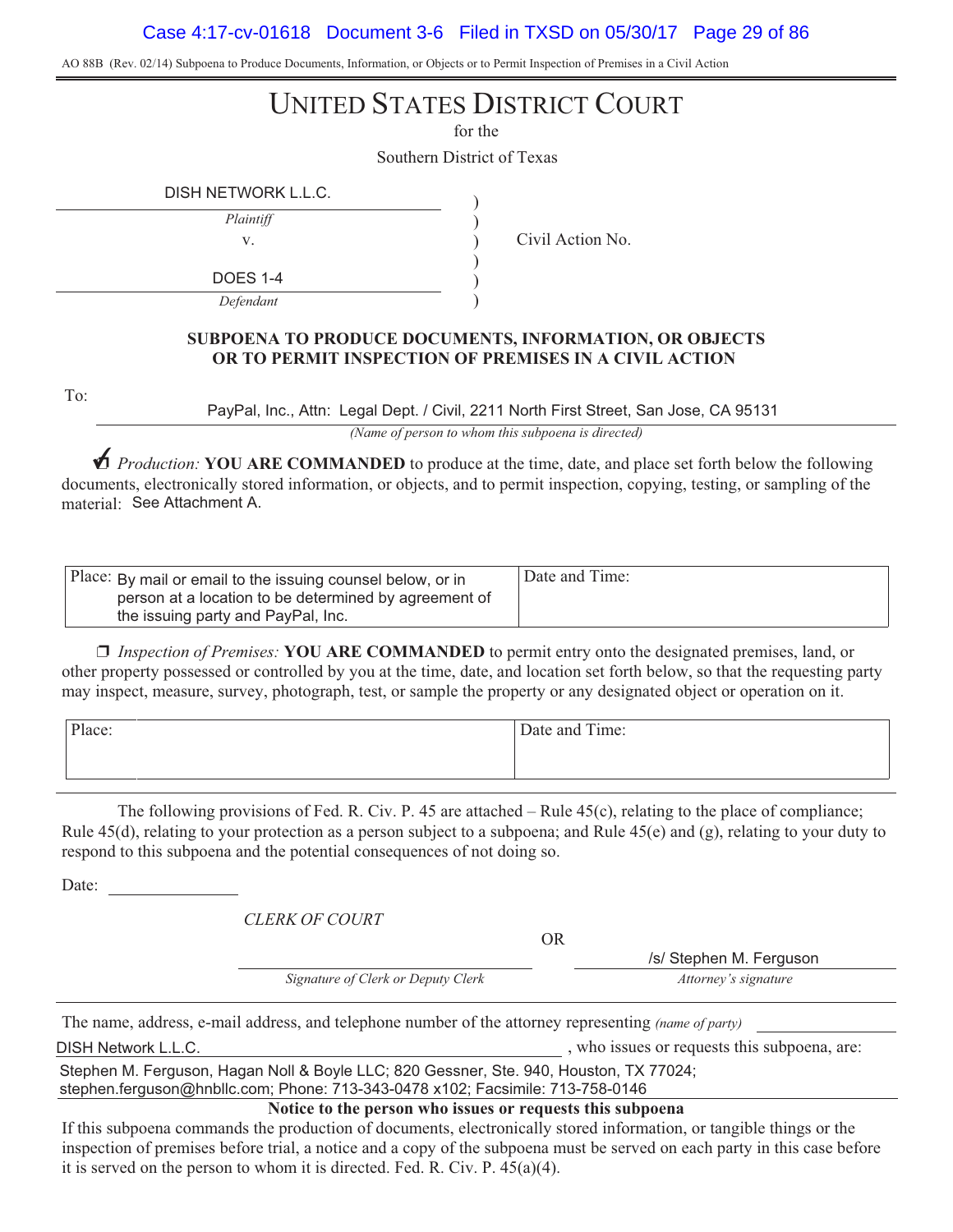AO 88B (Rev. 02/14) Subpoena to Produce Documents, Information, or Objects or to Permit Inspection of Premises in a Civil Action

# UNITED STATES DISTRICT COURT

for the

Southern District of Texas

| | | |
|---|---|---|
| DISH NETWORK L.L.C. | ) | |
| *Plaintiff* | ) | |
| v. | ) | Civil Action No. |
| | ) | |
| DOES 1-4 | ) | |
| *Defendant* | ) | |

**SUBPOENA TO PRODUCE DOCUMENTS, INFORMATION, OR OBJECTS OR TO PERMIT INSPECTION OF PREMISES IN A CIVIL ACTION**

To: PayPal, Inc., Attn: Legal Dept. / Civil, 2211 North First Street, San Jose, CA 95131

*(Name of person to whom this subpoena is directed)*

☑ *Production:* **YOU ARE COMMANDED** to produce at the time, date, and place set forth below the following documents, electronically stored information, or objects, and to permit inspection, copying, testing, or sampling of the material: See Attachment A.

| Place: By mail or email to the issuing counsel below, or in person at a location to be determined by agreement of the issuing party and PayPal, Inc. | Date and Time: |
|---|---|

❒ *Inspection of Premises:* **YOU ARE COMMANDED** to permit entry onto the designated premises, land, or other property possessed or controlled by you at the time, date, and location set forth below, so that the requesting party may inspect, measure, survey, photograph, test, or sample the property or any designated object or operation on it.

| Place: | Date and Time: |
|---|---|

The following provisions of Fed. R. Civ. P. 45 are attached – Rule 45(c), relating to the place of compliance; Rule 45(d), relating to your protection as a person subject to a subpoena; and Rule 45(e) and (g), relating to your duty to respond to this subpoena and the potential consequences of not doing so.

Date: ______________

*CLERK OF COURT*

________________________
*Signature of Clerk or Deputy Clerk*

OR

/s/ Stephen M. Ferguson
*Attorney's signature*

The name, address, e-mail address, and telephone number of the attorney representing *(name of party)* DISH Network L.L.C. , who issues or requests this subpoena, are:

Stephen M. Ferguson, Hagan Noll & Boyle LLC; 820 Gessner, Ste. 940, Houston, TX 77024; stephen.ferguson@hnbllc.com; Phone: 713-343-0478 x102; Facsimile: 713-758-0146

**Notice to the person who issues or requests this subpoena**

If this subpoena commands the production of documents, electronically stored information, or tangible things or the inspection of premises before trial, a notice and a copy of the subpoena must be served on each party in this case before it is served on the person to whom it is directed. Fed. R. Civ. P. 45(a)(4).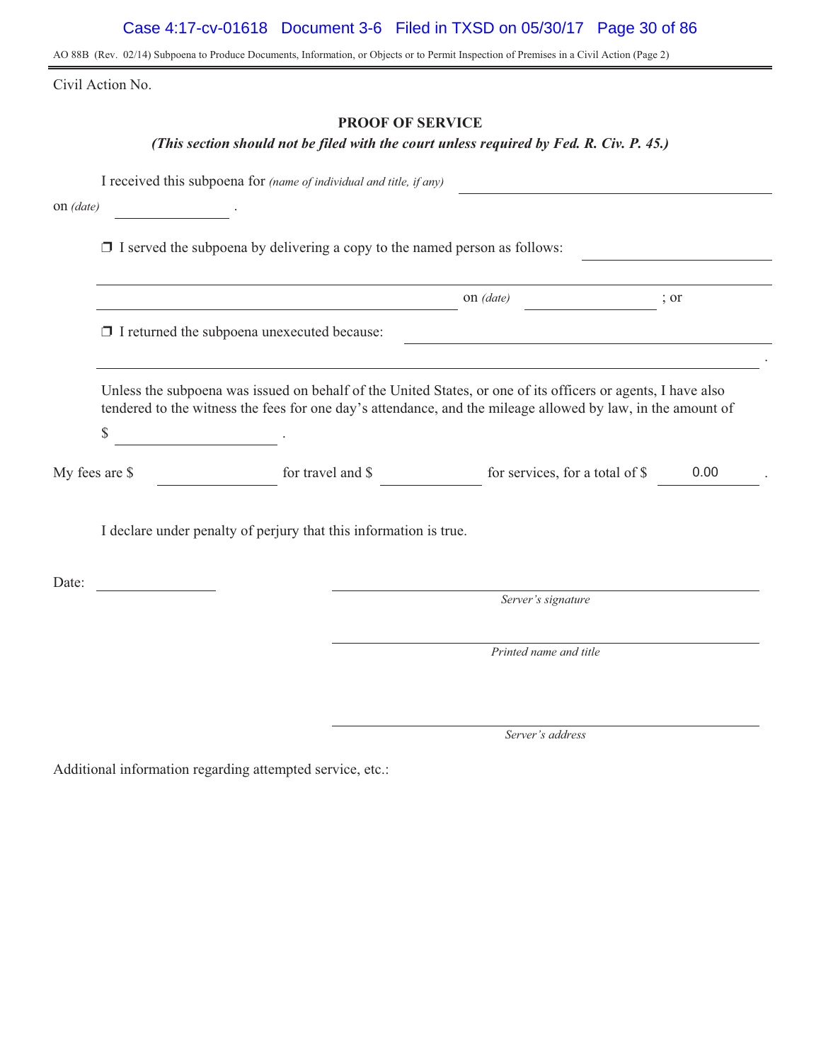AO 88B (Rev. 02/14) Subpoena to Produce Documents, Information, or Objects or to Permit Inspection of Premises in a Civil Action (Page 2)

Civil Action No.

## PROOF OF SERVICE

***(This section should not be filed with the court unless required by Fed. R. Civ. P. 45.)***

I received this subpoena for *(name of individual and title, if any)* \_\_\_\_\_\_\_\_\_\_\_\_\_\_\_\_\_\_\_\_\_\_\_\_\_\_\_\_\_\_\_\_\_\_\_\_\_\_\_\_

on *(date)* \_\_\_\_\_\_\_\_\_\_\_\_\_\_ .

❐ I served the subpoena by delivering a copy to the named person as follows: \_\_\_\_\_\_\_\_\_\_\_\_\_\_\_\_\_\_\_\_

\_\_\_\_\_\_\_\_\_\_\_\_\_\_\_\_\_\_\_\_\_\_\_\_\_\_\_\_\_\_\_\_\_\_\_\_\_\_\_\_\_\_\_\_\_\_\_\_\_\_\_\_\_\_\_\_\_\_\_\_\_\_\_\_\_\_\_\_\_\_\_\_\_\_\_\_\_\_\_\_

\_\_\_\_\_\_\_\_\_\_\_\_\_\_\_\_\_\_\_\_\_\_\_\_\_\_\_\_\_\_\_\_\_\_\_\_\_\_\_\_\_\_\_\_ on *(date)* \_\_\_\_\_\_\_\_\_\_\_\_\_\_\_\_ ; or

❐ I returned the subpoena unexecuted because: \_\_\_\_\_\_\_\_\_\_\_\_\_\_\_\_\_\_\_\_\_\_\_\_\_\_\_\_\_\_\_\_\_\_\_\_\_\_\_\_\_\_\_\_

\_\_\_\_\_\_\_\_\_\_\_\_\_\_\_\_\_\_\_\_\_\_\_\_\_\_\_\_\_\_\_\_\_\_\_\_\_\_\_\_\_\_\_\_\_\_\_\_\_\_\_\_\_\_\_\_\_\_\_\_\_\_\_\_\_\_\_\_\_\_\_\_\_\_\_\_\_\_ .

Unless the subpoena was issued on behalf of the United States, or one of its officers or agents, I have also tendered to the witness the fees for one day's attendance, and the mileage allowed by law, in the amount of

$ \_\_\_\_\_\_\_\_\_\_\_\_\_\_\_\_\_\_\_\_ .

My fees are $ \_\_\_\_\_\_\_\_\_\_\_\_\_\_ for travel and $ \_\_\_\_\_\_\_\_\_\_\_\_\_\_ for services, for a total of $ 0.00 .

I declare under penalty of perjury that this information is true.

Date: \_\_\_\_\_\_\_\_\_\_\_\_\_\_\_\_

\_\_\_\_\_\_\_\_\_\_\_\_\_\_\_\_\_\_\_\_\_\_\_\_\_\_\_\_\_\_\_\_\_\_\_\_\_\_\_\_\_\_\_\_\_\_\_\_
*Server's signature*

\_\_\_\_\_\_\_\_\_\_\_\_\_\_\_\_\_\_\_\_\_\_\_\_\_\_\_\_\_\_\_\_\_\_\_\_\_\_\_\_\_\_\_\_\_\_\_\_
*Printed name and title*

\_\_\_\_\_\_\_\_\_\_\_\_\_\_\_\_\_\_\_\_\_\_\_\_\_\_\_\_\_\_\_\_\_\_\_\_\_\_\_\_\_\_\_\_\_\_\_\_
*Server's address*

Additional information regarding attempted service, etc.: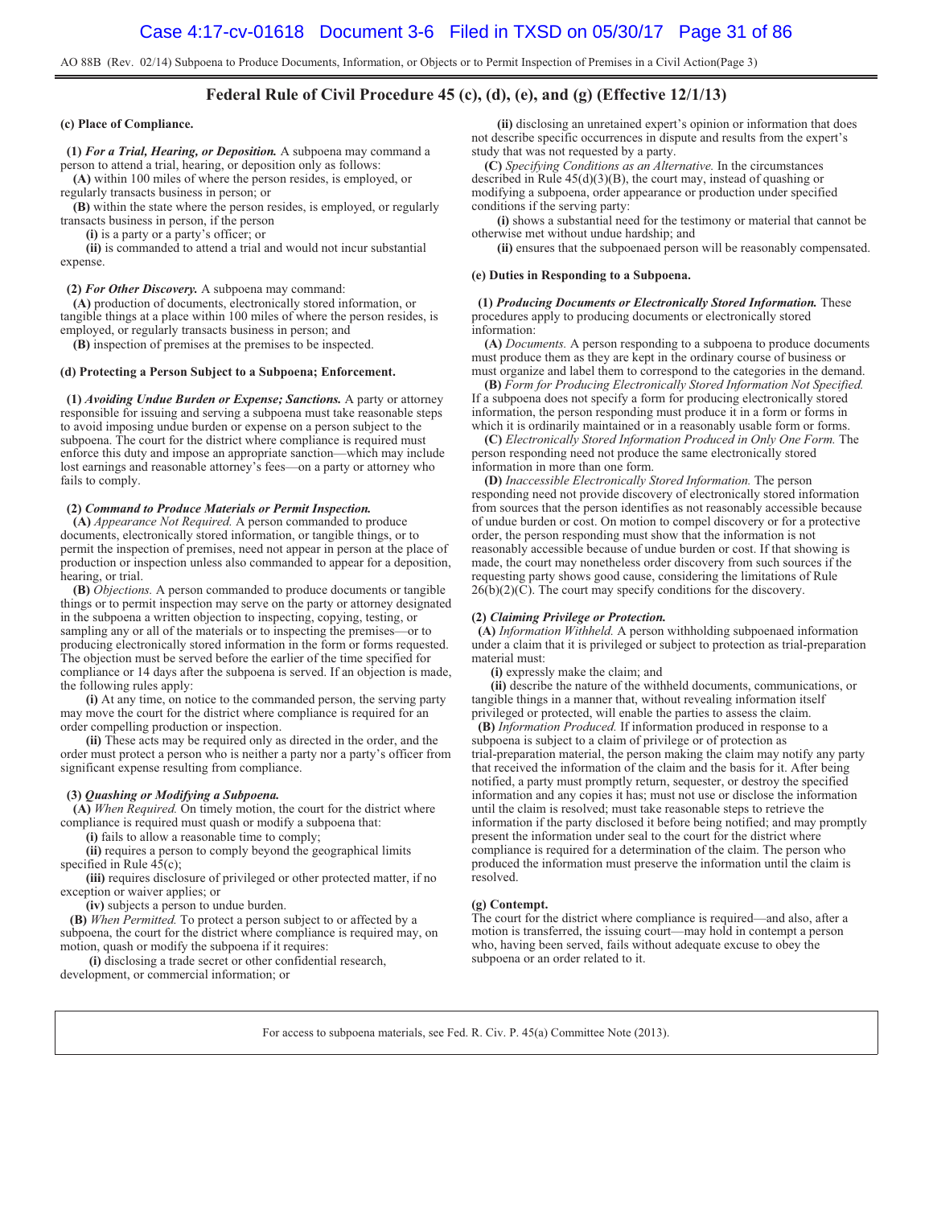AO 88B (Rev. 02/14) Subpoena to Produce Documents, Information, or Objects or to Permit Inspection of Premises in a Civil Action(Page 3)

## Federal Rule of Civil Procedure 45 (c), (d), (e), and (g) (Effective 12/1/13)

**(c) Place of Compliance.**

**(1)** ***For a Trial, Hearing, or Deposition.*** A subpoena may command a person to attend a trial, hearing, or deposition only as follows:

**(A)** within 100 miles of where the person resides, is employed, or regularly transacts business in person; or

**(B)** within the state where the person resides, is employed, or regularly transacts business in person, if the person

**(i)** is a party or a party's officer; or

**(ii)** is commanded to attend a trial and would not incur substantial expense.

**(2)** ***For Other Discovery.*** A subpoena may command:

**(A)** production of documents, electronically stored information, or tangible things at a place within 100 miles of where the person resides, is employed, or regularly transacts business in person; and

**(B)** inspection of premises at the premises to be inspected.

**(d) Protecting a Person Subject to a Subpoena; Enforcement.**

**(1)** ***Avoiding Undue Burden or Expense; Sanctions.*** A party or attorney responsible for issuing and serving a subpoena must take reasonable steps to avoid imposing undue burden or expense on a person subject to the subpoena. The court for the district where compliance is required must enforce this duty and impose an appropriate sanction—which may include lost earnings and reasonable attorney's fees—on a party or attorney who fails to comply.

**(2)** ***Command to Produce Materials or Permit Inspection.***

**(A)** *Appearance Not Required.* A person commanded to produce documents, electronically stored information, or tangible things, or to permit the inspection of premises, need not appear in person at the place of production or inspection unless also commanded to appear for a deposition, hearing, or trial.

**(B)** *Objections.* A person commanded to produce documents or tangible things or to permit inspection may serve on the party or attorney designated in the subpoena a written objection to inspecting, copying, testing, or sampling any or all of the materials or to inspecting the premises—or to producing electronically stored information in the form or forms requested. The objection must be served before the earlier of the time specified for compliance or 14 days after the subpoena is served. If an objection is made, the following rules apply:

**(i)** At any time, on notice to the commanded person, the serving party may move the court for the district where compliance is required for an order compelling production or inspection.

**(ii)** These acts may be required only as directed in the order, and the order must protect a person who is neither a party nor a party's officer from significant expense resulting from compliance.

**(3)** ***Quashing or Modifying a Subpoena.***

**(A)** *When Required.* On timely motion, the court for the district where compliance is required must quash or modify a subpoena that:

**(i)** fails to allow a reasonable time to comply;

**(ii)** requires a person to comply beyond the geographical limits specified in Rule 45(c);

**(iii)** requires disclosure of privileged or other protected matter, if no exception or waiver applies; or

**(iv)** subjects a person to undue burden.

**(B)** *When Permitted.* To protect a person subject to or affected by a subpoena, the court for the district where compliance is required may, on motion, quash or modify the subpoena if it requires:

**(i)** disclosing a trade secret or other confidential research, development, or commercial information; or

**(ii)** disclosing an unretained expert's opinion or information that does not describe specific occurrences in dispute and results from the expert's study that was not requested by a party.

**(C)** *Specifying Conditions as an Alternative.* In the circumstances described in Rule 45(d)(3)(B), the court may, instead of quashing or modifying a subpoena, order appearance or production under specified conditions if the serving party:

**(i)** shows a substantial need for the testimony or material that cannot be otherwise met without undue hardship; and

**(ii)** ensures that the subpoenaed person will be reasonably compensated.

**(e) Duties in Responding to a Subpoena.**

**(1)** ***Producing Documents or Electronically Stored Information.*** These procedures apply to producing documents or electronically stored information:

**(A)** *Documents.* A person responding to a subpoena to produce documents must produce them as they are kept in the ordinary course of business or must organize and label them to correspond to the categories in the demand.

**(B)** *Form for Producing Electronically Stored Information Not Specified.* If a subpoena does not specify a form for producing electronically stored information, the person responding must produce it in a form or forms in which it is ordinarily maintained or in a reasonably usable form or forms.

**(C)** *Electronically Stored Information Produced in Only One Form.* The person responding need not produce the same electronically stored information in more than one form.

**(D)** *Inaccessible Electronically Stored Information.* The person responding need not provide discovery of electronically stored information from sources that the person identifies as not reasonably accessible because of undue burden or cost. On motion to compel discovery or for a protective order, the person responding must show that the information is not reasonably accessible because of undue burden or cost. If that showing is made, the court may nonetheless order discovery from such sources if the requesting party shows good cause, considering the limitations of Rule 26(b)(2)(C). The court may specify conditions for the discovery.

**(2)** ***Claiming Privilege or Protection.***

**(A)** *Information Withheld.* A person withholding subpoenaed information under a claim that it is privileged or subject to protection as trial-preparation material must:

**(i)** expressly make the claim; and

**(ii)** describe the nature of the withheld documents, communications, or tangible things in a manner that, without revealing information itself privileged or protected, will enable the parties to assess the claim.

**(B)** *Information Produced.* If information produced in response to a subpoena is subject to a claim of privilege or of protection as trial-preparation material, the person making the claim may notify any party that received the information of the claim and the basis for it. After being notified, a party must promptly return, sequester, or destroy the specified information and any copies it has; must not use or disclose the information until the claim is resolved; must take reasonable steps to retrieve the information if the party disclosed it before being notified; and may promptly present the information under seal to the court for the district where compliance is required for a determination of the claim. The person who produced the information must preserve the information until the claim is resolved.

**(g) Contempt.**

The court for the district where compliance is required—and also, after a motion is transferred, the issuing court—may hold in contempt a person who, having been served, fails without adequate excuse to obey the subpoena or an order related to it.

For access to subpoena materials, see Fed. R. Civ. P. 45(a) Committee Note (2013).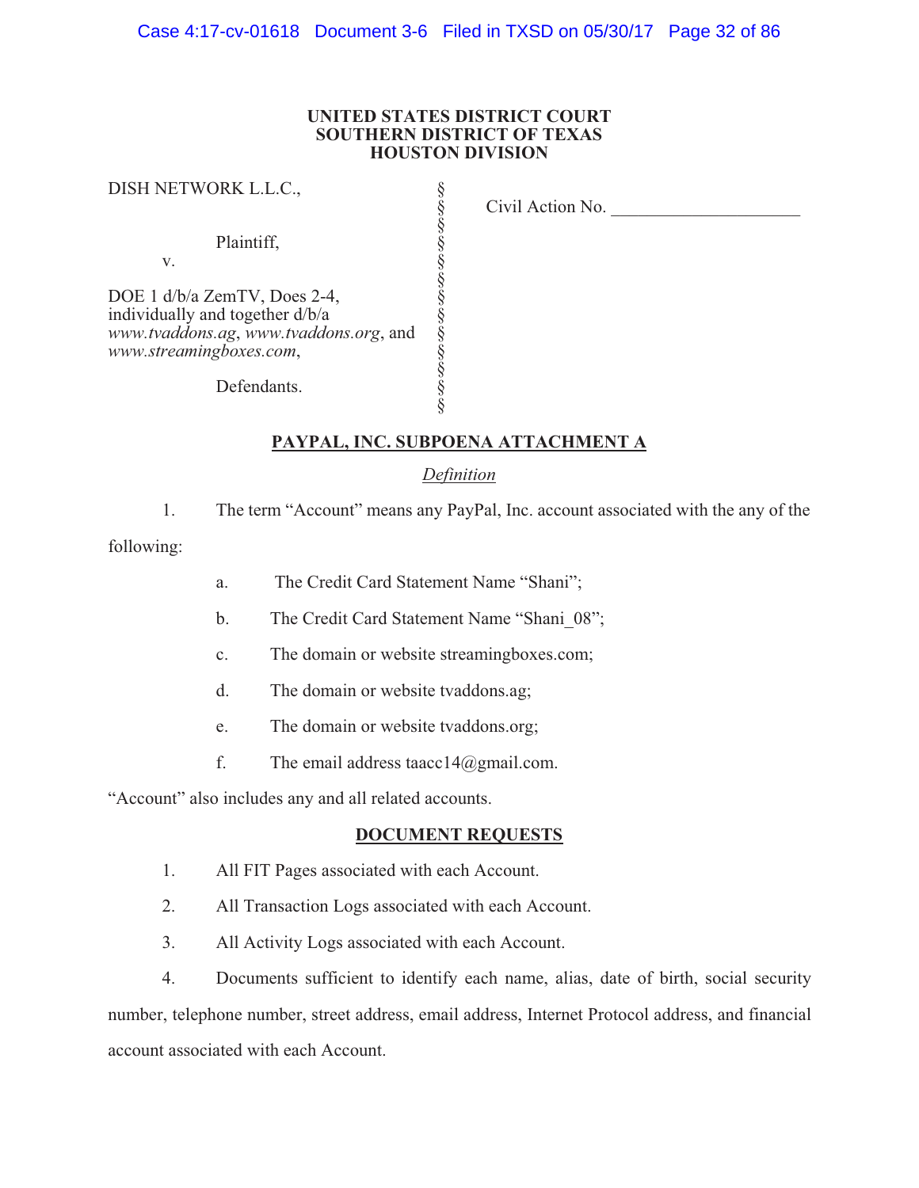**UNITED STATES DISTRICT COURT**
**SOUTHERN DISTRICT OF TEXAS**
**HOUSTON DIVISION**

| | | |
|---|---|---|
| DISH NETWORK L.L.C., | § | Civil Action No. ____________________ |
| | § | |
| Plaintiff, | § | |
| v. | § | |
| | § | |
| DOE 1 d/b/a ZemTV, Does 2-4, individually and together d/b/a *www.tvaddons.ag*, *www.tvaddons.org*, and *www.streamingboxes.com*, | § | |
| | § | |
| Defendants. | § | |

**PAYPAL, INC. SUBPOENA ATTACHMENT A**

*Definition*

1. The term "Account" means any PayPal, Inc. account associated with the any of the following:

   a. The Credit Card Statement Name "Shani";

   b. The Credit Card Statement Name "Shani_08";

   c. The domain or website streamingboxes.com;

   d. The domain or website tvaddons.ag;

   e. The domain or website tvaddons.org;

   f. The email address taacc14@gmail.com.

"Account" also includes any and all related accounts.

**DOCUMENT REQUESTS**

1. All FIT Pages associated with each Account.

2. All Transaction Logs associated with each Account.

3. All Activity Logs associated with each Account.

4. Documents sufficient to identify each name, alias, date of birth, social security number, telephone number, street address, email address, Internet Protocol address, and financial account associated with each Account.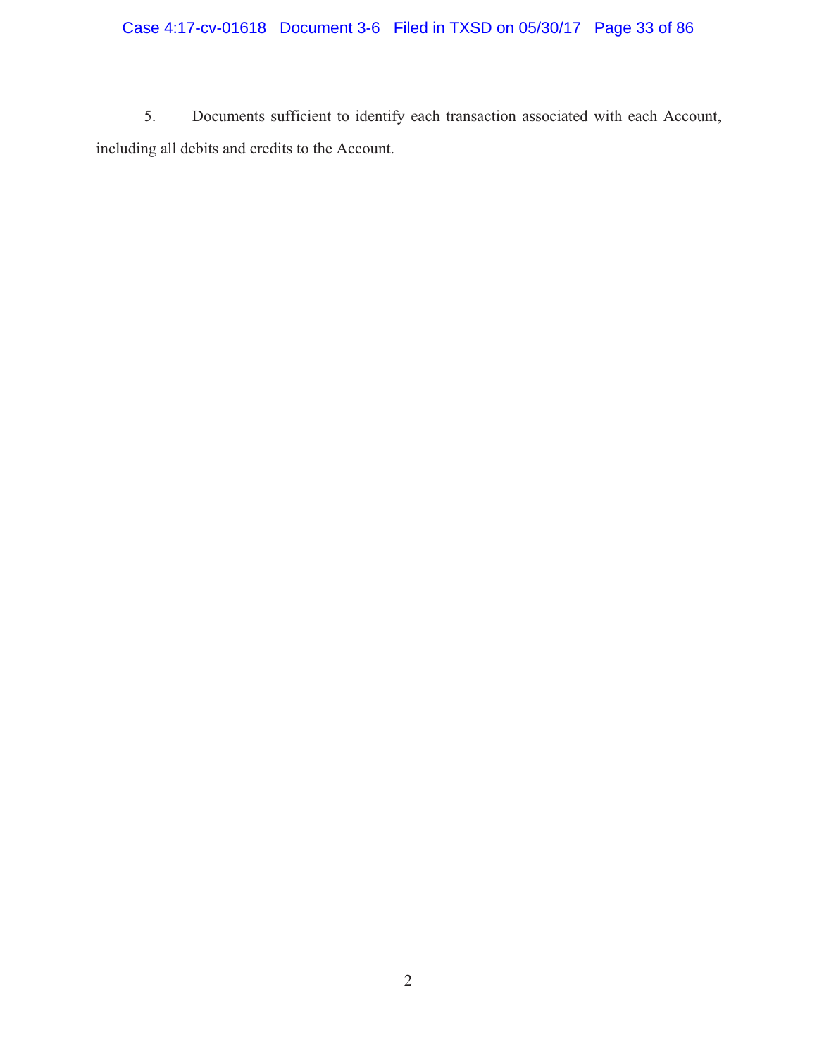5. Documents sufficient to identify each transaction associated with each Account, including all debits and credits to the Account.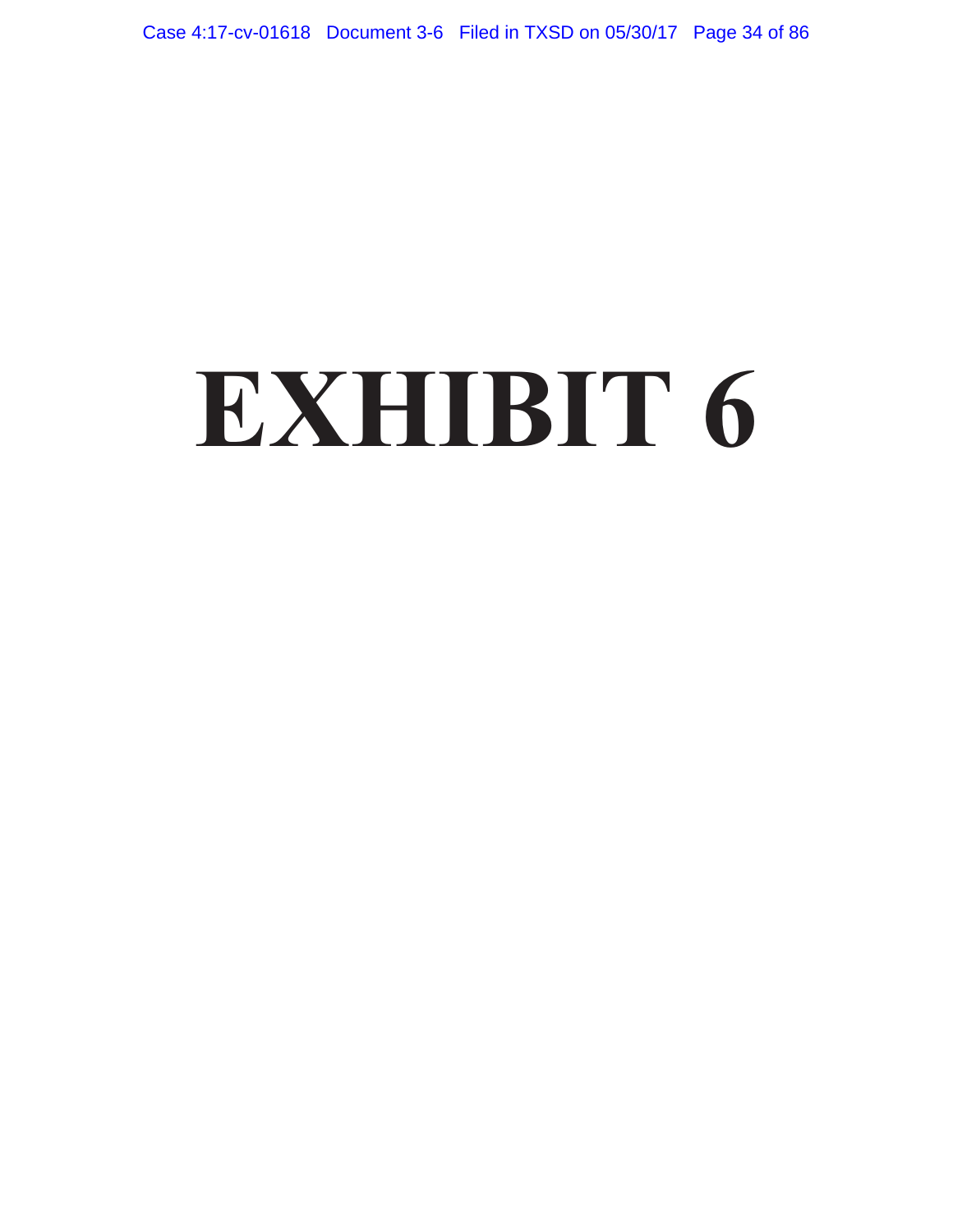# EXHIBIT 6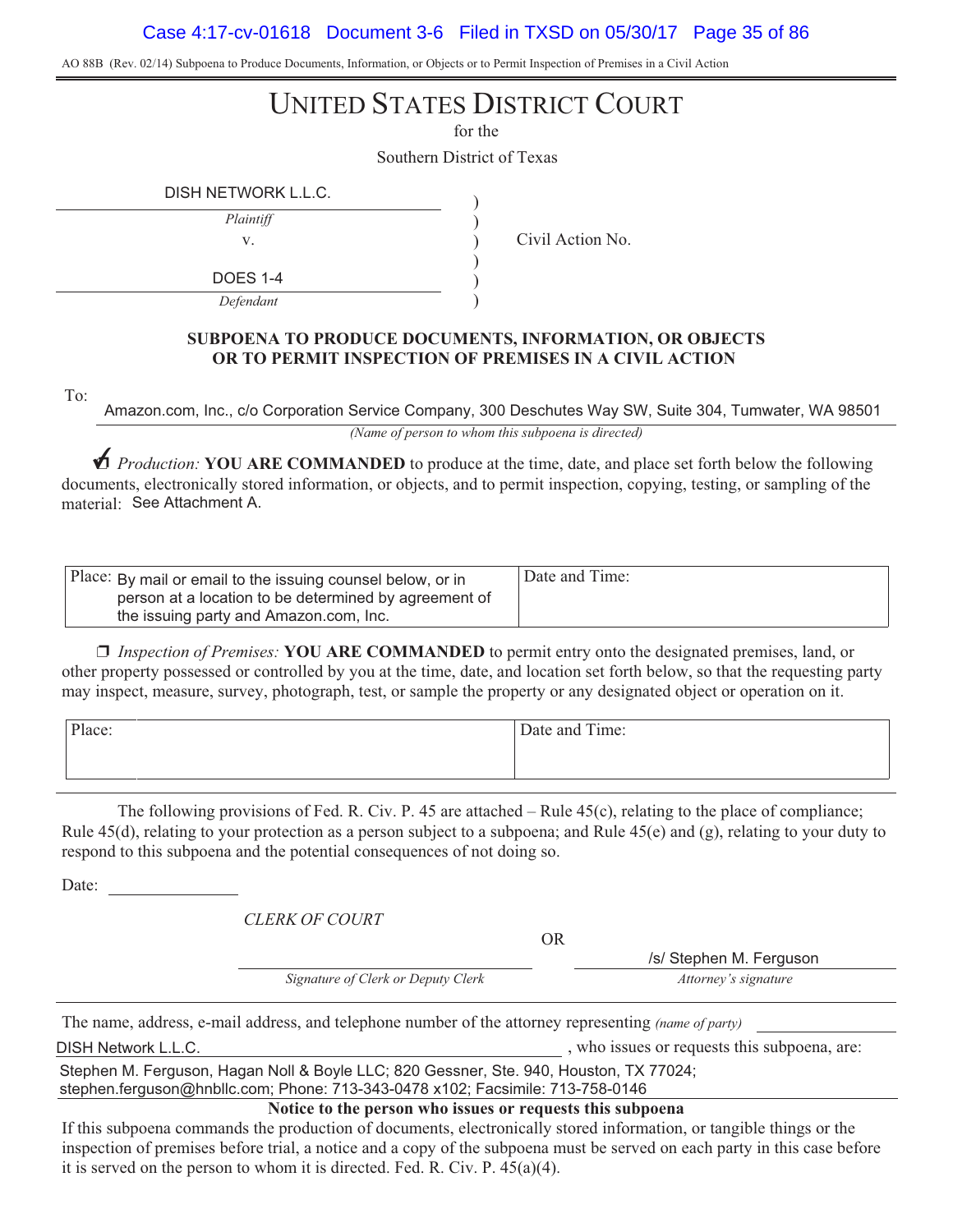AO 88B (Rev. 02/14) Subpoena to Produce Documents, Information, or Objects or to Permit Inspection of Premises in a Civil Action

# UNITED STATES DISTRICT COURT

for the

Southern District of Texas

| | | |
|---|---|---|
| DISH NETWORK L.L.C. | ) | |
| *Plaintiff* | ) | |
| v. | ) | Civil Action No. |
| | ) | |
| DOES 1-4 | ) | |
| *Defendant* | ) | |

**SUBPOENA TO PRODUCE DOCUMENTS, INFORMATION, OR OBJECTS OR TO PERMIT INSPECTION OF PREMISES IN A CIVIL ACTION**

To: Amazon.com, Inc., c/o Corporation Service Company, 300 Deschutes Way SW, Suite 304, Tumwater, WA 98501

*(Name of person to whom this subpoena is directed)*

☑ *Production:* **YOU ARE COMMANDED** to produce at the time, date, and place set forth below the following documents, electronically stored information, or objects, and to permit inspection, copying, testing, or sampling of the material: See Attachment A.

| Place: By mail or email to the issuing counsel below, or in person at a location to be determined by agreement of the issuing party and Amazon.com, Inc. | Date and Time: |
|---|---|

☐ *Inspection of Premises:* **YOU ARE COMMANDED** to permit entry onto the designated premises, land, or other property possessed or controlled by you at the time, date, and location set forth below, so that the requesting party may inspect, measure, survey, photograph, test, or sample the property or any designated object or operation on it.

| Place: | Date and Time: |
|---|---|

The following provisions of Fed. R. Civ. P. 45 are attached – Rule 45(c), relating to the place of compliance; Rule 45(d), relating to your protection as a person subject to a subpoena; and Rule 45(e) and (g), relating to your duty to respond to this subpoena and the potential consequences of not doing so.

Date: ______________

*CLERK OF COURT*

OR

______________________ /s/ Stephen M. Ferguson

*Signature of Clerk or Deputy Clerk* *Attorney's signature*

The name, address, e-mail address, and telephone number of the attorney representing *(name of party)* DISH Network L.L.C. , who issues or requests this subpoena, are:

Stephen M. Ferguson, Hagan Noll & Boyle LLC; 820 Gessner, Ste. 940, Houston, TX 77024; stephen.ferguson@hnbllc.com; Phone: 713-343-0478 x102; Facsimile: 713-758-0146

**Notice to the person who issues or requests this subpoena**

If this subpoena commands the production of documents, electronically stored information, or tangible things or the inspection of premises before trial, a notice and a copy of the subpoena must be served on each party in this case before it is served on the person to whom it is directed. Fed. R. Civ. P. 45(a)(4).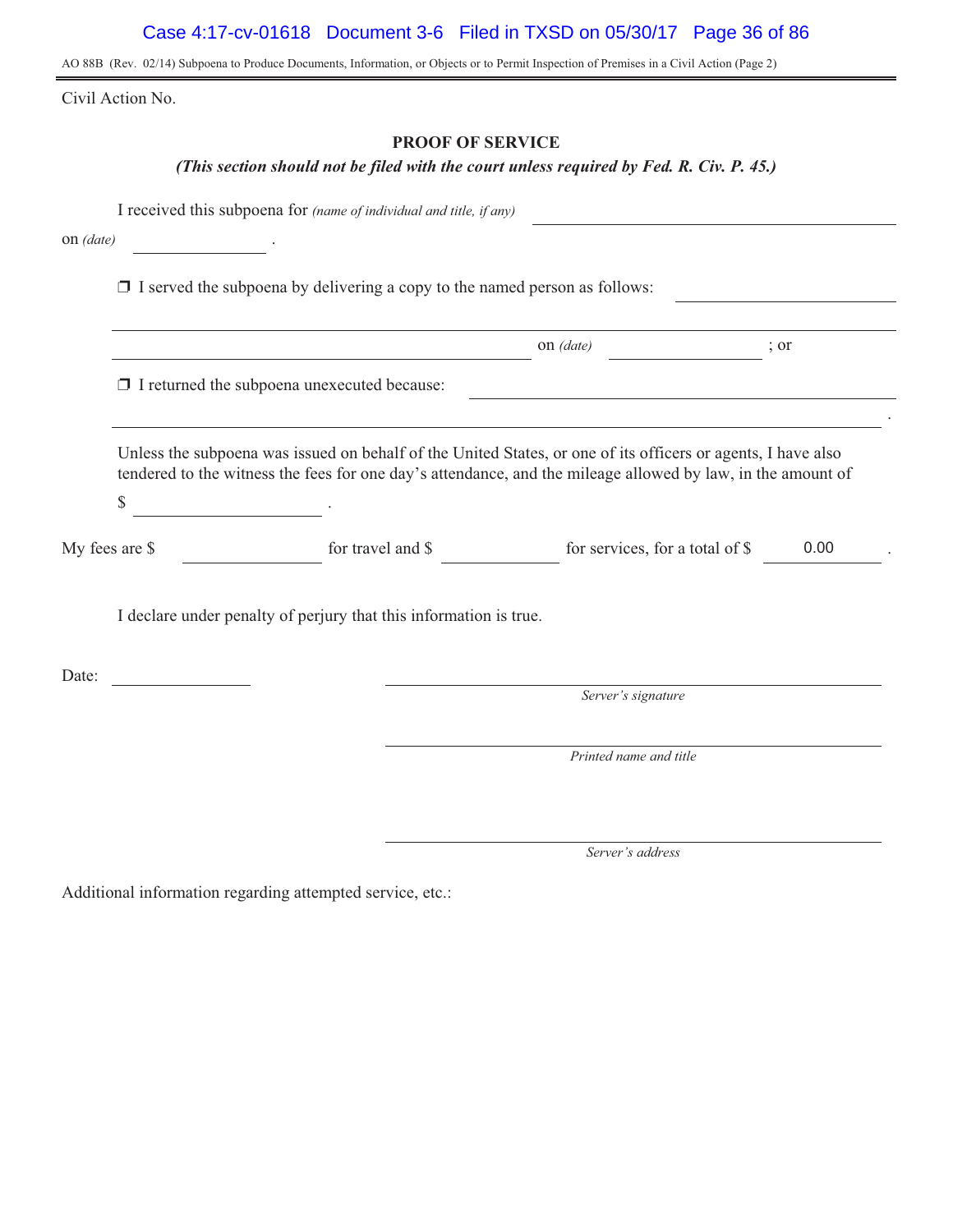AO 88B (Rev. 02/14) Subpoena to Produce Documents, Information, or Objects or to Permit Inspection of Premises in a Civil Action (Page 2)

Civil Action No.

## PROOF OF SERVICE

***(This section should not be filed with the court unless required by Fed. R. Civ. P. 45.)***

I received this subpoena for *(name of individual and title, if any)* ______________________________
on *(date)* ______________ .

❒ I served the subpoena by delivering a copy to the named person as follows: ______________________
______________________________________________________________________________
______________________________________________ on *(date)* ______________ ; or

❒ I returned the subpoena unexecuted because: ______________________________
______________________________________________________________________________ .

Unless the subpoena was issued on behalf of the United States, or one of its officers or agents, I have also tendered to the witness the fees for one day's attendance, and the mileage allowed by law, in the amount of
$ ______________ .

My fees are $ ______________ for travel and $ ______________ for services, for a total of $ 0.00 .

I declare under penalty of perjury that this information is true.

Date: ______________

______________________________
*Server's signature*

______________________________
*Printed name and title*

______________________________
*Server's address*

Additional information regarding attempted service, etc.: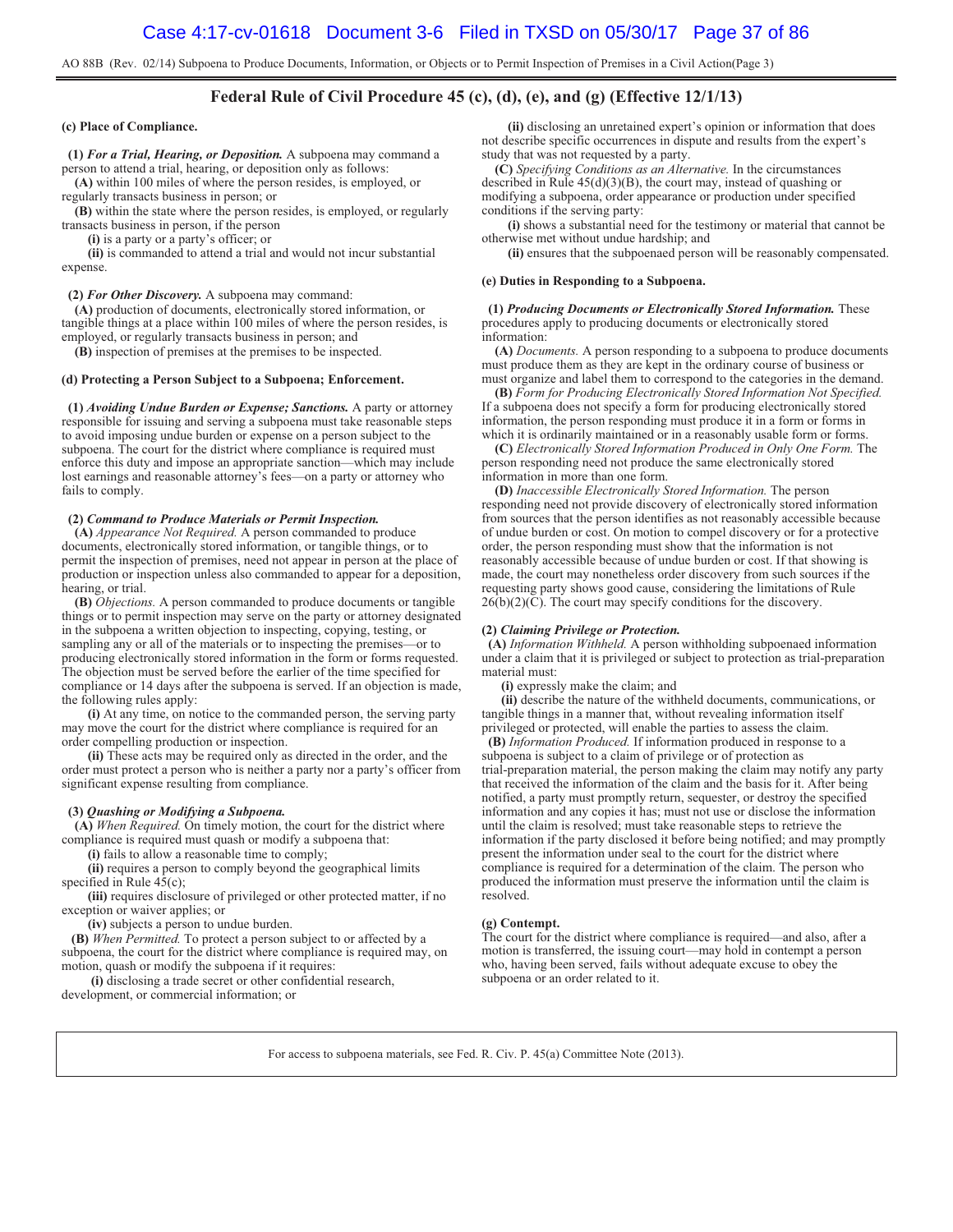AO 88B (Rev. 02/14) Subpoena to Produce Documents, Information, or Objects or to Permit Inspection of Premises in a Civil Action(Page 3)

## Federal Rule of Civil Procedure 45 (c), (d), (e), and (g) (Effective 12/1/13)

**(c) Place of Compliance.**

**(1)** ***For a Trial, Hearing, or Deposition.*** A subpoena may command a person to attend a trial, hearing, or deposition only as follows:

**(A)** within 100 miles of where the person resides, is employed, or regularly transacts business in person; or

**(B)** within the state where the person resides, is employed, or regularly transacts business in person, if the person

**(i)** is a party or a party's officer; or

**(ii)** is commanded to attend a trial and would not incur substantial expense.

**(2)** ***For Other Discovery.*** A subpoena may command:

**(A)** production of documents, electronically stored information, or tangible things at a place within 100 miles of where the person resides, is employed, or regularly transacts business in person; and

**(B)** inspection of premises at the premises to be inspected.

**(d) Protecting a Person Subject to a Subpoena; Enforcement.**

**(1)** ***Avoiding Undue Burden or Expense; Sanctions.*** A party or attorney responsible for issuing and serving a subpoena must take reasonable steps to avoid imposing undue burden or expense on a person subject to the subpoena. The court for the district where compliance is required must enforce this duty and impose an appropriate sanction—which may include lost earnings and reasonable attorney's fees—on a party or attorney who fails to comply.

**(2)** ***Command to Produce Materials or Permit Inspection.***

**(A)** *Appearance Not Required.* A person commanded to produce documents, electronically stored information, or tangible things, or to permit the inspection of premises, need not appear in person at the place of production or inspection unless also commanded to appear for a deposition, hearing, or trial.

**(B)** *Objections.* A person commanded to produce documents or tangible things or to permit inspection may serve on the party or attorney designated in the subpoena a written objection to inspecting, copying, testing, or sampling any or all of the materials or to inspecting the premises—or to producing electronically stored information in the form or forms requested. The objection must be served before the earlier of the time specified for compliance or 14 days after the subpoena is served. If an objection is made, the following rules apply:

**(i)** At any time, on notice to the commanded person, the serving party may move the court for the district where compliance is required for an order compelling production or inspection.

**(ii)** These acts may be required only as directed in the order, and the order must protect a person who is neither a party nor a party's officer from significant expense resulting from compliance.

**(3)** ***Quashing or Modifying a Subpoena.***

**(A)** *When Required.* On timely motion, the court for the district where compliance is required must quash or modify a subpoena that:

**(i)** fails to allow a reasonable time to comply;

**(ii)** requires a person to comply beyond the geographical limits specified in Rule 45(c);

**(iii)** requires disclosure of privileged or other protected matter, if no exception or waiver applies; or

**(iv)** subjects a person to undue burden.

**(B)** *When Permitted.* To protect a person subject to or affected by a subpoena, the court for the district where compliance is required may, on motion, quash or modify the subpoena if it requires:

**(i)** disclosing a trade secret or other confidential research, development, or commercial information; or

**(ii)** disclosing an unretained expert's opinion or information that does not describe specific occurrences in dispute and results from the expert's study that was not requested by a party.

**(C)** *Specifying Conditions as an Alternative.* In the circumstances described in Rule 45(d)(3)(B), the court may, instead of quashing or modifying a subpoena, order appearance or production under specified conditions if the serving party:

**(i)** shows a substantial need for the testimony or material that cannot be otherwise met without undue hardship; and

**(ii)** ensures that the subpoenaed person will be reasonably compensated.

**(e) Duties in Responding to a Subpoena.**

**(1)** ***Producing Documents or Electronically Stored Information.*** These procedures apply to producing documents or electronically stored information:

**(A)** *Documents.* A person responding to a subpoena to produce documents must produce them as they are kept in the ordinary course of business or must organize and label them to correspond to the categories in the demand.

**(B)** *Form for Producing Electronically Stored Information Not Specified.* If a subpoena does not specify a form for producing electronically stored information, the person responding must produce it in a form or forms in which it is ordinarily maintained or in a reasonably usable form or forms.

**(C)** *Electronically Stored Information Produced in Only One Form.* The person responding need not produce the same electronically stored information in more than one form.

**(D)** *Inaccessible Electronically Stored Information.* The person responding need not provide discovery of electronically stored information from sources that the person identifies as not reasonably accessible because of undue burden or cost. On motion to compel discovery or for a protective order, the person responding must show that the information is not reasonably accessible because of undue burden or cost. If that showing is made, the court may nonetheless order discovery from such sources if the requesting party shows good cause, considering the limitations of Rule 26(b)(2)(C). The court may specify conditions for the discovery.

**(2)** ***Claiming Privilege or Protection.***

**(A)** *Information Withheld.* A person withholding subpoenaed information under a claim that it is privileged or subject to protection as trial-preparation material must:

**(i)** expressly make the claim; and

**(ii)** describe the nature of the withheld documents, communications, or tangible things in a manner that, without revealing information itself privileged or protected, will enable the parties to assess the claim.

**(B)** *Information Produced.* If information produced in response to a subpoena is subject to a claim of privilege or of protection as trial-preparation material, the person making the claim may notify any party that received the information of the claim and the basis for it. After being notified, a party must promptly return, sequester, or destroy the specified information and any copies it has; must not use or disclose the information until the claim is resolved; must take reasonable steps to retrieve the information if the party disclosed it before being notified; and may promptly present the information under seal to the court for the district where compliance is required for a determination of the claim. The person who produced the information must preserve the information until the claim is resolved.

**(g) Contempt.**

The court for the district where compliance is required—and also, after a motion is transferred, the issuing court—may hold in contempt a person who, having been served, fails without adequate excuse to obey the subpoena or an order related to it.

For access to subpoena materials, see Fed. R. Civ. P. 45(a) Committee Note (2013).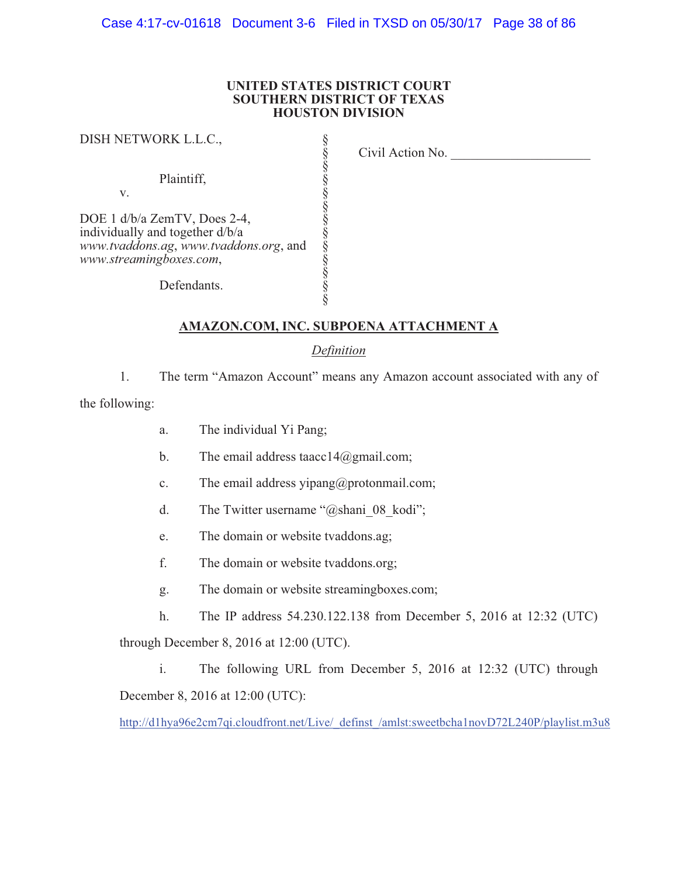**UNITED STATES DISTRICT COURT**
**SOUTHERN DISTRICT OF TEXAS**
**HOUSTON DIVISION**

| | | |
|---|---|---|
| DISH NETWORK L.L.C., | § | Civil Action No. ____________________ |
| | § | |
| Plaintiff, | § | |
| v. | § | |
| | § | |
| DOE 1 d/b/a ZemTV, Does 2-4, individually and together d/b/a *www.tvaddons.ag*, *www.tvaddons.org*, and *www.streamingboxes.com*, | § | |
| | § | |
| Defendants. | § | |

**AMAZON.COM, INC. SUBPOENA ATTACHMENT A**

*Definition*

1. The term "Amazon Account" means any Amazon account associated with any of the following:

   a. The individual Yi Pang;

   b. The email address taacc14@gmail.com;

   c. The email address yipang@protonmail.com;

   d. The Twitter username "@shani_08_kodi";

   e. The domain or website tvaddons.ag;

   f. The domain or website tvaddons.org;

   g. The domain or website streamingboxes.com;

   h. The IP address 54.230.122.138 from December 5, 2016 at 12:32 (UTC) through December 8, 2016 at 12:00 (UTC).

   i. The following URL from December 5, 2016 at 12:32 (UTC) through December 8, 2016 at 12:00 (UTC):

   http://d1hya96e2cm7qi.cloudfront.net/Live/_definst_/amlst:sweetbcha1novD72L240P/playlist.m3u8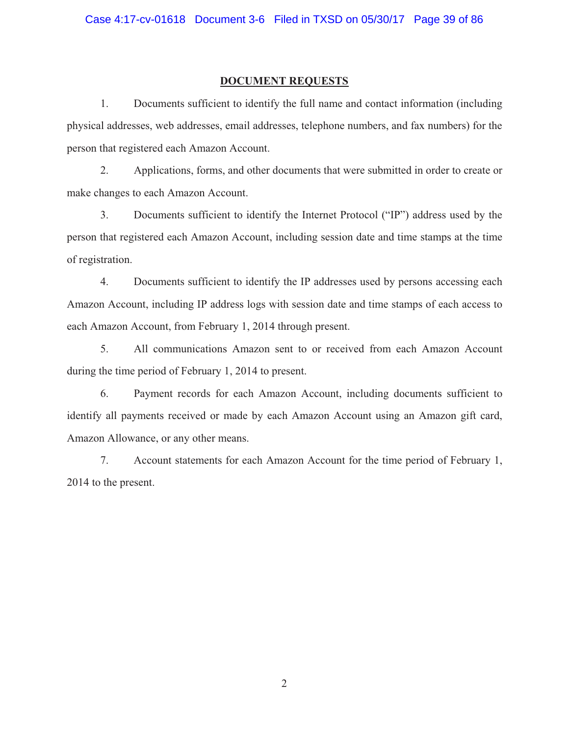## DOCUMENT REQUESTS

1. Documents sufficient to identify the full name and contact information (including physical addresses, web addresses, email addresses, telephone numbers, and fax numbers) for the person that registered each Amazon Account.

2. Applications, forms, and other documents that were submitted in order to create or make changes to each Amazon Account.

3. Documents sufficient to identify the Internet Protocol ("IP") address used by the person that registered each Amazon Account, including session date and time stamps at the time of registration.

4. Documents sufficient to identify the IP addresses used by persons accessing each Amazon Account, including IP address logs with session date and time stamps of each access to each Amazon Account, from February 1, 2014 through present.

5. All communications Amazon sent to or received from each Amazon Account during the time period of February 1, 2014 to present.

6. Payment records for each Amazon Account, including documents sufficient to identify all payments received or made by each Amazon Account using an Amazon gift card, Amazon Allowance, or any other means.

7. Account statements for each Amazon Account for the time period of February 1, 2014 to the present.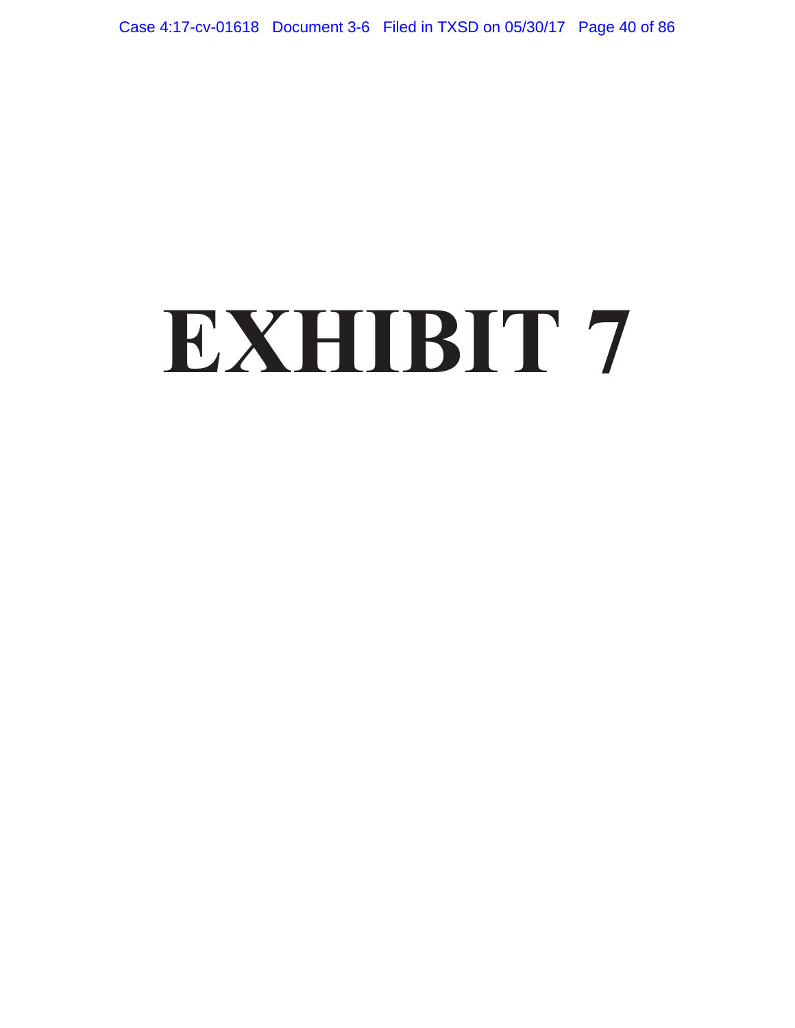# EXHIBIT 7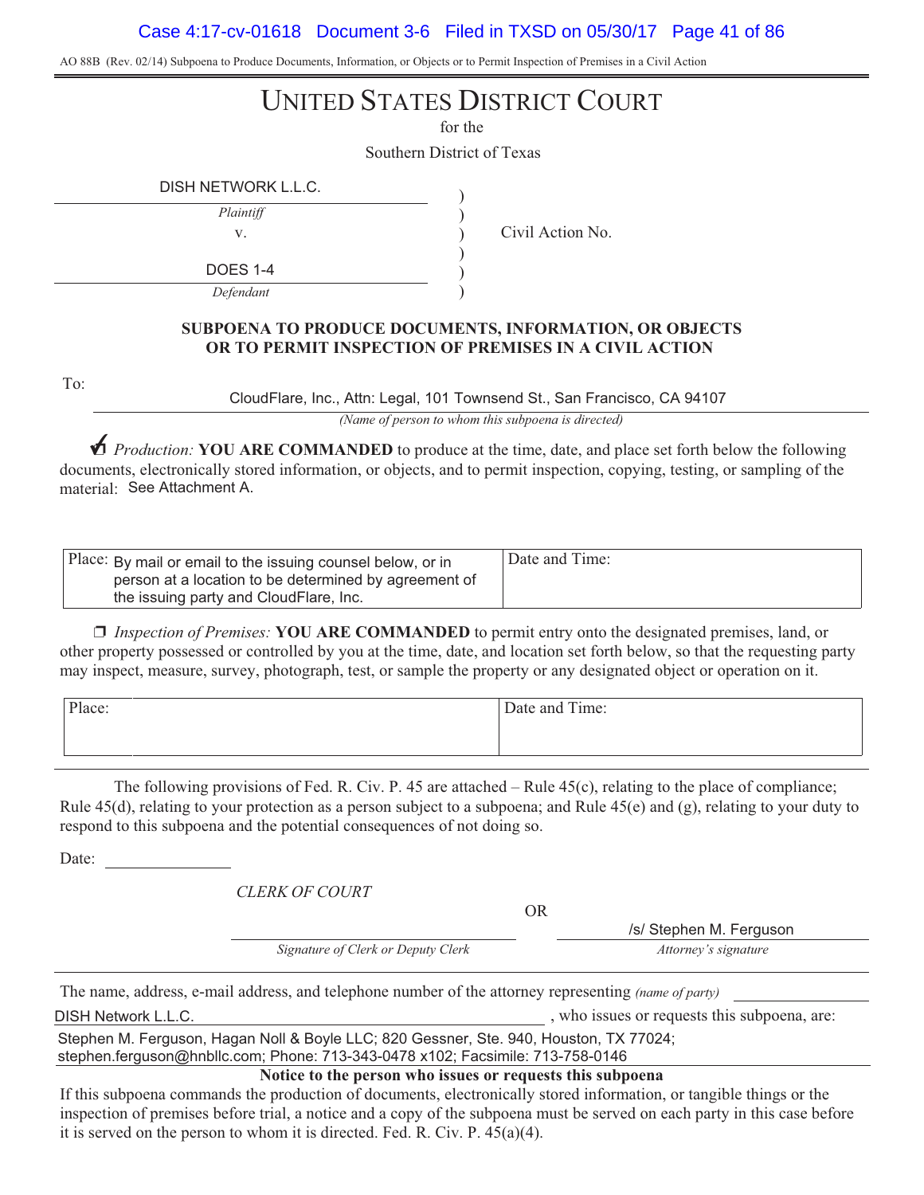AO 88B (Rev. 02/14) Subpoena to Produce Documents, Information, or Objects or to Permit Inspection of Premises in a Civil Action

# UNITED STATES DISTRICT COURT

for the

Southern District of Texas

| | | |
|---|---|---|
| DISH NETWORK L.L.C. | ) | |
| *Plaintiff* | ) | |
| v. | ) | Civil Action No. |
| | ) | |
| DOES 1-4 | ) | |
| *Defendant* | ) | |

**SUBPOENA TO PRODUCE DOCUMENTS, INFORMATION, OR OBJECTS OR TO PERMIT INSPECTION OF PREMISES IN A CIVIL ACTION**

To: CloudFlare, Inc., Attn: Legal, 101 Townsend St., San Francisco, CA 94107

*(Name of person to whom this subpoena is directed)*

☑ *Production:* **YOU ARE COMMANDED** to produce at the time, date, and place set forth below the following documents, electronically stored information, or objects, and to permit inspection, copying, testing, or sampling of the material: See Attachment A.

| Place: By mail or email to the issuing counsel below, or in person at a location to be determined by agreement of the issuing party and CloudFlare, Inc. | Date and Time: |
|---|---|

❒ *Inspection of Premises:* **YOU ARE COMMANDED** to permit entry onto the designated premises, land, or other property possessed or controlled by you at the time, date, and location set forth below, so that the requesting party may inspect, measure, survey, photograph, test, or sample the property or any designated object or operation on it.

| Place: | Date and Time: |
|---|---|

The following provisions of Fed. R. Civ. P. 45 are attached – Rule 45(c), relating to the place of compliance; Rule 45(d), relating to your protection as a person subject to a subpoena; and Rule 45(e) and (g), relating to your duty to respond to this subpoena and the potential consequences of not doing so.

Date: ______________

*CLERK OF COURT*

OR

_______________________ /s/ Stephen M. Ferguson

*Signature of Clerk or Deputy Clerk* *Attorney's signature*

The name, address, e-mail address, and telephone number of the attorney representing *(name of party)* DISH Network L.L.C. , who issues or requests this subpoena, are:

Stephen M. Ferguson, Hagan Noll & Boyle LLC; 820 Gessner, Ste. 940, Houston, TX 77024; stephen.ferguson@hnbllc.com; Phone: 713-343-0478 x102; Facsimile: 713-758-0146

**Notice to the person who issues or requests this subpoena**

If this subpoena commands the production of documents, electronically stored information, or tangible things or the inspection of premises before trial, a notice and a copy of the subpoena must be served on each party in this case before it is served on the person to whom it is directed. Fed. R. Civ. P. 45(a)(4).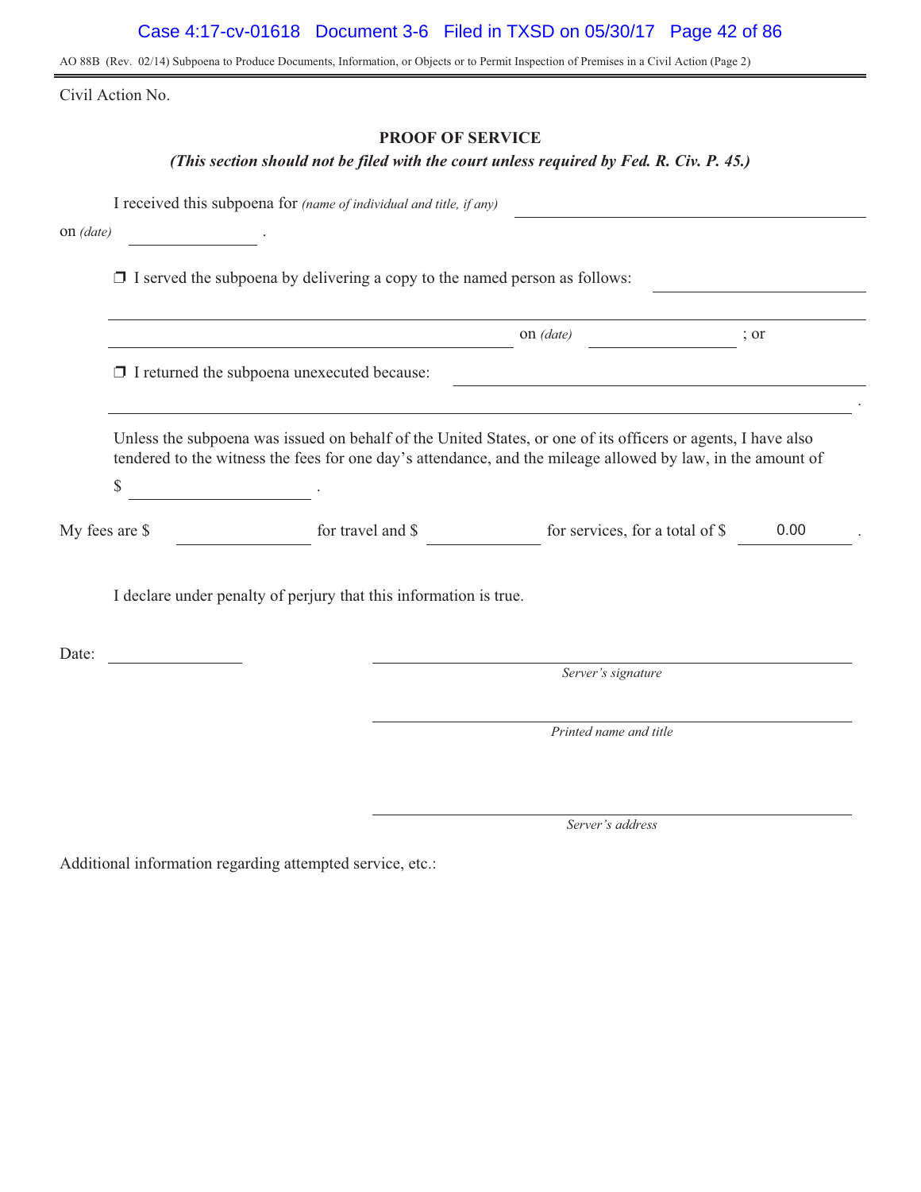AO 88B (Rev. 02/14) Subpoena to Produce Documents, Information, or Objects or to Permit Inspection of Premises in a Civil Action (Page 2)

Civil Action No.

## PROOF OF SERVICE

***(This section should not be filed with the court unless required by Fed. R. Civ. P. 45.)***

I received this subpoena for *(name of individual and title, if any)* ______________________________

on *(date)* ______________ .

❒ I served the subpoena by delivering a copy to the named person as follows: ______________________________

______________________________________________________________________________

______________________________________________ on *(date)* ______________ ; or

❒ I returned the subpoena unexecuted because: ______________________________

______________________________________________________________________________ .

Unless the subpoena was issued on behalf of the United States, or one of its officers or agents, I have also tendered to the witness the fees for one day's attendance, and the mileage allowed by law, in the amount of

$ ______________ .

My fees are $ ______________ for travel and $ ______________ for services, for a total of $ 0.00 .

I declare under penalty of perjury that this information is true.

Date: ______________

______________________________
*Server's signature*

______________________________
*Printed name and title*

______________________________
*Server's address*

Additional information regarding attempted service, etc.: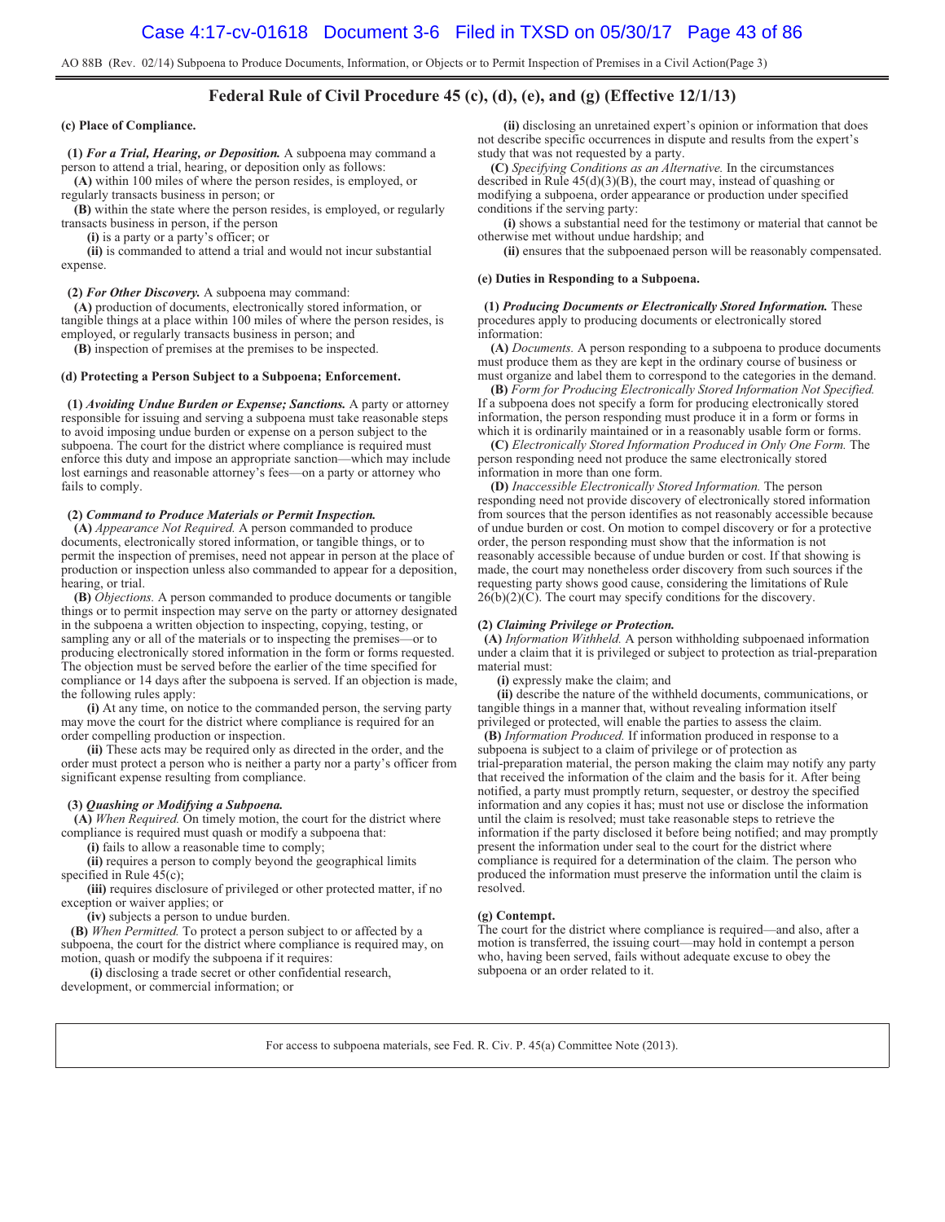AO 88B (Rev. 02/14) Subpoena to Produce Documents, Information, or Objects or to Permit Inspection of Premises in a Civil Action(Page 3)

## Federal Rule of Civil Procedure 45 (c), (d), (e), and (g) (Effective 12/1/13)

**(c) Place of Compliance.**

**(1)** ***For a Trial, Hearing, or Deposition.*** A subpoena may command a person to attend a trial, hearing, or deposition only as follows:

**(A)** within 100 miles of where the person resides, is employed, or regularly transacts business in person; or

**(B)** within the state where the person resides, is employed, or regularly transacts business in person, if the person

**(i)** is a party or a party's officer; or

**(ii)** is commanded to attend a trial and would not incur substantial expense.

**(2)** ***For Other Discovery.*** A subpoena may command:

**(A)** production of documents, electronically stored information, or tangible things at a place within 100 miles of where the person resides, is employed, or regularly transacts business in person; and

**(B)** inspection of premises at the premises to be inspected.

**(d) Protecting a Person Subject to a Subpoena; Enforcement.**

**(1)** ***Avoiding Undue Burden or Expense; Sanctions.*** A party or attorney responsible for issuing and serving a subpoena must take reasonable steps to avoid imposing undue burden or expense on a person subject to the subpoena. The court for the district where compliance is required must enforce this duty and impose an appropriate sanction—which may include lost earnings and reasonable attorney's fees—on a party or attorney who fails to comply.

**(2)** ***Command to Produce Materials or Permit Inspection.***

**(A)** *Appearance Not Required.* A person commanded to produce documents, electronically stored information, or tangible things, or to permit the inspection of premises, need not appear in person at the place of production or inspection unless also commanded to appear for a deposition, hearing, or trial.

**(B)** *Objections.* A person commanded to produce documents or tangible things or to permit inspection may serve on the party or attorney designated in the subpoena a written objection to inspecting, copying, testing, or sampling any or all of the materials or to inspecting the premises—or to producing electronically stored information in the form or forms requested. The objection must be served before the earlier of the time specified for compliance or 14 days after the subpoena is served. If an objection is made, the following rules apply:

**(i)** At any time, on notice to the commanded person, the serving party may move the court for the district where compliance is required for an order compelling production or inspection.

**(ii)** These acts may be required only as directed in the order, and the order must protect a person who is neither a party nor a party's officer from significant expense resulting from compliance.

**(3)** ***Quashing or Modifying a Subpoena.***

**(A)** *When Required.* On timely motion, the court for the district where compliance is required must quash or modify a subpoena that:

**(i)** fails to allow a reasonable time to comply;

**(ii)** requires a person to comply beyond the geographical limits specified in Rule 45(c);

**(iii)** requires disclosure of privileged or other protected matter, if no exception or waiver applies; or

**(iv)** subjects a person to undue burden.

**(B)** *When Permitted.* To protect a person subject to or affected by a subpoena, the court for the district where compliance is required may, on motion, quash or modify the subpoena if it requires:

**(i)** disclosing a trade secret or other confidential research, development, or commercial information; or

**(ii)** disclosing an unretained expert's opinion or information that does not describe specific occurrences in dispute and results from the expert's study that was not requested by a party.

**(C)** *Specifying Conditions as an Alternative.* In the circumstances described in Rule 45(d)(3)(B), the court may, instead of quashing or modifying a subpoena, order appearance or production under specified conditions if the serving party:

**(i)** shows a substantial need for the testimony or material that cannot be otherwise met without undue hardship; and

**(ii)** ensures that the subpoenaed person will be reasonably compensated.

**(e) Duties in Responding to a Subpoena.**

**(1)** ***Producing Documents or Electronically Stored Information.*** These procedures apply to producing documents or electronically stored information:

**(A)** *Documents.* A person responding to a subpoena to produce documents must produce them as they are kept in the ordinary course of business or must organize and label them to correspond to the categories in the demand.

**(B)** *Form for Producing Electronically Stored Information Not Specified.* If a subpoena does not specify a form for producing electronically stored information, the person responding must produce it in a form or forms in which it is ordinarily maintained or in a reasonably usable form or forms.

**(C)** *Electronically Stored Information Produced in Only One Form.* The person responding need not produce the same electronically stored information in more than one form.

**(D)** *Inaccessible Electronically Stored Information.* The person responding need not provide discovery of electronically stored information from sources that the person identifies as not reasonably accessible because of undue burden or cost. On motion to compel discovery or for a protective order, the person responding must show that the information is not reasonably accessible because of undue burden or cost. If that showing is made, the court may nonetheless order discovery from such sources if the requesting party shows good cause, considering the limitations of Rule 26(b)(2)(C). The court may specify conditions for the discovery.

**(2)** ***Claiming Privilege or Protection.***

**(A)** *Information Withheld.* A person withholding subpoenaed information under a claim that it is privileged or subject to protection as trial-preparation material must:

**(i)** expressly make the claim; and

**(ii)** describe the nature of the withheld documents, communications, or tangible things in a manner that, without revealing information itself privileged or protected, will enable the parties to assess the claim.

**(B)** *Information Produced.* If information produced in response to a subpoena is subject to a claim of privilege or of protection as trial-preparation material, the person making the claim may notify any party that received the information of the claim and the basis for it. After being notified, a party must promptly return, sequester, or destroy the specified information and any copies it has; must not use or disclose the information until the claim is resolved; must take reasonable steps to retrieve the information if the party disclosed it before being notified; and may promptly present the information under seal to the court for the district where compliance is required for a determination of the claim. The person who produced the information must preserve the information until the claim is resolved.

**(g) Contempt.**

The court for the district where compliance is required—and also, after a motion is transferred, the issuing court—may hold in contempt a person who, having been served, fails without adequate excuse to obey the subpoena or an order related to it.

For access to subpoena materials, see Fed. R. Civ. P. 45(a) Committee Note (2013).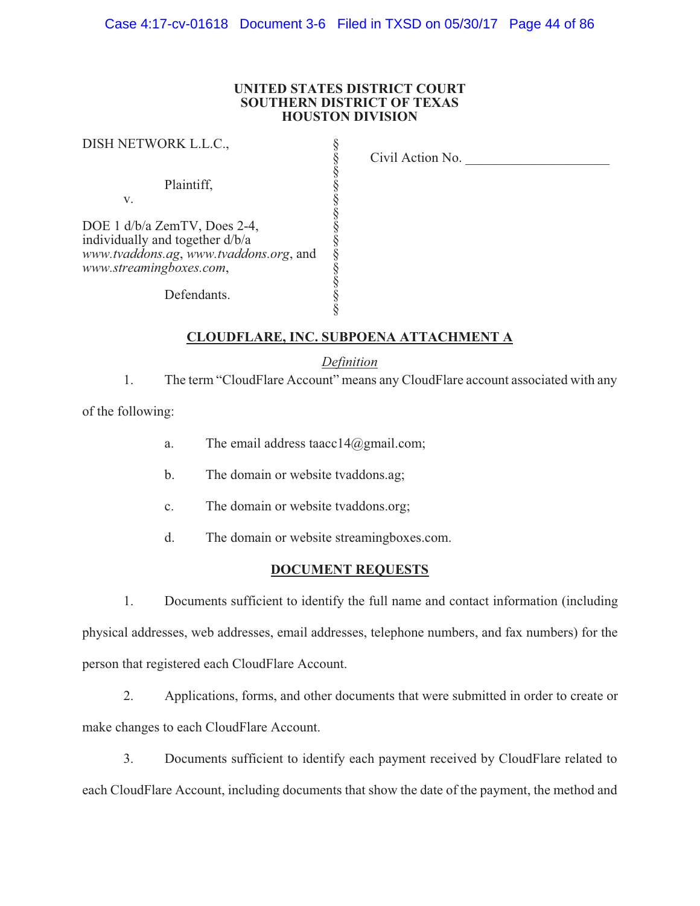**UNITED STATES DISTRICT COURT**
**SOUTHERN DISTRICT OF TEXAS**
**HOUSTON DIVISION**

| | | |
|---|---|---|
| DISH NETWORK L.L.C., | § | Civil Action No. ____________________ |
| | § | |
| Plaintiff, | § | |
| v. | § | |
| | § | |
| DOE 1 d/b/a ZemTV, Does 2-4, individually and together d/b/a *www.tvaddons.ag*, *www.tvaddons.org*, and *www.streamingboxes.com*, | § | |
| | § | |
| Defendants. | § | |

## CLOUDFLARE, INC. SUBPOENA ATTACHMENT A

*Definition*

1. The term "CloudFlare Account" means any CloudFlare account associated with any of the following:

   a. The email address taacc14@gmail.com;

   b. The domain or website tvaddons.ag;

   c. The domain or website tvaddons.org;

   d. The domain or website streamingboxes.com.

## DOCUMENT REQUESTS

1. Documents sufficient to identify the full name and contact information (including physical addresses, web addresses, email addresses, telephone numbers, and fax numbers) for the person that registered each CloudFlare Account.

2. Applications, forms, and other documents that were submitted in order to create or make changes to each CloudFlare Account.

3. Documents sufficient to identify each payment received by CloudFlare related to each CloudFlare Account, including documents that show the date of the payment, the method and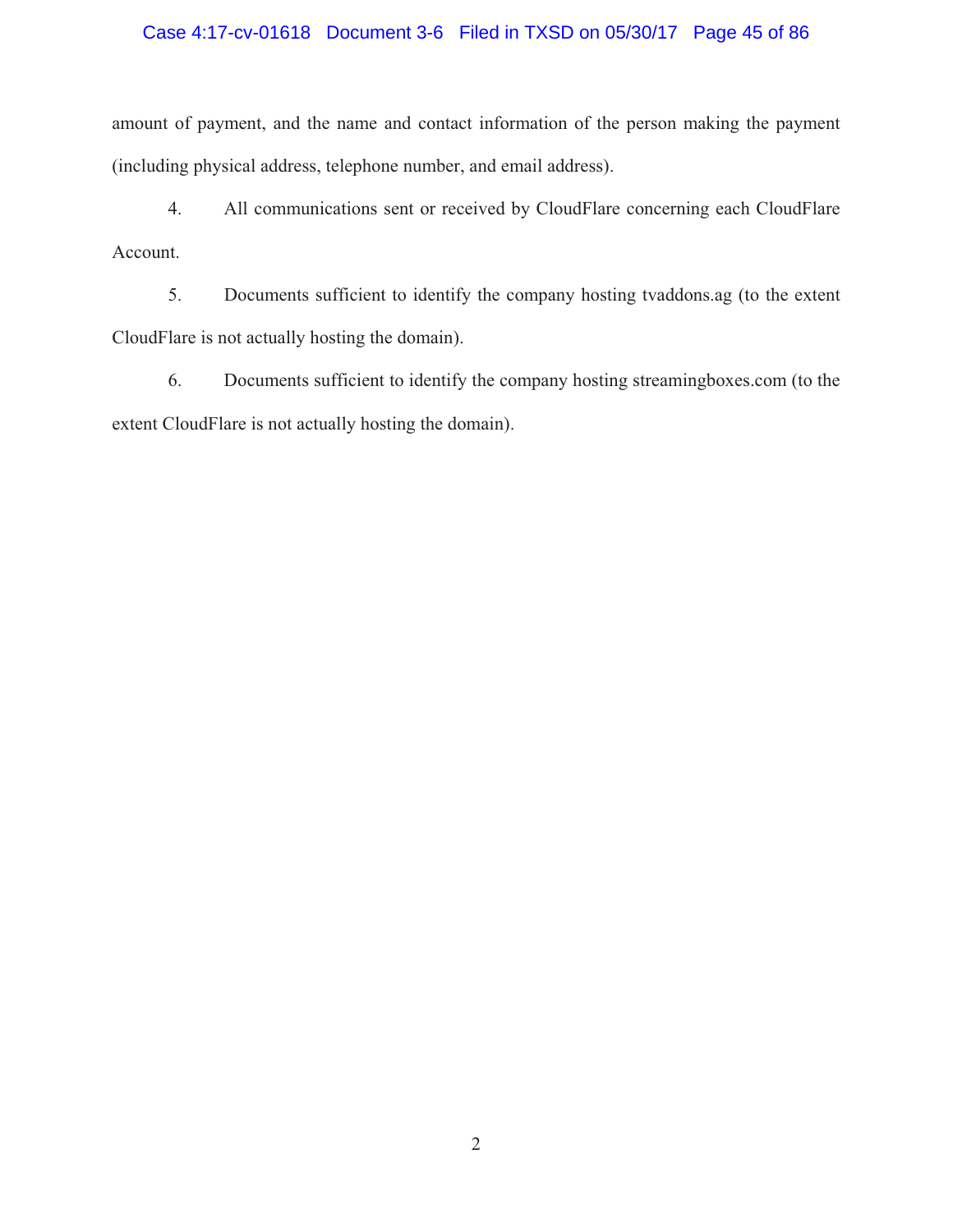amount of payment, and the name and contact information of the person making the payment (including physical address, telephone number, and email address).

4. All communications sent or received by CloudFlare concerning each CloudFlare Account.

5. Documents sufficient to identify the company hosting tvaddons.ag (to the extent CloudFlare is not actually hosting the domain).

6. Documents sufficient to identify the company hosting streamingboxes.com (to the extent CloudFlare is not actually hosting the domain).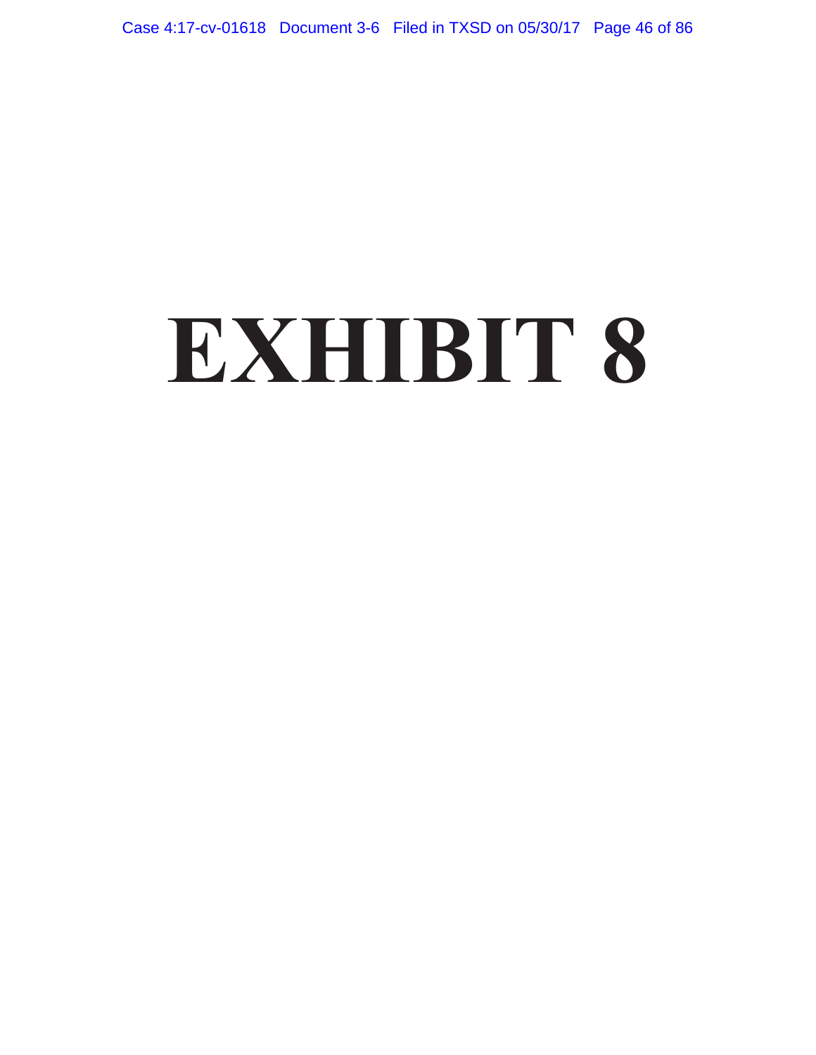# EXHIBIT 8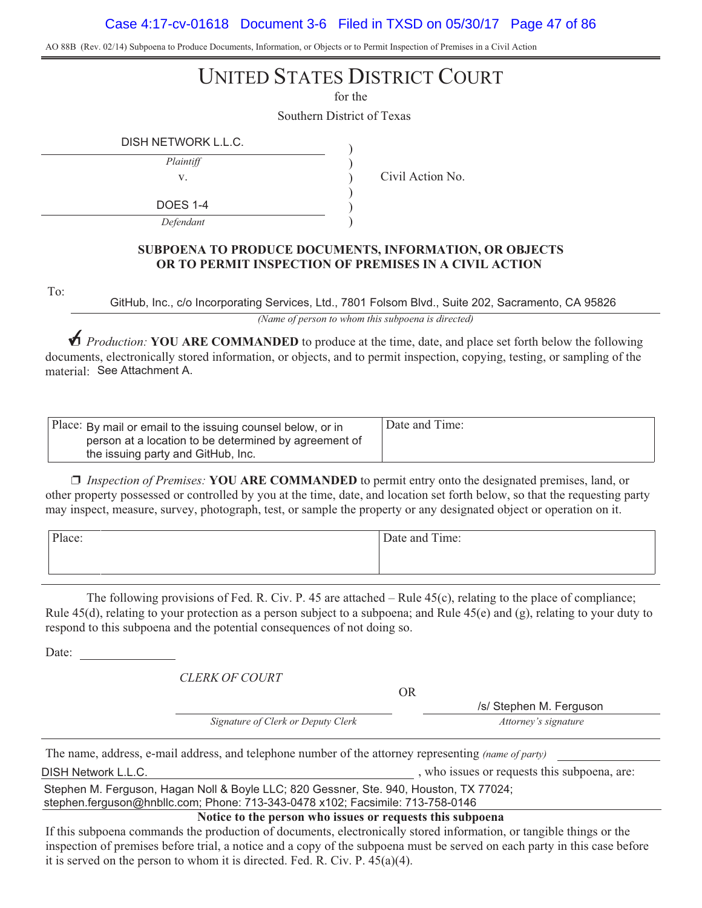AO 88B (Rev. 02/14) Subpoena to Produce Documents, Information, or Objects or to Permit Inspection of Premises in a Civil Action

# UNITED STATES DISTRICT COURT

for the

Southern District of Texas

DISH NETWORK L.L.C.
*Plaintiff*
v.
DOES 1-4
*Defendant*

Civil Action No.

## SUBPOENA TO PRODUCE DOCUMENTS, INFORMATION, OR OBJECTS OR TO PERMIT INSPECTION OF PREMISES IN A CIVIL ACTION

To: GitHub, Inc., c/o Incorporating Services, Ltd., 7801 Folsom Blvd., Suite 202, Sacramento, CA 95826

*(Name of person to whom this subpoena is directed)*

☑ *Production:* **YOU ARE COMMANDED** to produce at the time, date, and place set forth below the following documents, electronically stored information, or objects, and to permit inspection, copying, testing, or sampling of the material: See Attachment A.

| Place: By mail or email to the issuing counsel below, or in person at a location to be determined by agreement of the issuing party and GitHub, Inc. | Date and Time: |
|---|---|

☐ *Inspection of Premises:* **YOU ARE COMMANDED** to permit entry onto the designated premises, land, or other property possessed or controlled by you at the time, date, and location set forth below, so that the requesting party may inspect, measure, survey, photograph, test, or sample the property or any designated object or operation on it.

| Place: | Date and Time: |
|---|---|

The following provisions of Fed. R. Civ. P. 45 are attached – Rule 45(c), relating to the place of compliance; Rule 45(d), relating to your protection as a person subject to a subpoena; and Rule 45(e) and (g), relating to your duty to respond to this subpoena and the potential consequences of not doing so.

Date: ______________

*CLERK OF COURT*

______________________
*Signature of Clerk or Deputy Clerk*

OR

/s/ Stephen M. Ferguson
*Attorney's signature*

The name, address, e-mail address, and telephone number of the attorney representing *(name of party)* DISH Network L.L.C. , who issues or requests this subpoena, are:

Stephen M. Ferguson, Hagan Noll & Boyle LLC; 820 Gessner, Ste. 940, Houston, TX 77024; stephen.ferguson@hnbllc.com; Phone: 713-343-0478 x102; Facsimile: 713-758-0146

**Notice to the person who issues or requests this subpoena**

If this subpoena commands the production of documents, electronically stored information, or tangible things or the inspection of premises before trial, a notice and a copy of the subpoena must be served on each party in this case before it is served on the person to whom it is directed. Fed. R. Civ. P. 45(a)(4).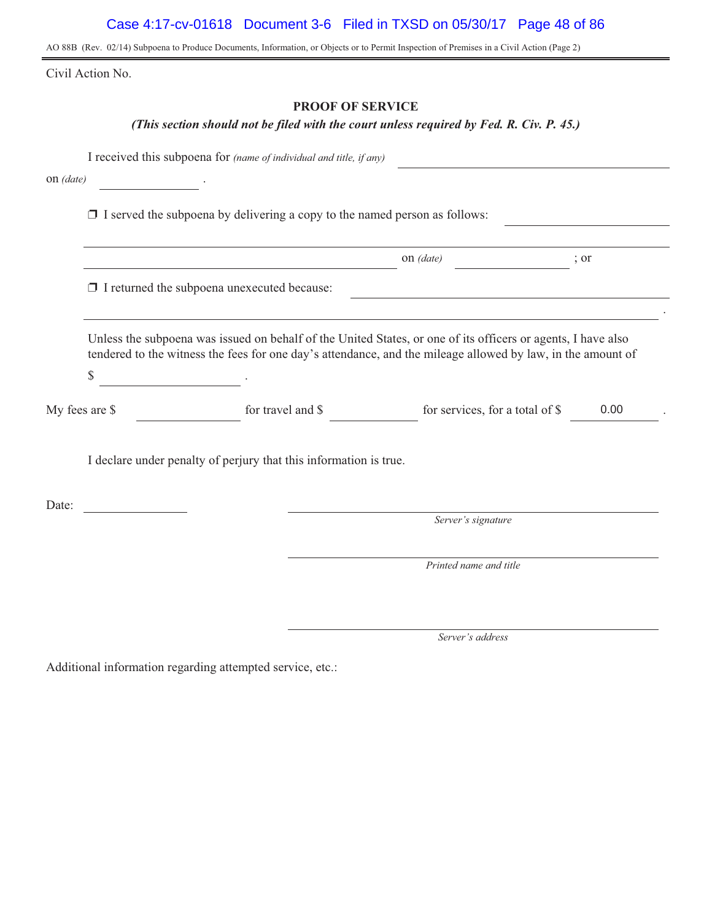AO 88B (Rev. 02/14) Subpoena to Produce Documents, Information, or Objects or to Permit Inspection of Premises in a Civil Action (Page 2)

Civil Action No.

## PROOF OF SERVICE

***(This section should not be filed with the court unless required by Fed. R. Civ. P. 45.)***

I received this subpoena for *(name of individual and title, if any)* ______________________________

on *(date)* ______________ .

❒ I served the subpoena by delivering a copy to the named person as follows: ______________________________

______________________________________________ on *(date)* ______________ ; or

❒ I returned the subpoena unexecuted because: ______________________________

______________________________________________ .

Unless the subpoena was issued on behalf of the United States, or one of its officers or agents, I have also tendered to the witness the fees for one day's attendance, and the mileage allowed by law, in the amount of

$ ______________ .

My fees are $ ______________ for travel and $ ______________ for services, for a total of $ 0.00 .

I declare under penalty of perjury that this information is true.

Date: ______________

______________________________
*Server's signature*

______________________________
*Printed name and title*

______________________________
*Server's address*

Additional information regarding attempted service, etc.: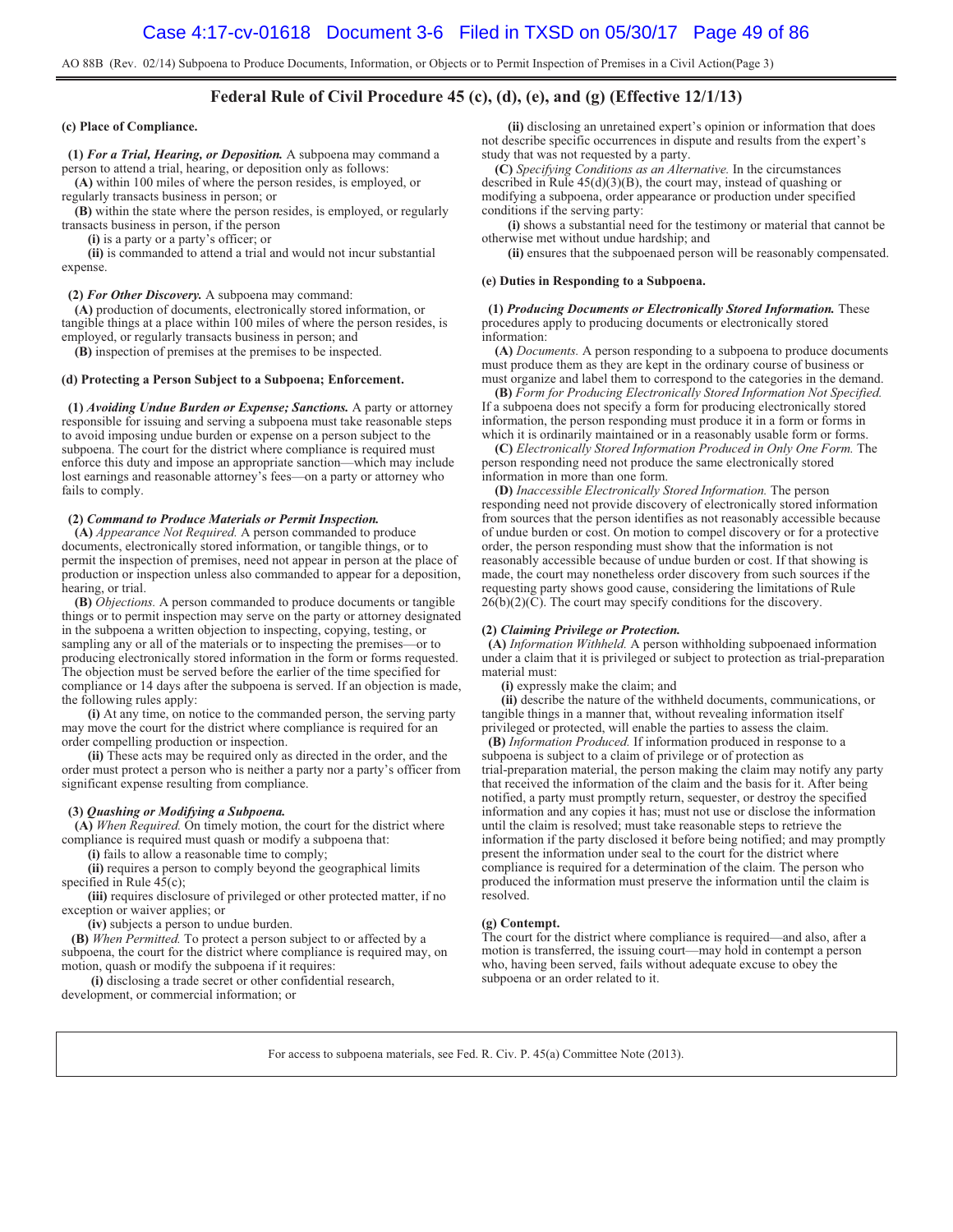AO 88B (Rev. 02/14) Subpoena to Produce Documents, Information, or Objects or to Permit Inspection of Premises in a Civil Action(Page 3)

## Federal Rule of Civil Procedure 45 (c), (d), (e), and (g) (Effective 12/1/13)

**(c) Place of Compliance.**

**(1)** ***For a Trial, Hearing, or Deposition.*** A subpoena may command a person to attend a trial, hearing, or deposition only as follows:

**(A)** within 100 miles of where the person resides, is employed, or regularly transacts business in person; or

**(B)** within the state where the person resides, is employed, or regularly transacts business in person, if the person

**(i)** is a party or a party's officer; or

**(ii)** is commanded to attend a trial and would not incur substantial expense.

**(2)** ***For Other Discovery.*** A subpoena may command:

**(A)** production of documents, electronically stored information, or tangible things at a place within 100 miles of where the person resides, is employed, or regularly transacts business in person; and

**(B)** inspection of premises at the premises to be inspected.

**(d) Protecting a Person Subject to a Subpoena; Enforcement.**

**(1)** ***Avoiding Undue Burden or Expense; Sanctions.*** A party or attorney responsible for issuing and serving a subpoena must take reasonable steps to avoid imposing undue burden or expense on a person subject to the subpoena. The court for the district where compliance is required must enforce this duty and impose an appropriate sanction—which may include lost earnings and reasonable attorney's fees—on a party or attorney who fails to comply.

**(2)** ***Command to Produce Materials or Permit Inspection.***

**(A)** *Appearance Not Required.* A person commanded to produce documents, electronically stored information, or tangible things, or to permit the inspection of premises, need not appear in person at the place of production or inspection unless also commanded to appear for a deposition, hearing, or trial.

**(B)** *Objections.* A person commanded to produce documents or tangible things or to permit inspection may serve on the party or attorney designated in the subpoena a written objection to inspecting, copying, testing, or sampling any or all of the materials or to inspecting the premises—or to producing electronically stored information in the form or forms requested. The objection must be served before the earlier of the time specified for compliance or 14 days after the subpoena is served. If an objection is made, the following rules apply:

**(i)** At any time, on notice to the commanded person, the serving party may move the court for the district where compliance is required for an order compelling production or inspection.

**(ii)** These acts may be required only as directed in the order, and the order must protect a person who is neither a party nor a party's officer from significant expense resulting from compliance.

**(3)** ***Quashing or Modifying a Subpoena.***

**(A)** *When Required.* On timely motion, the court for the district where compliance is required must quash or modify a subpoena that:

**(i)** fails to allow a reasonable time to comply;

**(ii)** requires a person to comply beyond the geographical limits specified in Rule 45(c);

**(iii)** requires disclosure of privileged or other protected matter, if no exception or waiver applies; or

**(iv)** subjects a person to undue burden.

**(B)** *When Permitted.* To protect a person subject to or affected by a subpoena, the court for the district where compliance is required may, on motion, quash or modify the subpoena if it requires:

**(i)** disclosing a trade secret or other confidential research, development, or commercial information; or

**(ii)** disclosing an unretained expert's opinion or information that does not describe specific occurrences in dispute and results from the expert's study that was not requested by a party.

**(C)** *Specifying Conditions as an Alternative.* In the circumstances described in Rule 45(d)(3)(B), the court may, instead of quashing or modifying a subpoena, order appearance or production under specified conditions if the serving party:

**(i)** shows a substantial need for the testimony or material that cannot be otherwise met without undue hardship; and

**(ii)** ensures that the subpoenaed person will be reasonably compensated.

**(e) Duties in Responding to a Subpoena.**

**(1)** ***Producing Documents or Electronically Stored Information.*** These procedures apply to producing documents or electronically stored information:

**(A)** *Documents.* A person responding to a subpoena to produce documents must produce them as they are kept in the ordinary course of business or must organize and label them to correspond to the categories in the demand.

**(B)** *Form for Producing Electronically Stored Information Not Specified.* If a subpoena does not specify a form for producing electronically stored information, the person responding must produce it in a form or forms in which it is ordinarily maintained or in a reasonably usable form or forms.

**(C)** *Electronically Stored Information Produced in Only One Form.* The person responding need not produce the same electronically stored information in more than one form.

**(D)** *Inaccessible Electronically Stored Information.* The person responding need not provide discovery of electronically stored information from sources that the person identifies as not reasonably accessible because of undue burden or cost. On motion to compel discovery or for a protective order, the person responding must show that the information is not reasonably accessible because of undue burden or cost. If that showing is made, the court may nonetheless order discovery from such sources if the requesting party shows good cause, considering the limitations of Rule 26(b)(2)(C). The court may specify conditions for the discovery.

**(2)** ***Claiming Privilege or Protection.***

**(A)** *Information Withheld.* A person withholding subpoenaed information under a claim that it is privileged or subject to protection as trial-preparation material must:

**(i)** expressly make the claim; and

**(ii)** describe the nature of the withheld documents, communications, or tangible things in a manner that, without revealing information itself privileged or protected, will enable the parties to assess the claim.

**(B)** *Information Produced.* If information produced in response to a subpoena is subject to a claim of privilege or of protection as trial-preparation material, the person making the claim may notify any party that received the information of the claim and the basis for it. After being notified, a party must promptly return, sequester, or destroy the specified information and any copies it has; must not use or disclose the information until the claim is resolved; must take reasonable steps to retrieve the information if the party disclosed it before being notified; and may promptly present the information under seal to the court for the district where compliance is required for a determination of the claim. The person who produced the information must preserve the information until the claim is resolved.

**(g) Contempt.**

The court for the district where compliance is required—and also, after a motion is transferred, the issuing court—may hold in contempt a person who, having been served, fails without adequate excuse to obey the subpoena or an order related to it.

For access to subpoena materials, see Fed. R. Civ. P. 45(a) Committee Note (2013).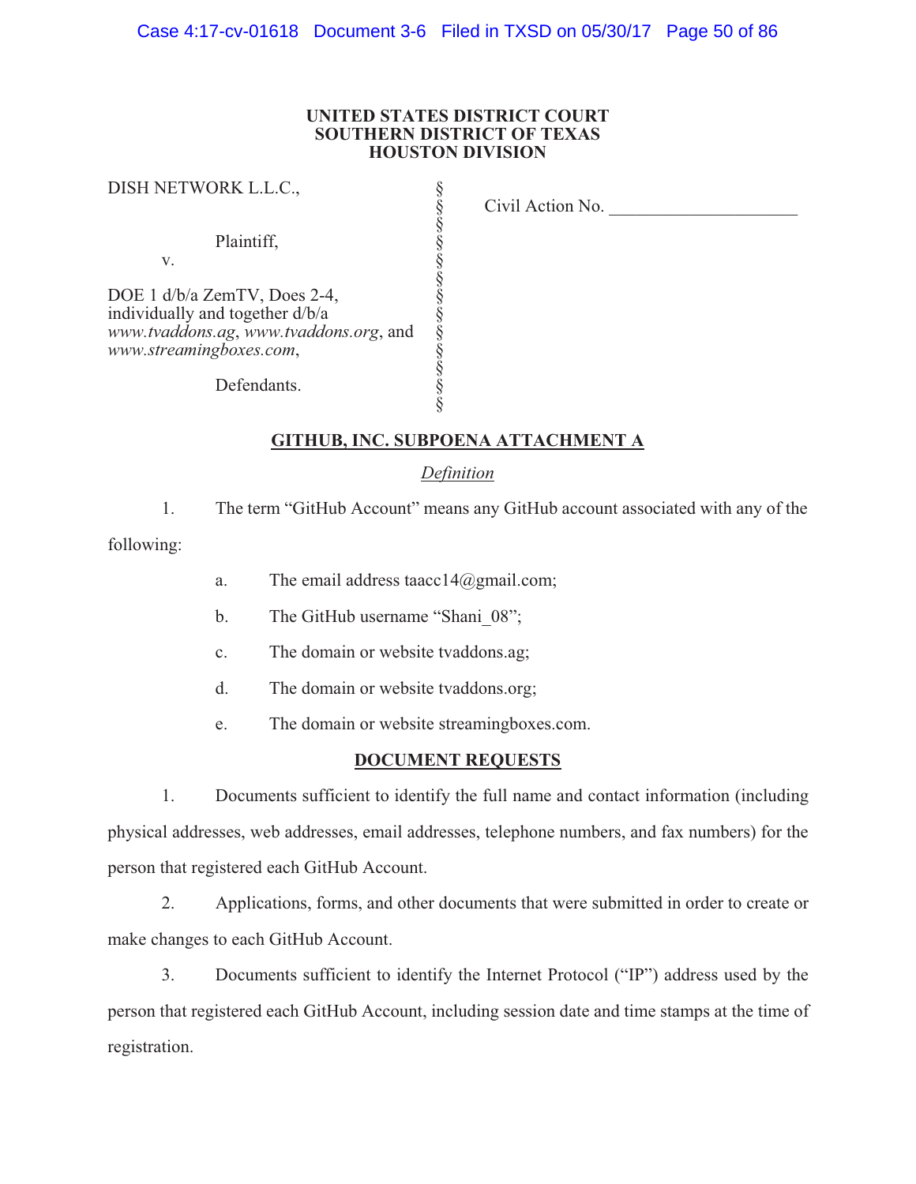**UNITED STATES DISTRICT COURT**
**SOUTHERN DISTRICT OF TEXAS**
**HOUSTON DIVISION**

| | | |
|---|---|---|
| DISH NETWORK L.L.C.,<br><br>Plaintiff,<br>v.<br><br>DOE 1 d/b/a ZemTV, Does 2-4, individually and together d/b/a *www.tvaddons.ag*, *www.tvaddons.org*, and *www.streamingboxes.com*,<br><br>Defendants. | §<br>§<br>§<br>§<br>§<br>§<br>§<br>§<br>§<br>§<br>§<br>§<br>§ | Civil Action No. ____________________ |

## GITHUB, INC. SUBPOENA ATTACHMENT A

*Definition*

1. The term "GitHub Account" means any GitHub account associated with any of the following:

   a. The email address taacc14@gmail.com;

   b. The GitHub username "Shani_08";

   c. The domain or website tvaddons.ag;

   d. The domain or website tvaddons.org;

   e. The domain or website streamingboxes.com.

## DOCUMENT REQUESTS

1. Documents sufficient to identify the full name and contact information (including physical addresses, web addresses, email addresses, telephone numbers, and fax numbers) for the person that registered each GitHub Account.

2. Applications, forms, and other documents that were submitted in order to create or make changes to each GitHub Account.

3. Documents sufficient to identify the Internet Protocol ("IP") address used by the person that registered each GitHub Account, including session date and time stamps at the time of registration.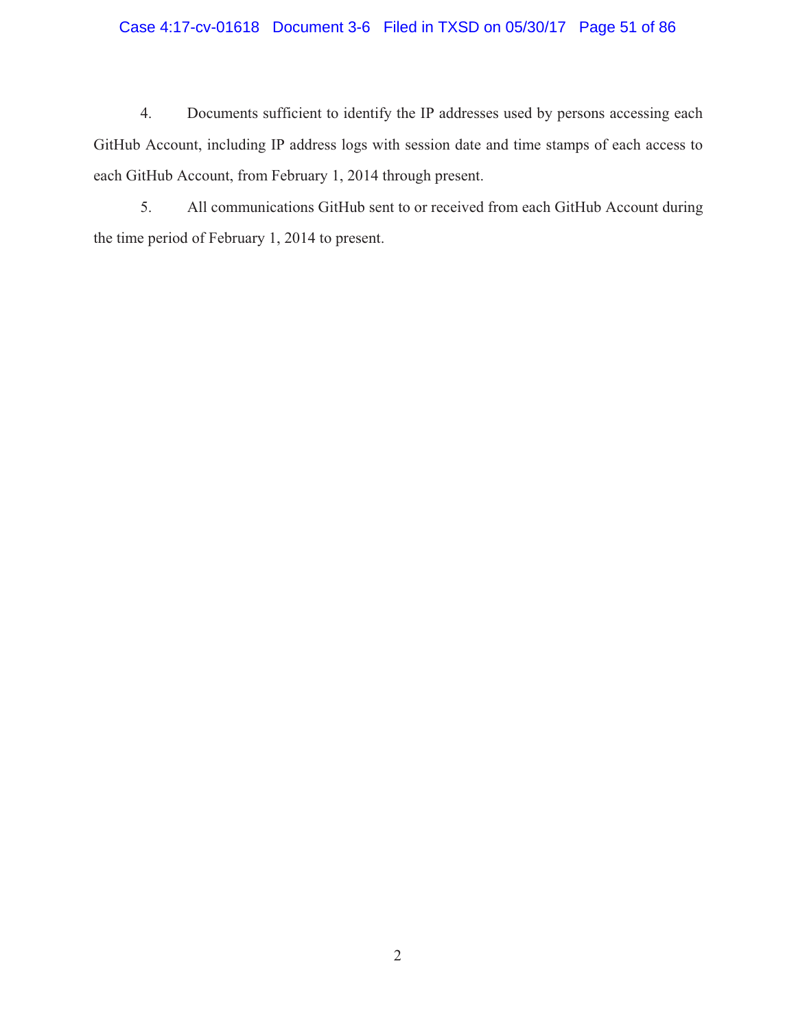4. Documents sufficient to identify the IP addresses used by persons accessing each GitHub Account, including IP address logs with session date and time stamps of each access to each GitHub Account, from February 1, 2014 through present.

5. All communications GitHub sent to or received from each GitHub Account during the time period of February 1, 2014 to present.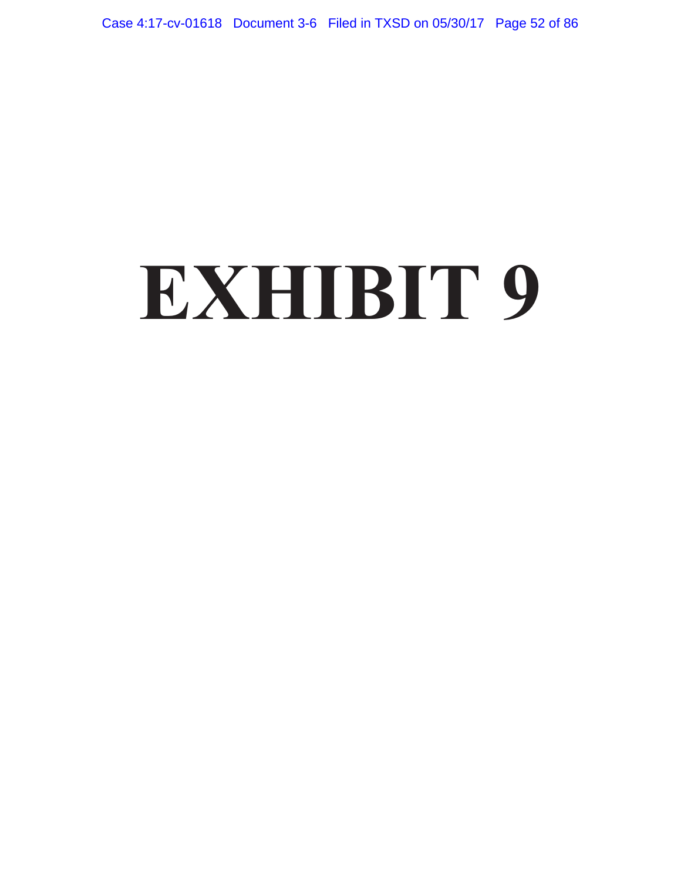# EXHIBIT 9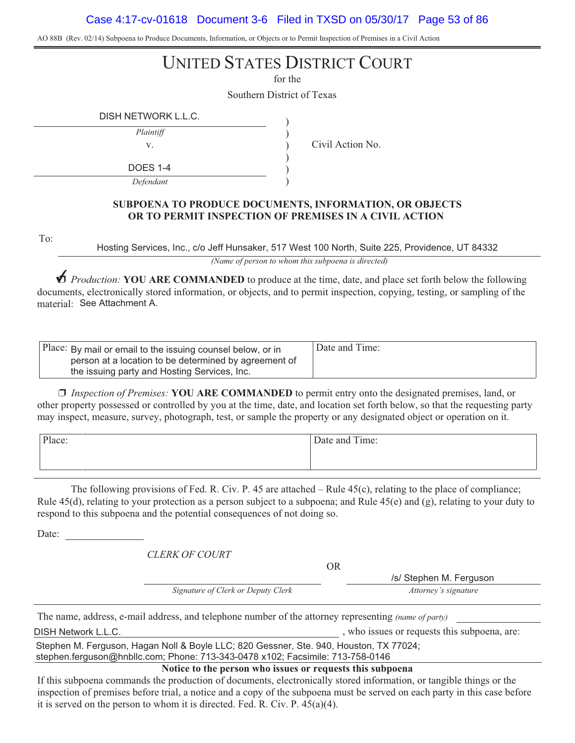AO 88B (Rev. 02/14) Subpoena to Produce Documents, Information, or Objects or to Permit Inspection of Premises in a Civil Action

# UNITED STATES DISTRICT COURT

for the

Southern District of Texas

DISH NETWORK L.L.C.
*Plaintiff*
v.
DOES 1-4
*Defendant*

Civil Action No.

**SUBPOENA TO PRODUCE DOCUMENTS, INFORMATION, OR OBJECTS OR TO PERMIT INSPECTION OF PREMISES IN A CIVIL ACTION**

To: Hosting Services, Inc., c/o Jeff Hunsaker, 517 West 100 North, Suite 225, Providence, UT 84332

*(Name of person to whom this subpoena is directed)*

☑ *Production:* **YOU ARE COMMANDED** to produce at the time, date, and place set forth below the following documents, electronically stored information, or objects, and to permit inspection, copying, testing, or sampling of the material: See Attachment A.

| Place: By mail or email to the issuing counsel below, or in person at a location to be determined by agreement of the issuing party and Hosting Services, Inc. | Date and Time: |
|---|---|

❒ *Inspection of Premises:* **YOU ARE COMMANDED** to permit entry onto the designated premises, land, or other property possessed or controlled by you at the time, date, and location set forth below, so that the requesting party may inspect, measure, survey, photograph, test, or sample the property or any designated object or operation on it.

| Place: | Date and Time: |
|---|---|

The following provisions of Fed. R. Civ. P. 45 are attached – Rule 45(c), relating to the place of compliance; Rule 45(d), relating to your protection as a person subject to a subpoena; and Rule 45(e) and (g), relating to your duty to respond to this subpoena and the potential consequences of not doing so.

Date:

*CLERK OF COURT*

_________________________
*Signature of Clerk or Deputy Clerk*

OR

/s/ Stephen M. Ferguson
*Attorney's signature*

The name, address, e-mail address, and telephone number of the attorney representing *(name of party)* DISH Network L.L.C. , who issues or requests this subpoena, are:

Stephen M. Ferguson, Hagan Noll & Boyle LLC; 820 Gessner, Ste. 940, Houston, TX 77024; stephen.ferguson@hnbllc.com; Phone: 713-343-0478 x102; Facsimile: 713-758-0146

**Notice to the person who issues or requests this subpoena**

If this subpoena commands the production of documents, electronically stored information, or tangible things or the inspection of premises before trial, a notice and a copy of the subpoena must be served on each party in this case before it is served on the person to whom it is directed. Fed. R. Civ. P. 45(a)(4).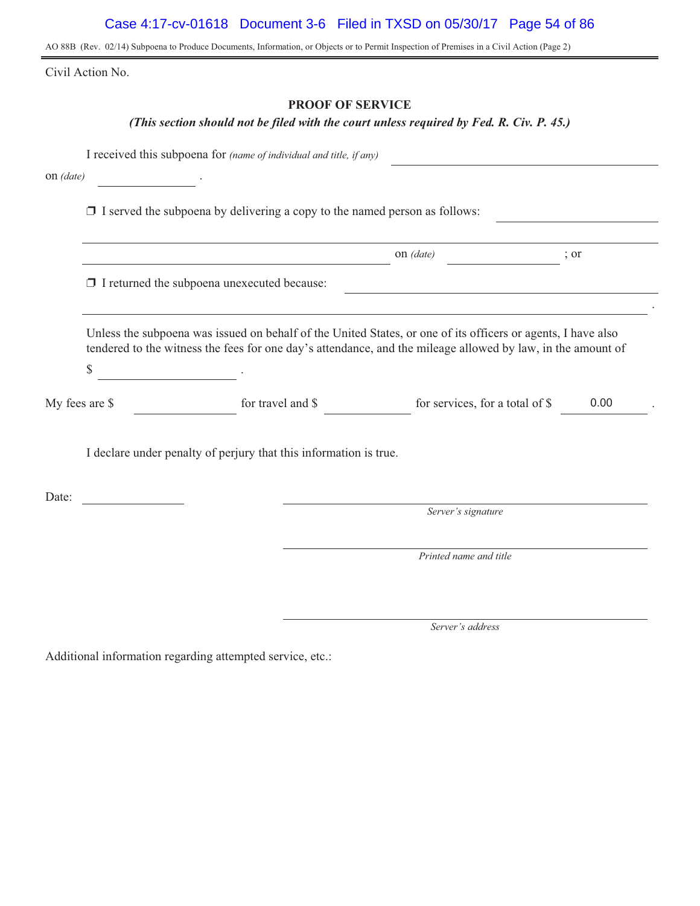AO 88B (Rev. 02/14) Subpoena to Produce Documents, Information, or Objects or to Permit Inspection of Premises in a Civil Action (Page 2)

Civil Action No.

## PROOF OF SERVICE

***(This section should not be filed with the court unless required by Fed. R. Civ. P. 45.)***

I received this subpoena for *(name of individual and title, if any)* \_\_\_\_\_\_\_\_\_\_\_\_\_\_\_\_\_\_\_\_
on *(date)* \_\_\_\_\_\_\_\_\_\_ .

☐ I served the subpoena by delivering a copy to the named person as follows: \_\_\_\_\_\_\_\_\_\_\_\_\_\_\_\_\_\_\_\_

\_\_\_\_\_\_\_\_\_\_\_\_\_\_\_\_\_\_\_\_ on *(date)* \_\_\_\_\_\_\_\_\_\_ ; or

☐ I returned the subpoena unexecuted because: \_\_\_\_\_\_\_\_\_\_\_\_\_\_\_\_\_\_\_\_

\_\_\_\_\_\_\_\_\_\_\_\_\_\_\_\_\_\_\_\_ .

Unless the subpoena was issued on behalf of the United States, or one of its officers or agents, I have also tendered to the witness the fees for one day's attendance, and the mileage allowed by law, in the amount of

$ \_\_\_\_\_\_\_\_\_\_ .

My fees are $ \_\_\_\_\_\_\_\_\_\_ for travel and $ \_\_\_\_\_\_\_\_\_\_ for services, for a total of $ 0.00 .

I declare under penalty of perjury that this information is true.

Date: \_\_\_\_\_\_\_\_\_\_

\_\_\_\_\_\_\_\_\_\_\_\_\_\_\_\_\_\_\_\_
*Server's signature*

\_\_\_\_\_\_\_\_\_\_\_\_\_\_\_\_\_\_\_\_
*Printed name and title*

\_\_\_\_\_\_\_\_\_\_\_\_\_\_\_\_\_\_\_\_
*Server's address*

Additional information regarding attempted service, etc.: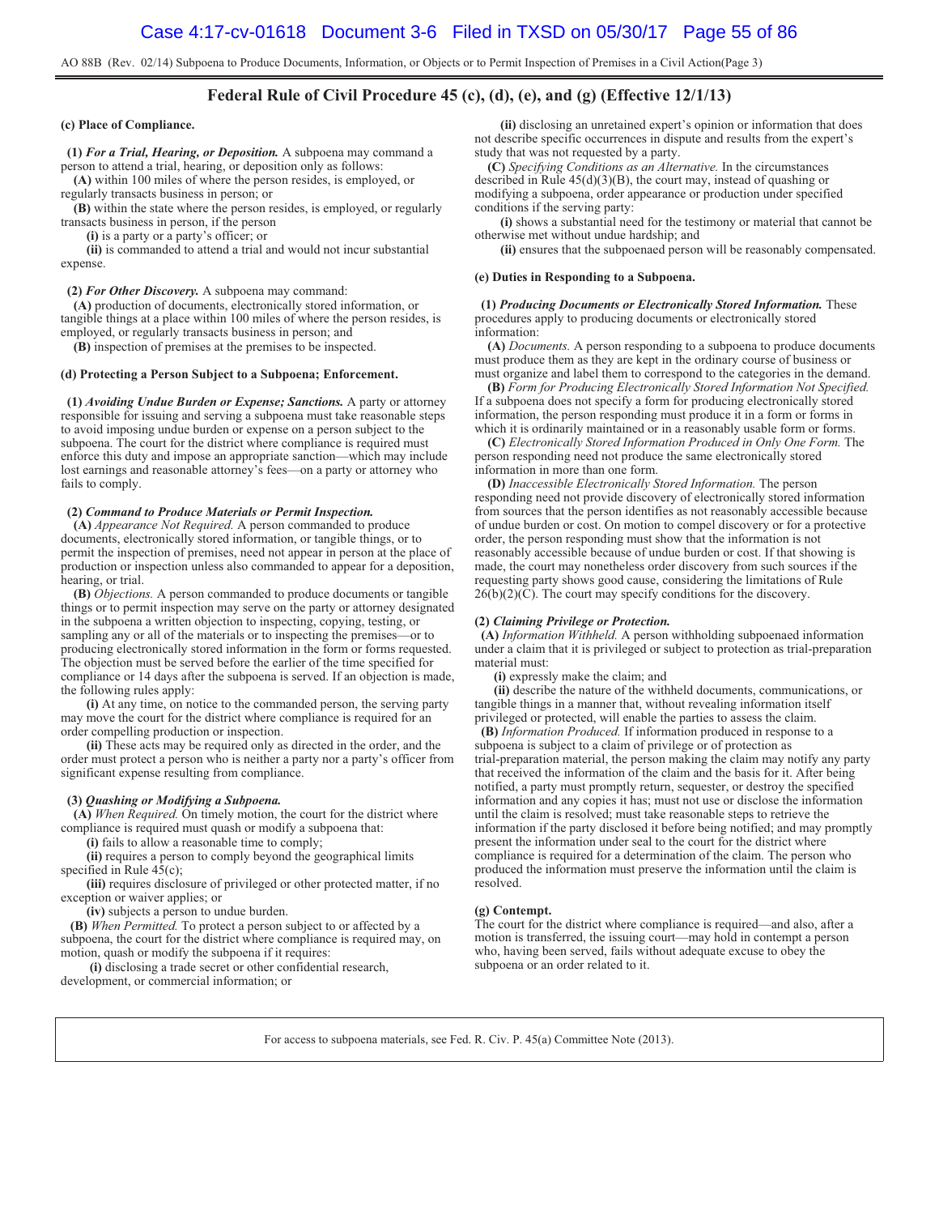AO 88B (Rev. 02/14) Subpoena to Produce Documents, Information, or Objects or to Permit Inspection of Premises in a Civil Action(Page 3)

## Federal Rule of Civil Procedure 45 (c), (d), (e), and (g) (Effective 12/1/13)

**(c) Place of Compliance.**

**(1)** ***For a Trial, Hearing, or Deposition.*** A subpoena may command a person to attend a trial, hearing, or deposition only as follows:

**(A)** within 100 miles of where the person resides, is employed, or regularly transacts business in person; or

**(B)** within the state where the person resides, is employed, or regularly transacts business in person, if the person

**(i)** is a party or a party's officer; or

**(ii)** is commanded to attend a trial and would not incur substantial expense.

**(2)** ***For Other Discovery.*** A subpoena may command:

**(A)** production of documents, electronically stored information, or tangible things at a place within 100 miles of where the person resides, is employed, or regularly transacts business in person; and

**(B)** inspection of premises at the premises to be inspected.

**(d) Protecting a Person Subject to a Subpoena; Enforcement.**

**(1)** ***Avoiding Undue Burden or Expense; Sanctions.*** A party or attorney responsible for issuing and serving a subpoena must take reasonable steps to avoid imposing undue burden or expense on a person subject to the subpoena. The court for the district where compliance is required must enforce this duty and impose an appropriate sanction—which may include lost earnings and reasonable attorney's fees—on a party or attorney who fails to comply.

**(2)** ***Command to Produce Materials or Permit Inspection.***

**(A)** *Appearance Not Required.* A person commanded to produce documents, electronically stored information, or tangible things, or to permit the inspection of premises, need not appear in person at the place of production or inspection unless also commanded to appear for a deposition, hearing, or trial.

**(B)** *Objections.* A person commanded to produce documents or tangible things or to permit inspection may serve on the party or attorney designated in the subpoena a written objection to inspecting, copying, testing, or sampling any or all of the materials or to inspecting the premises—or to producing electronically stored information in the form or forms requested. The objection must be served before the earlier of the time specified for compliance or 14 days after the subpoena is served. If an objection is made, the following rules apply:

**(i)** At any time, on notice to the commanded person, the serving party may move the court for the district where compliance is required for an order compelling production or inspection.

**(ii)** These acts may be required only as directed in the order, and the order must protect a person who is neither a party nor a party's officer from significant expense resulting from compliance.

**(3)** ***Quashing or Modifying a Subpoena.***

**(A)** *When Required.* On timely motion, the court for the district where compliance is required must quash or modify a subpoena that:

**(i)** fails to allow a reasonable time to comply;

**(ii)** requires a person to comply beyond the geographical limits specified in Rule 45(c);

**(iii)** requires disclosure of privileged or other protected matter, if no exception or waiver applies; or

**(iv)** subjects a person to undue burden.

**(B)** *When Permitted.* To protect a person subject to or affected by a subpoena, the court for the district where compliance is required may, on motion, quash or modify the subpoena if it requires:

**(i)** disclosing a trade secret or other confidential research, development, or commercial information; or

**(ii)** disclosing an unretained expert's opinion or information that does not describe specific occurrences in dispute and results from the expert's study that was not requested by a party.

**(C)** *Specifying Conditions as an Alternative.* In the circumstances described in Rule 45(d)(3)(B), the court may, instead of quashing or modifying a subpoena, order appearance or production under specified conditions if the serving party:

**(i)** shows a substantial need for the testimony or material that cannot be otherwise met without undue hardship; and

**(ii)** ensures that the subpoenaed person will be reasonably compensated.

**(e) Duties in Responding to a Subpoena.**

**(1)** ***Producing Documents or Electronically Stored Information.*** These procedures apply to producing documents or electronically stored information:

**(A)** *Documents.* A person responding to a subpoena to produce documents must produce them as they are kept in the ordinary course of business or must organize and label them to correspond to the categories in the demand.

**(B)** *Form for Producing Electronically Stored Information Not Specified.* If a subpoena does not specify a form for producing electronically stored information, the person responding must produce it in a form or forms in which it is ordinarily maintained or in a reasonably usable form or forms.

**(C)** *Electronically Stored Information Produced in Only One Form.* The person responding need not produce the same electronically stored information in more than one form.

**(D)** *Inaccessible Electronically Stored Information.* The person responding need not provide discovery of electronically stored information from sources that the person identifies as not reasonably accessible because of undue burden or cost. On motion to compel discovery or for a protective order, the person responding must show that the information is not reasonably accessible because of undue burden or cost. If that showing is made, the court may nonetheless order discovery from such sources if the requesting party shows good cause, considering the limitations of Rule 26(b)(2)(C). The court may specify conditions for the discovery.

**(2)** ***Claiming Privilege or Protection.***

**(A)** *Information Withheld.* A person withholding subpoenaed information under a claim that it is privileged or subject to protection as trial-preparation material must:

**(i)** expressly make the claim; and

**(ii)** describe the nature of the withheld documents, communications, or tangible things in a manner that, without revealing information itself privileged or protected, will enable the parties to assess the claim.

**(B)** *Information Produced.* If information produced in response to a subpoena is subject to a claim of privilege or of protection as trial-preparation material, the person making the claim may notify any party that received the information of the claim and the basis for it. After being notified, a party must promptly return, sequester, or destroy the specified information and any copies it has; must not use or disclose the information until the claim is resolved; must take reasonable steps to retrieve the information if the party disclosed it before being notified; and may promptly present the information under seal to the court for the district where compliance is required for a determination of the claim. The person who produced the information must preserve the information until the claim is resolved.

**(g) Contempt.**

The court for the district where compliance is required—and also, after a motion is transferred, the issuing court—may hold in contempt a person who, having been served, fails without adequate excuse to obey the subpoena or an order related to it.

For access to subpoena materials, see Fed. R. Civ. P. 45(a) Committee Note (2013).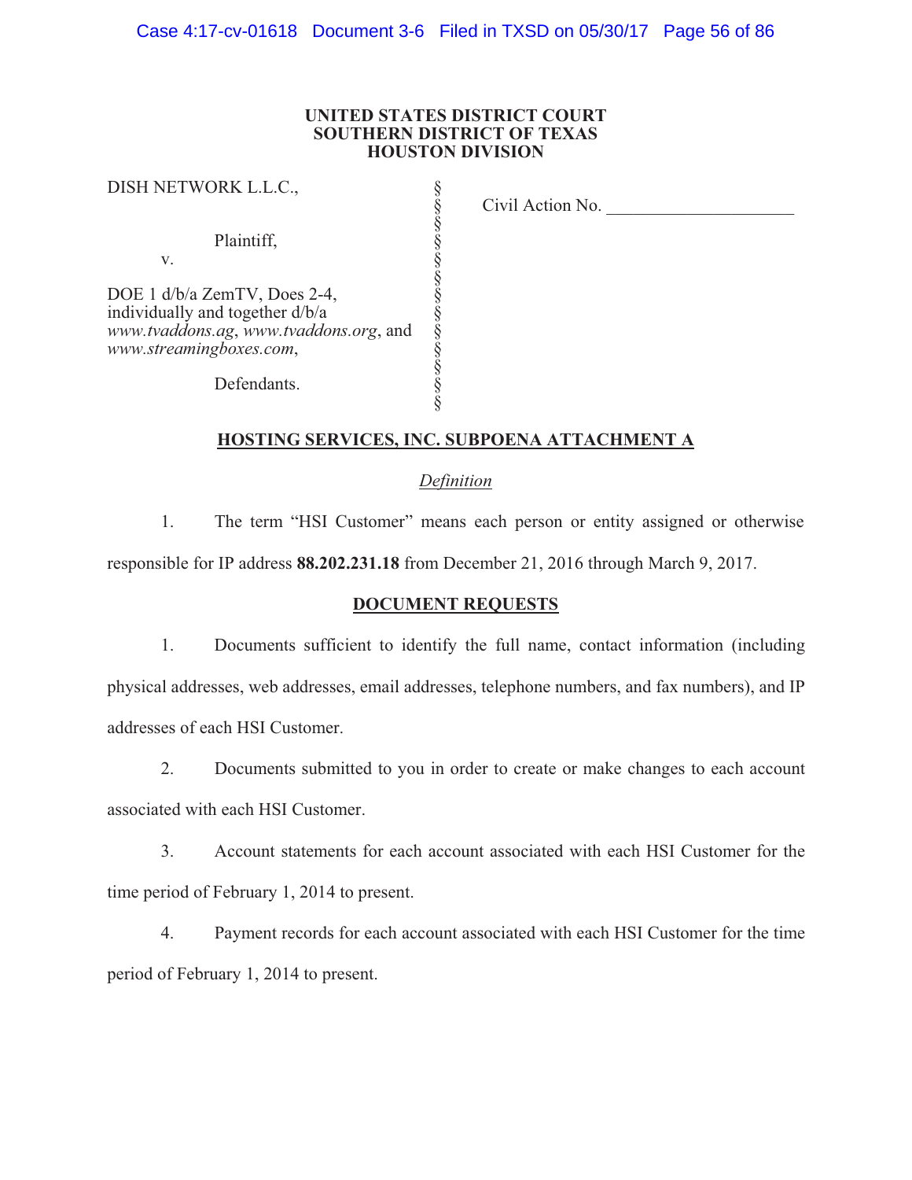**UNITED STATES DISTRICT COURT**
**SOUTHERN DISTRICT OF TEXAS**
**HOUSTON DIVISION**

| | | |
|---|---|---|
| DISH NETWORK L.L.C.,<br><br>Plaintiff,<br>v.<br><br>DOE 1 d/b/a ZemTV, Does 2-4, individually and together d/b/a *www.tvaddons.ag*, *www.tvaddons.org*, and *www.streamingboxes.com*,<br><br>Defendants. | §<br>§<br>§<br>§<br>§<br>§<br>§<br>§<br>§<br>§<br>§<br>§<br>§ | Civil Action No. \_\_\_\_\_\_\_\_\_\_\_\_\_\_\_\_\_\_\_\_ |

**HOSTING SERVICES, INC. SUBPOENA ATTACHMENT A**

*Definition*

1. The term "HSI Customer" means each person or entity assigned or otherwise responsible for IP address **88.202.231.18** from December 21, 2016 through March 9, 2017.

**DOCUMENT REQUESTS**

1. Documents sufficient to identify the full name, contact information (including physical addresses, web addresses, email addresses, telephone numbers, and fax numbers), and IP addresses of each HSI Customer.

2. Documents submitted to you in order to create or make changes to each account associated with each HSI Customer.

3. Account statements for each account associated with each HSI Customer for the time period of February 1, 2014 to present.

4. Payment records for each account associated with each HSI Customer for the time period of February 1, 2014 to present.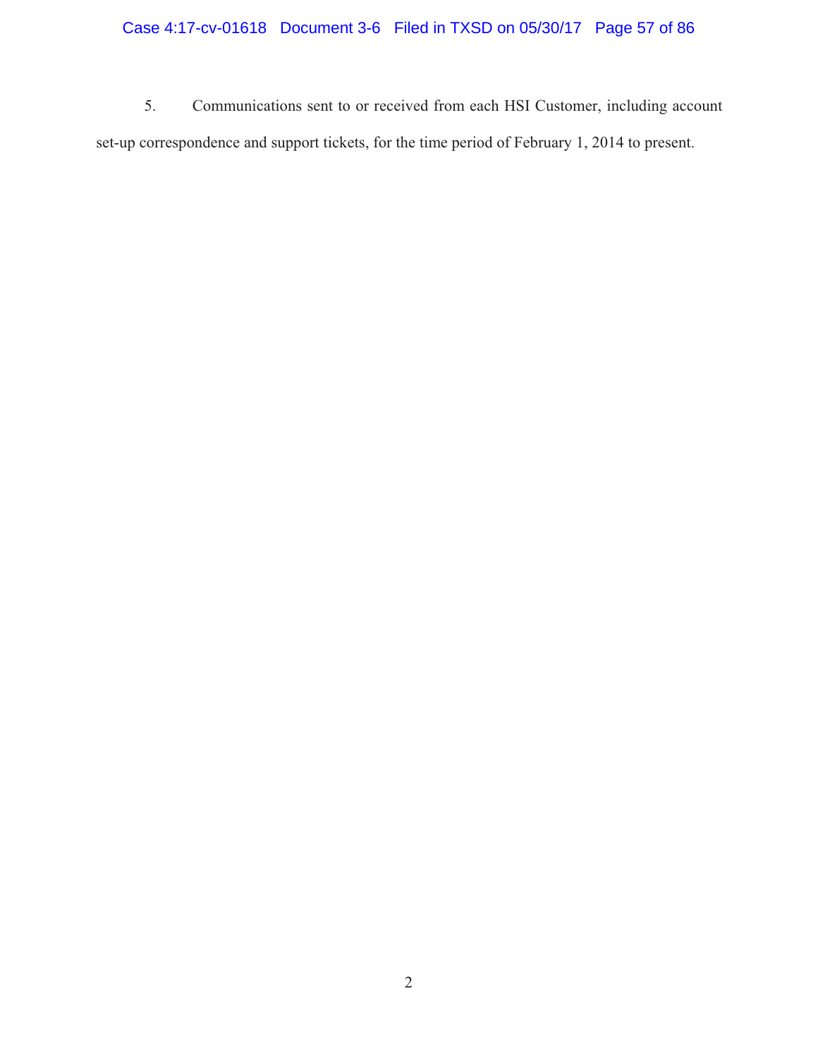5. Communications sent to or received from each HSI Customer, including account set-up correspondence and support tickets, for the time period of February 1, 2014 to present.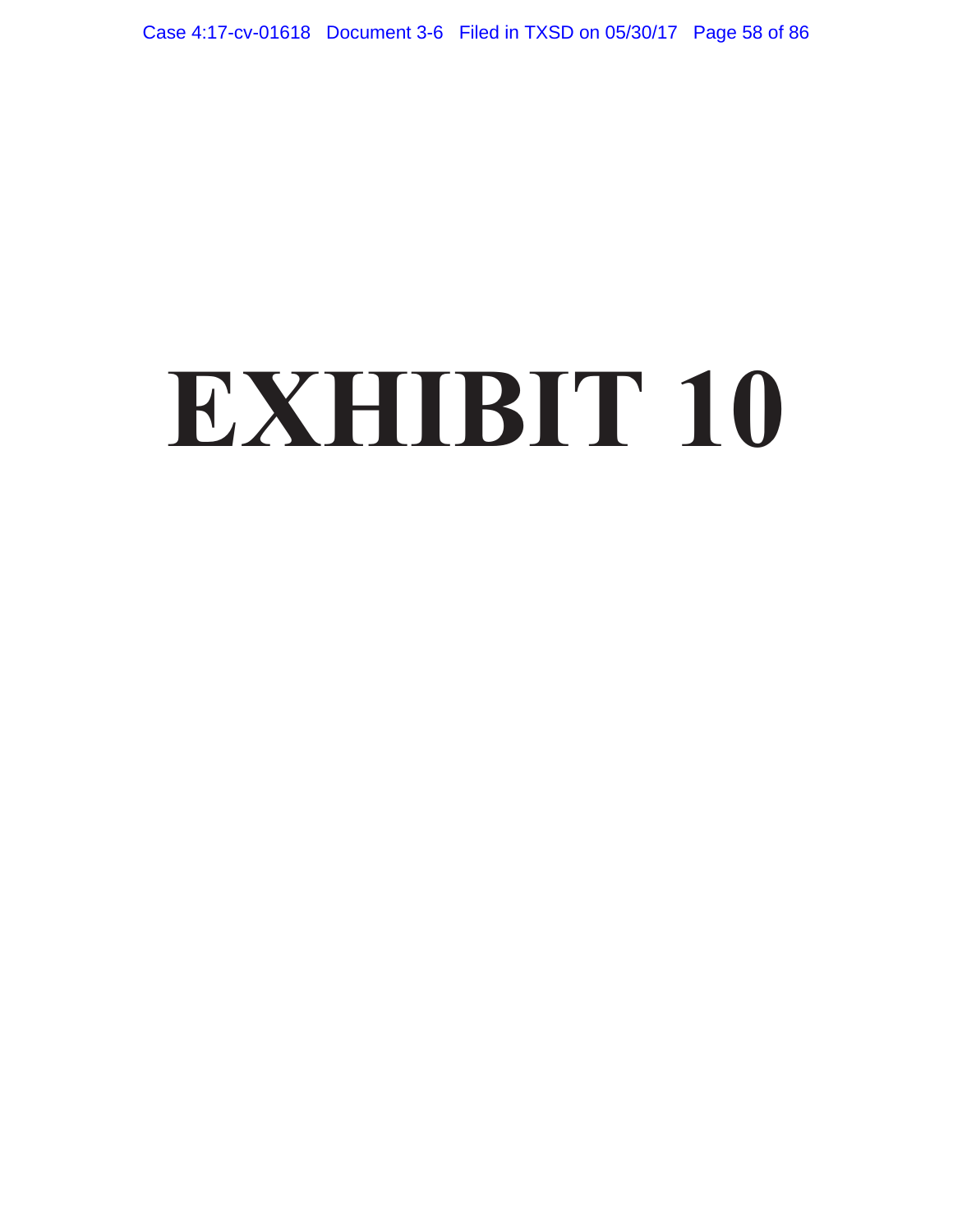# EXHIBIT 10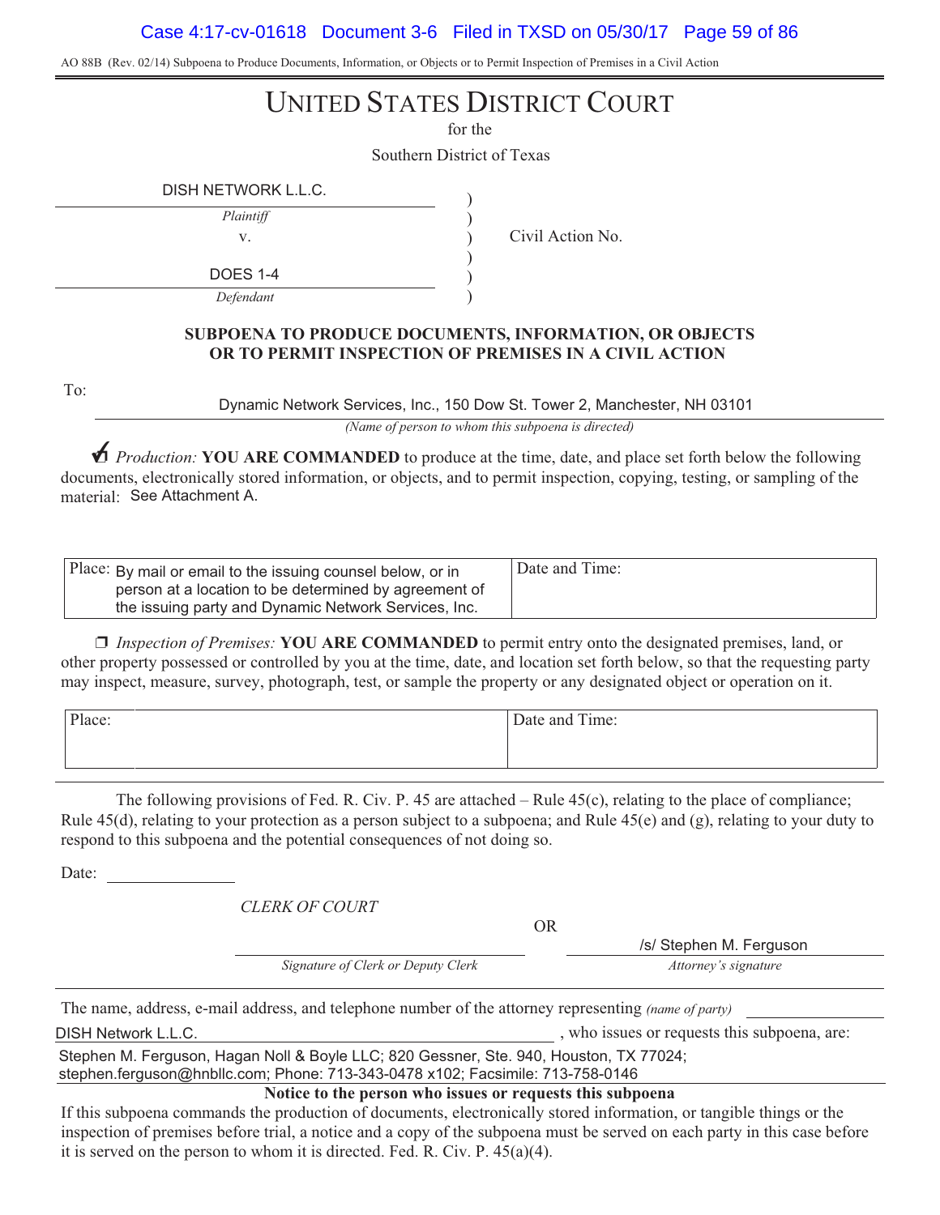AO 88B (Rev. 02/14) Subpoena to Produce Documents, Information, or Objects or to Permit Inspection of Premises in a Civil Action

# UNITED STATES DISTRICT COURT

for the

Southern District of Texas

| | | |
|---|---|---|
| DISH NETWORK L.L.C. | ) | |
| *Plaintiff* | ) | |
| v. | ) | Civil Action No. |
| | ) | |
| DOES 1-4 | ) | |
| *Defendant* | ) | |

**SUBPOENA TO PRODUCE DOCUMENTS, INFORMATION, OR OBJECTS OR TO PERMIT INSPECTION OF PREMISES IN A CIVIL ACTION**

To: Dynamic Network Services, Inc., 150 Dow St. Tower 2, Manchester, NH 03101

*(Name of person to whom this subpoena is directed)*

☑ *Production:* **YOU ARE COMMANDED** to produce at the time, date, and place set forth below the following documents, electronically stored information, or objects, and to permit inspection, copying, testing, or sampling of the material: See Attachment A.

| Place: By mail or email to the issuing counsel below, or in person at a location to be determined by agreement of the issuing party and Dynamic Network Services, Inc. | Date and Time: |
|---|---|

❒ *Inspection of Premises:* **YOU ARE COMMANDED** to permit entry onto the designated premises, land, or other property possessed or controlled by you at the time, date, and location set forth below, so that the requesting party may inspect, measure, survey, photograph, test, or sample the property or any designated object or operation on it.

| Place: | Date and Time: |
|---|---|

The following provisions of Fed. R. Civ. P. 45 are attached – Rule 45(c), relating to the place of compliance; Rule 45(d), relating to your protection as a person subject to a subpoena; and Rule 45(e) and (g), relating to your duty to respond to this subpoena and the potential consequences of not doing so.

Date: ______________

*CLERK OF COURT*

______________________________ OR /s/ Stephen M. Ferguson

*Signature of Clerk or Deputy Clerk* — *Attorney's signature*

The name, address, e-mail address, and telephone number of the attorney representing *(name of party)* DISH Network L.L.C., who issues or requests this subpoena, are:

Stephen M. Ferguson, Hagan Noll & Boyle LLC; 820 Gessner, Ste. 940, Houston, TX 77024; stephen.ferguson@hnbllc.com; Phone: 713-343-0478 x102; Facsimile: 713-758-0146

**Notice to the person who issues or requests this subpoena**

If this subpoena commands the production of documents, electronically stored information, or tangible things or the inspection of premises before trial, a notice and a copy of the subpoena must be served on each party in this case before it is served on the person to whom it is directed. Fed. R. Civ. P. 45(a)(4).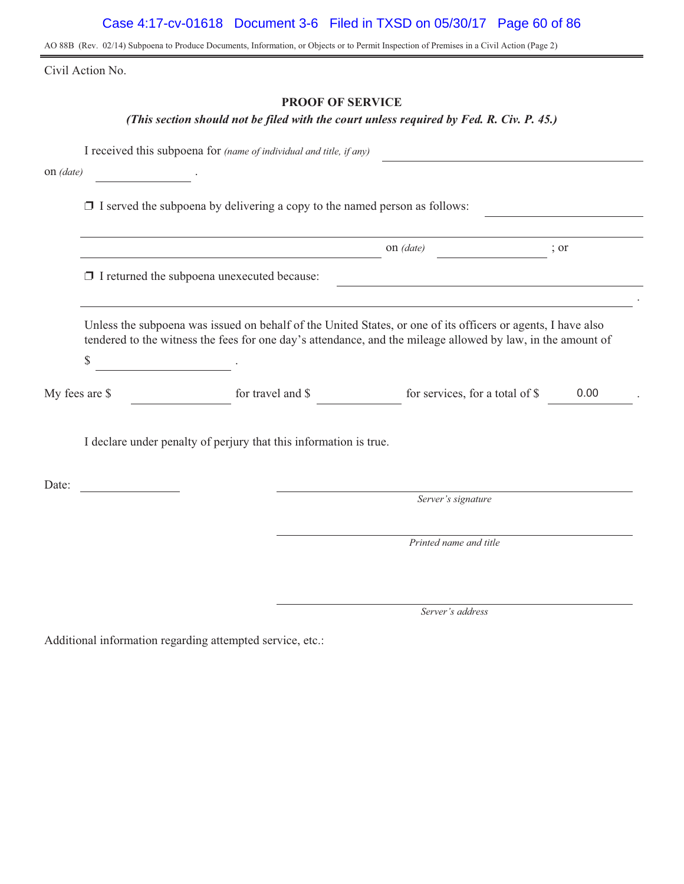AO 88B (Rev. 02/14) Subpoena to Produce Documents, Information, or Objects or to Permit Inspection of Premises in a Civil Action (Page 2)

Civil Action No.

## PROOF OF SERVICE

***(This section should not be filed with the court unless required by Fed. R. Civ. P. 45.)***

I received this subpoena for *(name of individual and title, if any)* ______________________________
on *(date)* ______________ .

❐ I served the subpoena by delivering a copy to the named person as follows: ______________________________
______________________________________________________________________
______________________________________________ on *(date)* ______________ ; or

❐ I returned the subpoena unexecuted because: ______________________________
______________________________________________________________________ .

Unless the subpoena was issued on behalf of the United States, or one of its officers or agents, I have also tendered to the witness the fees for one day's attendance, and the mileage allowed by law, in the amount of
$ ______________ .

My fees are $ ______________ for travel and $ ______________ for services, for a total of $ 0.00 .

I declare under penalty of perjury that this information is true.

Date: ______________

______________________________
*Server's signature*

______________________________
*Printed name and title*

______________________________
*Server's address*

Additional information regarding attempted service, etc.: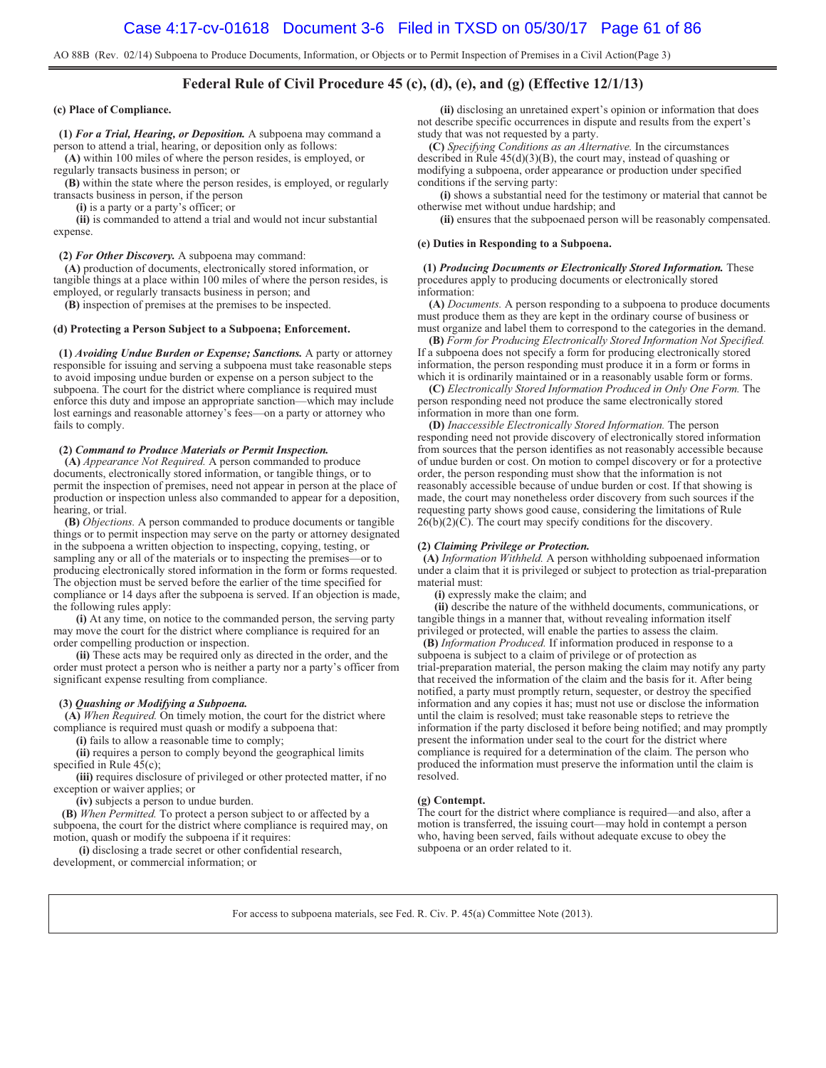AO 88B (Rev. 02/14) Subpoena to Produce Documents, Information, or Objects or to Permit Inspection of Premises in a Civil Action(Page 3)

## Federal Rule of Civil Procedure 45 (c), (d), (e), and (g) (Effective 12/1/13)

**(c) Place of Compliance.**

**(1)** ***For a Trial, Hearing, or Deposition.*** A subpoena may command a person to attend a trial, hearing, or deposition only as follows:

**(A)** within 100 miles of where the person resides, is employed, or regularly transacts business in person; or

**(B)** within the state where the person resides, is employed, or regularly transacts business in person, if the person

**(i)** is a party or a party's officer; or

**(ii)** is commanded to attend a trial and would not incur substantial expense.

**(2)** ***For Other Discovery.*** A subpoena may command:

**(A)** production of documents, electronically stored information, or tangible things at a place within 100 miles of where the person resides, is employed, or regularly transacts business in person; and

**(B)** inspection of premises at the premises to be inspected.

**(d) Protecting a Person Subject to a Subpoena; Enforcement.**

**(1)** ***Avoiding Undue Burden or Expense; Sanctions.*** A party or attorney responsible for issuing and serving a subpoena must take reasonable steps to avoid imposing undue burden or expense on a person subject to the subpoena. The court for the district where compliance is required must enforce this duty and impose an appropriate sanction—which may include lost earnings and reasonable attorney's fees—on a party or attorney who fails to comply.

**(2)** ***Command to Produce Materials or Permit Inspection.***

**(A)** *Appearance Not Required.* A person commanded to produce documents, electronically stored information, or tangible things, or to permit the inspection of premises, need not appear in person at the place of production or inspection unless also commanded to appear for a deposition, hearing, or trial.

**(B)** *Objections.* A person commanded to produce documents or tangible things or to permit inspection may serve on the party or attorney designated in the subpoena a written objection to inspecting, copying, testing, or sampling any or all of the materials or to inspecting the premises—or to producing electronically stored information in the form or forms requested. The objection must be served before the earlier of the time specified for compliance or 14 days after the subpoena is served. If an objection is made, the following rules apply:

**(i)** At any time, on notice to the commanded person, the serving party may move the court for the district where compliance is required for an order compelling production or inspection.

**(ii)** These acts may be required only as directed in the order, and the order must protect a person who is neither a party nor a party's officer from significant expense resulting from compliance.

**(3)** ***Quashing or Modifying a Subpoena.***

**(A)** *When Required.* On timely motion, the court for the district where compliance is required must quash or modify a subpoena that:

**(i)** fails to allow a reasonable time to comply;

**(ii)** requires a person to comply beyond the geographical limits specified in Rule 45(c);

**(iii)** requires disclosure of privileged or other protected matter, if no exception or waiver applies; or

**(iv)** subjects a person to undue burden.

**(B)** *When Permitted.* To protect a person subject to or affected by a subpoena, the court for the district where compliance is required may, on motion, quash or modify the subpoena if it requires:

**(i)** disclosing a trade secret or other confidential research, development, or commercial information; or

**(ii)** disclosing an unretained expert's opinion or information that does not describe specific occurrences in dispute and results from the expert's study that was not requested by a party.

**(C)** *Specifying Conditions as an Alternative.* In the circumstances described in Rule 45(d)(3)(B), the court may, instead of quashing or modifying a subpoena, order appearance or production under specified conditions if the serving party:

**(i)** shows a substantial need for the testimony or material that cannot be otherwise met without undue hardship; and

**(ii)** ensures that the subpoenaed person will be reasonably compensated.

**(e) Duties in Responding to a Subpoena.**

**(1)** ***Producing Documents or Electronically Stored Information.*** These procedures apply to producing documents or electronically stored information:

**(A)** *Documents.* A person responding to a subpoena to produce documents must produce them as they are kept in the ordinary course of business or must organize and label them to correspond to the categories in the demand.

**(B)** *Form for Producing Electronically Stored Information Not Specified.* If a subpoena does not specify a form for producing electronically stored information, the person responding must produce it in a form or forms in which it is ordinarily maintained or in a reasonably usable form or forms.

**(C)** *Electronically Stored Information Produced in Only One Form.* The person responding need not produce the same electronically stored information in more than one form.

**(D)** *Inaccessible Electronically Stored Information.* The person responding need not provide discovery of electronically stored information from sources that the person identifies as not reasonably accessible because of undue burden or cost. On motion to compel discovery or for a protective order, the person responding must show that the information is not reasonably accessible because of undue burden or cost. If that showing is made, the court may nonetheless order discovery from such sources if the requesting party shows good cause, considering the limitations of Rule 26(b)(2)(C). The court may specify conditions for the discovery.

**(2)** ***Claiming Privilege or Protection.***

**(A)** *Information Withheld.* A person withholding subpoenaed information under a claim that it is privileged or subject to protection as trial-preparation material must:

**(i)** expressly make the claim; and

**(ii)** describe the nature of the withheld documents, communications, or tangible things in a manner that, without revealing information itself privileged or protected, will enable the parties to assess the claim.

**(B)** *Information Produced.* If information produced in response to a subpoena is subject to a claim of privilege or of protection as trial-preparation material, the person making the claim may notify any party that received the information of the claim and the basis for it. After being notified, a party must promptly return, sequester, or destroy the specified information and any copies it has; must not use or disclose the information until the claim is resolved; must take reasonable steps to retrieve the information if the party disclosed it before being notified; and may promptly present the information under seal to the court for the district where compliance is required for a determination of the claim. The person who produced the information must preserve the information until the claim is resolved.

**(g) Contempt.**

The court for the district where compliance is required—and also, after a motion is transferred, the issuing court—may hold in contempt a person who, having been served, fails without adequate excuse to obey the subpoena or an order related to it.

For access to subpoena materials, see Fed. R. Civ. P. 45(a) Committee Note (2013).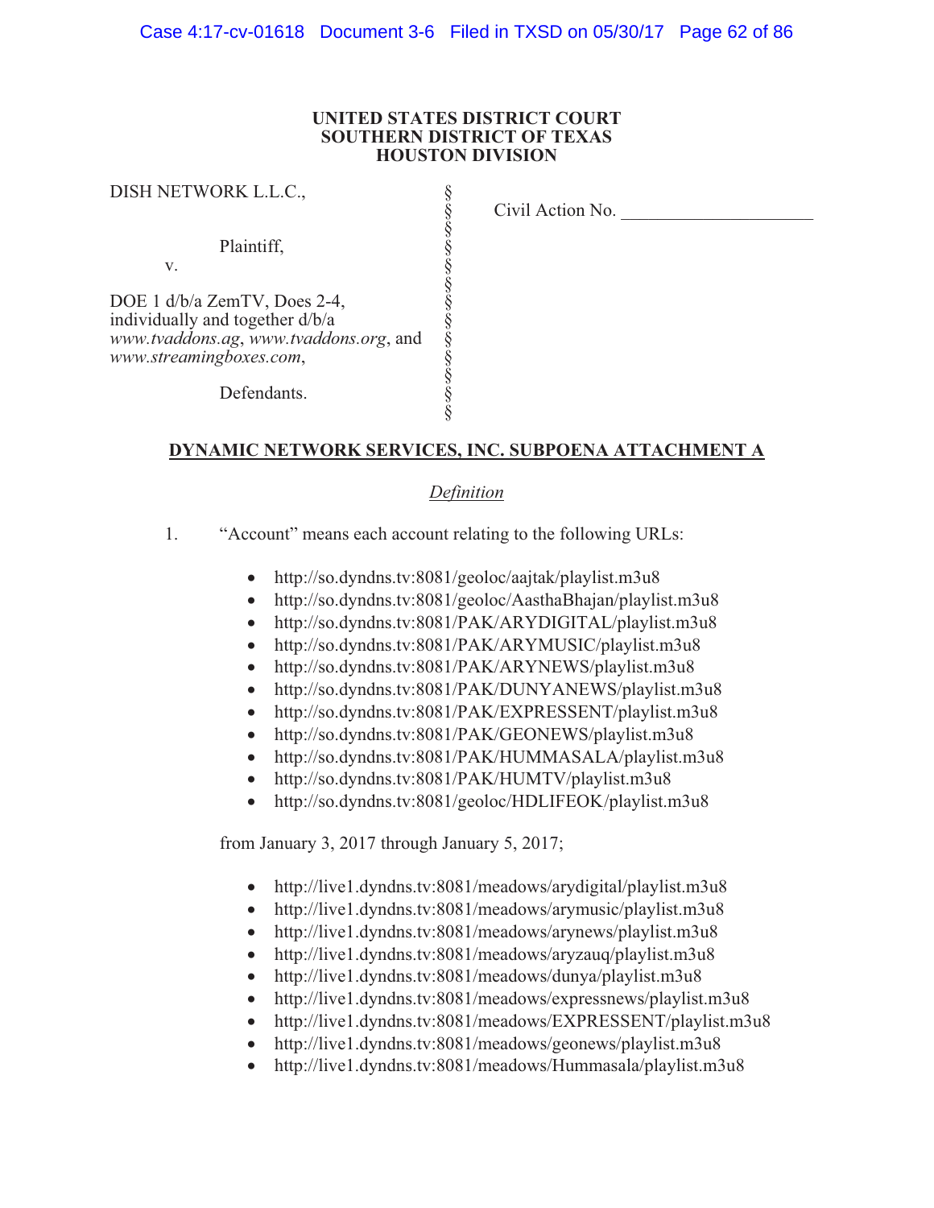**UNITED STATES DISTRICT COURT**
**SOUTHERN DISTRICT OF TEXAS**
**HOUSTON DIVISION**

| | | |
|---|---|---|
| DISH NETWORK L.L.C.,<br><br>Plaintiff,<br>v.<br><br>DOE 1 d/b/a ZemTV, Does 2-4, individually and together d/b/a *www.tvaddons.ag*, *www.tvaddons.org*, and *www.streamingboxes.com*,<br><br>Defendants. | §<br>§<br>§<br>§<br>§<br>§<br>§<br>§<br>§<br>§<br>§<br>§<br>§ | Civil Action No. ____________________ |

## DYNAMIC NETWORK SERVICES, INC. SUBPOENA ATTACHMENT A

*Definition*

1. "Account" means each account relating to the following URLs:

   - http://so.dyndns.tv:8081/geoloc/aajtak/playlist.m3u8
   - http://so.dyndns.tv:8081/geoloc/AasthaBhajan/playlist.m3u8
   - http://so.dyndns.tv:8081/PAK/ARYDIGITAL/playlist.m3u8
   - http://so.dyndns.tv:8081/PAK/ARYMUSIC/playlist.m3u8
   - http://so.dyndns.tv:8081/PAK/ARYNEWS/playlist.m3u8
   - http://so.dyndns.tv:8081/PAK/DUNYANEWS/playlist.m3u8
   - http://so.dyndns.tv:8081/PAK/EXPRESSENT/playlist.m3u8
   - http://so.dyndns.tv:8081/PAK/GEONEWS/playlist.m3u8
   - http://so.dyndns.tv:8081/PAK/HUMMASALA/playlist.m3u8
   - http://so.dyndns.tv:8081/PAK/HUMTV/playlist.m3u8
   - http://so.dyndns.tv:8081/geoloc/HDLIFEOK/playlist.m3u8

   from January 3, 2017 through January 5, 2017;

   - http://live1.dyndns.tv:8081/meadows/arydigital/playlist.m3u8
   - http://live1.dyndns.tv:8081/meadows/arymusic/playlist.m3u8
   - http://live1.dyndns.tv:8081/meadows/arynews/playlist.m3u8
   - http://live1.dyndns.tv:8081/meadows/aryzauq/playlist.m3u8
   - http://live1.dyndns.tv:8081/meadows/dunya/playlist.m3u8
   - http://live1.dyndns.tv:8081/meadows/expressnews/playlist.m3u8
   - http://live1.dyndns.tv:8081/meadows/EXPRESSENT/playlist.m3u8
   - http://live1.dyndns.tv:8081/meadows/geonews/playlist.m3u8
   - http://live1.dyndns.tv:8081/meadows/Hummasala/playlist.m3u8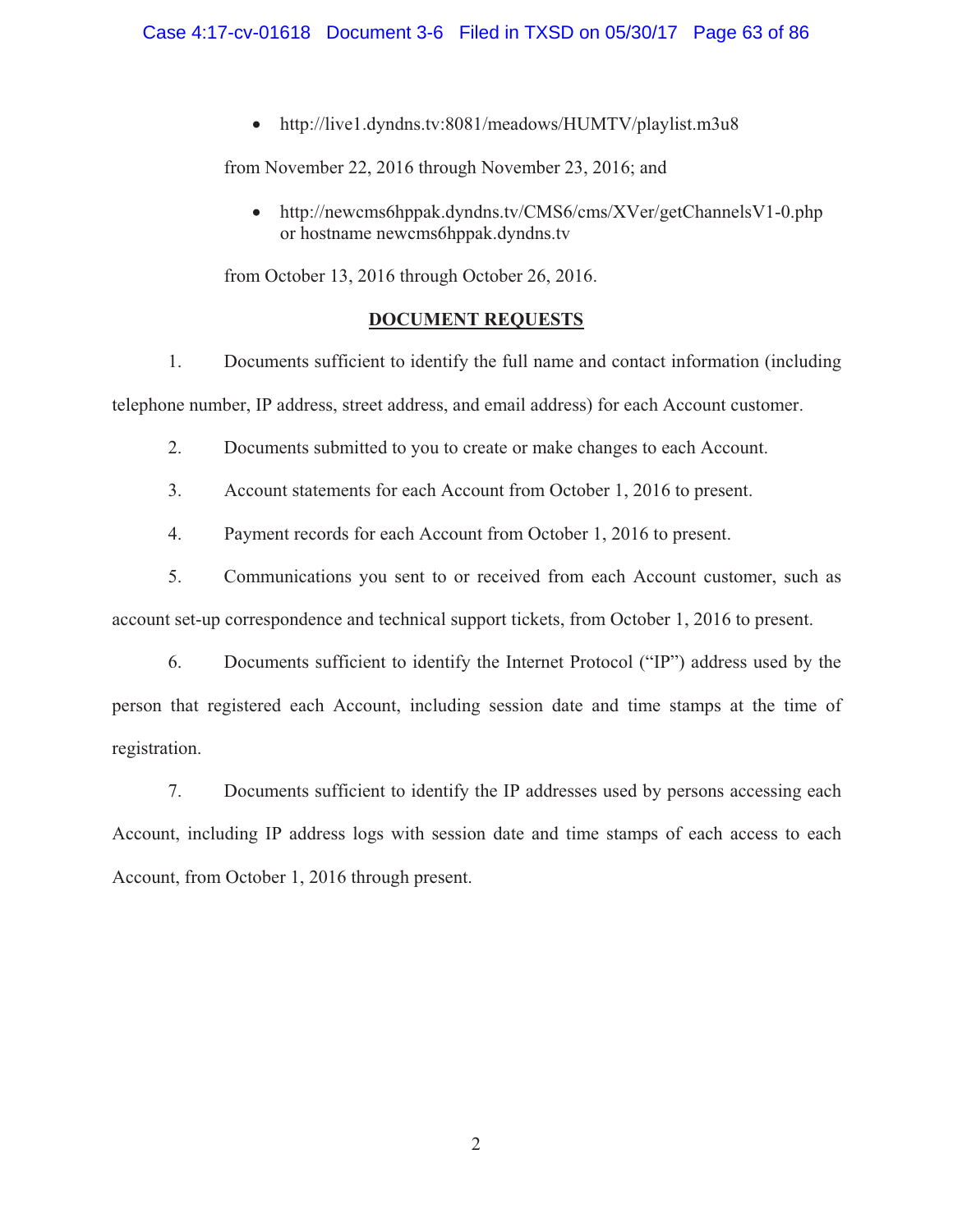- http://live1.dyndns.tv:8081/meadows/HUMTV/playlist.m3u8

from November 22, 2016 through November 23, 2016; and

- http://newcms6hppak.dyndns.tv/CMS6/cms/XVer/getChannelsV1-0.php or hostname newcms6hppak.dyndns.tv

from October 13, 2016 through October 26, 2016.

## DOCUMENT REQUESTS

1. Documents sufficient to identify the full name and contact information (including telephone number, IP address, street address, and email address) for each Account customer.

2. Documents submitted to you to create or make changes to each Account.

3. Account statements for each Account from October 1, 2016 to present.

4. Payment records for each Account from October 1, 2016 to present.

5. Communications you sent to or received from each Account customer, such as account set-up correspondence and technical support tickets, from October 1, 2016 to present.

6. Documents sufficient to identify the Internet Protocol ("IP") address used by the person that registered each Account, including session date and time stamps at the time of registration.

7. Documents sufficient to identify the IP addresses used by persons accessing each Account, including IP address logs with session date and time stamps of each access to each Account, from October 1, 2016 through present.